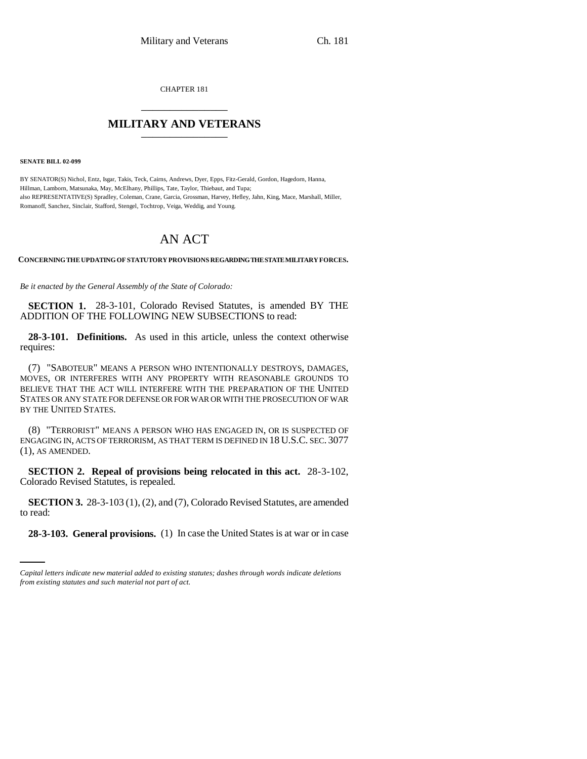CHAPTER 181

# MILITARY AND VETERANS

**SENATE BILL 02-099**

BY SENATOR(S) Nichol, Entz, Isgar, Takis, Teck, Cairns, Andrews, Dyer, Epps, Fitz-Gerald, Gordon, Hagedorn, Hanna, Hillman, Lamborn, Matsunaka, May, McElhany, Phillips, Tate, Taylor, Thiebaut, and Tupa;
also REPRESENTATIVE(S) Spradley, Coleman, Crane, Garcia, Grossman, Harvey, Hefley, Jahn, King, Mace, Marshall, Miller, Romanoff, Sanchez, Sinclair, Stafford, Stengel, Tochtrop, Veiga, Weddig, and Young.

## AN ACT

**CONCERNING THE UPDATING OF STATUTORY PROVISIONS REGARDING THE STATE MILITARY FORCES.**

*Be it enacted by the General Assembly of the State of Colorado:*

**SECTION 1.** 28-3-101, Colorado Revised Statutes, is amended BY THE ADDITION OF THE FOLLOWING NEW SUBSECTIONS to read:

**28-3-101. Definitions.** As used in this article, unless the context otherwise requires:

(7) "SABOTEUR" MEANS A PERSON WHO INTENTIONALLY DESTROYS, DAMAGES, MOVES, OR INTERFERES WITH ANY PROPERTY WITH REASONABLE GROUNDS TO BELIEVE THAT THE ACT WILL INTERFERE WITH THE PREPARATION OF THE UNITED STATES OR ANY STATE FOR DEFENSE OR FOR WAR OR WITH THE PROSECUTION OF WAR BY THE UNITED STATES.

(8) "TERRORIST" MEANS A PERSON WHO HAS ENGAGED IN, OR IS SUSPECTED OF ENGAGING IN, ACTS OF TERRORISM, AS THAT TERM IS DEFINED IN 18 U.S.C. SEC. 3077 (1), AS AMENDED.

**SECTION 2. Repeal of provisions being relocated in this act.** 28-3-102, Colorado Revised Statutes, is repealed.

**SECTION 3.** 28-3-103 (1), (2), and (7), Colorado Revised Statutes, are amended to read:

**28-3-103. General provisions.** (1) In case the United States is at war or in case

*Capital letters indicate new material added to existing statutes; dashes through words indicate deletions from existing statutes and such material not part of act.*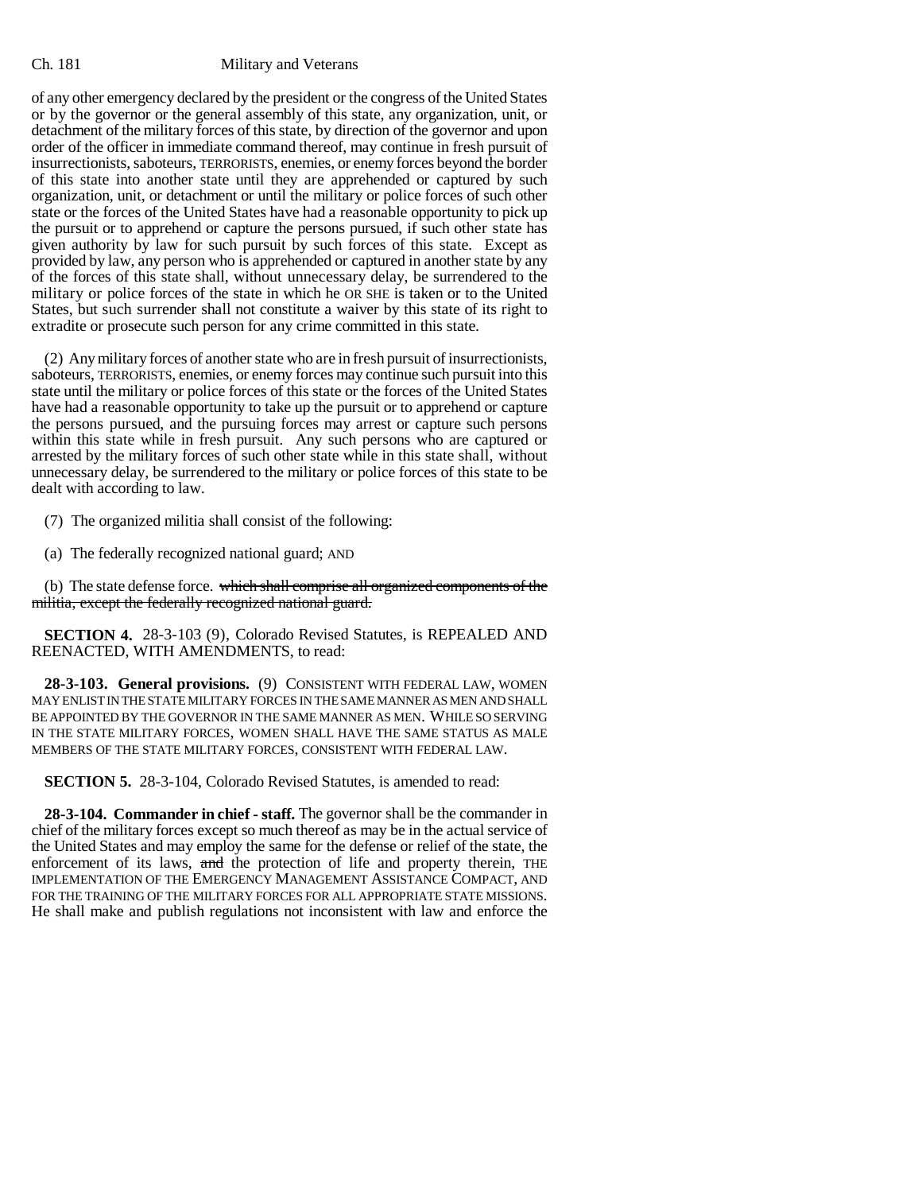of any other emergency declared by the president or the congress of the United States or by the governor or the general assembly of this state, any organization, unit, or detachment of the military forces of this state, by direction of the governor and upon order of the officer in immediate command thereof, may continue in fresh pursuit of insurrectionists, saboteurs, TERRORISTS, enemies, or enemy forces beyond the border of this state into another state until they are apprehended or captured by such organization, unit, or detachment or until the military or police forces of such other state or the forces of the United States have had a reasonable opportunity to pick up the pursuit or to apprehend or capture the persons pursued, if such other state has given authority by law for such pursuit by such forces of this state. Except as provided by law, any person who is apprehended or captured in another state by any of the forces of this state shall, without unnecessary delay, be surrendered to the military or police forces of the state in which he OR SHE is taken or to the United States, but such surrender shall not constitute a waiver by this state of its right to extradite or prosecute such person for any crime committed in this state.

(2) Any military forces of another state who are in fresh pursuit of insurrectionists, saboteurs, TERRORISTS, enemies, or enemy forces may continue such pursuit into this state until the military or police forces of this state or the forces of the United States have had a reasonable opportunity to take up the pursuit or to apprehend or capture the persons pursued, and the pursuing forces may arrest or capture such persons within this state while in fresh pursuit. Any such persons who are captured or arrested by the military forces of such other state while in this state shall, without unnecessary delay, be surrendered to the military or police forces of this state to be dealt with according to law.

(7) The organized militia shall consist of the following:

(a) The federally recognized national guard; AND

(b) The state defense force. ~~which shall comprise all organized components of the militia, except the federally recognized national guard.~~

**SECTION 4.** 28-3-103 (9), Colorado Revised Statutes, is REPEALED AND REENACTED, WITH AMENDMENTS, to read:

**28-3-103. General provisions.** (9) CONSISTENT WITH FEDERAL LAW, WOMEN MAY ENLIST IN THE STATE MILITARY FORCES IN THE SAME MANNER AS MEN AND SHALL BE APPOINTED BY THE GOVERNOR IN THE SAME MANNER AS MEN. WHILE SO SERVING IN THE STATE MILITARY FORCES, WOMEN SHALL HAVE THE SAME STATUS AS MALE MEMBERS OF THE STATE MILITARY FORCES, CONSISTENT WITH FEDERAL LAW.

**SECTION 5.** 28-3-104, Colorado Revised Statutes, is amended to read:

**28-3-104. Commander in chief - staff.** The governor shall be the commander in chief of the military forces except so much thereof as may be in the actual service of the United States and may employ the same for the defense or relief of the state, the enforcement of its laws, ~~and~~ the protection of life and property therein, THE IMPLEMENTATION OF THE EMERGENCY MANAGEMENT ASSISTANCE COMPACT, AND FOR THE TRAINING OF THE MILITARY FORCES FOR ALL APPROPRIATE STATE MISSIONS. He shall make and publish regulations not inconsistent with law and enforce the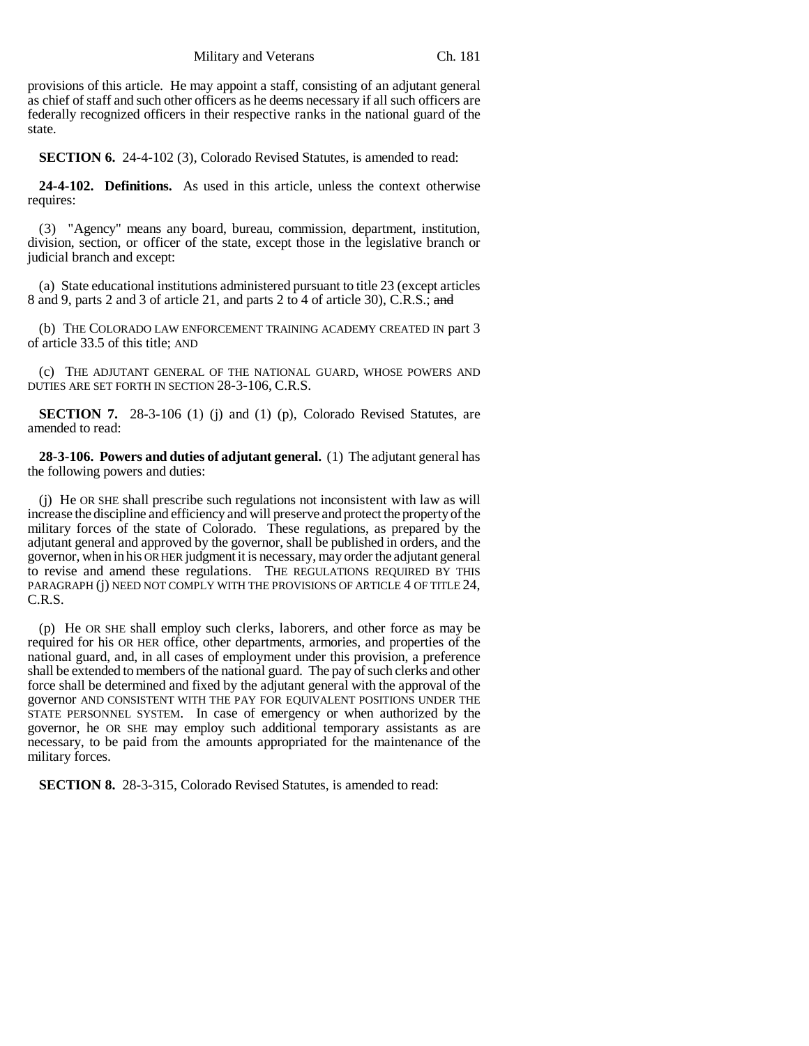provisions of this article. He may appoint a staff, consisting of an adjutant general as chief of staff and such other officers as he deems necessary if all such officers are federally recognized officers in their respective ranks in the national guard of the state.

**SECTION 6.** 24-4-102 (3), Colorado Revised Statutes, is amended to read:

**24-4-102. Definitions.** As used in this article, unless the context otherwise requires:

(3) "Agency" means any board, bureau, commission, department, institution, division, section, or officer of the state, except those in the legislative branch or judicial branch and except:

(a) State educational institutions administered pursuant to title 23 (except articles 8 and 9, parts 2 and 3 of article 21, and parts 2 to 4 of article 30), C.R.S.; ~~and~~

(b) THE COLORADO LAW ENFORCEMENT TRAINING ACADEMY CREATED IN part 3 of article 33.5 of this title; AND

(c) THE ADJUTANT GENERAL OF THE NATIONAL GUARD, WHOSE POWERS AND DUTIES ARE SET FORTH IN SECTION 28-3-106, C.R.S.

**SECTION 7.** 28-3-106 (1) (j) and (1) (p), Colorado Revised Statutes, are amended to read:

**28-3-106. Powers and duties of adjutant general.** (1) The adjutant general has the following powers and duties:

(j) He OR SHE shall prescribe such regulations not inconsistent with law as will increase the discipline and efficiency and will preserve and protect the property of the military forces of the state of Colorado. These regulations, as prepared by the adjutant general and approved by the governor, shall be published in orders, and the governor, when in his OR HER judgment it is necessary, may order the adjutant general to revise and amend these regulations. THE REGULATIONS REQUIRED BY THIS PARAGRAPH (j) NEED NOT COMPLY WITH THE PROVISIONS OF ARTICLE 4 OF TITLE 24, C.R.S.

(p) He OR SHE shall employ such clerks, laborers, and other force as may be required for his OR HER office, other departments, armories, and properties of the national guard, and, in all cases of employment under this provision, a preference shall be extended to members of the national guard. The pay of such clerks and other force shall be determined and fixed by the adjutant general with the approval of the governor AND CONSISTENT WITH THE PAY FOR EQUIVALENT POSITIONS UNDER THE STATE PERSONNEL SYSTEM. In case of emergency or when authorized by the governor, he OR SHE may employ such additional temporary assistants as are necessary, to be paid from the amounts appropriated for the maintenance of the military forces.

**SECTION 8.** 28-3-315, Colorado Revised Statutes, is amended to read: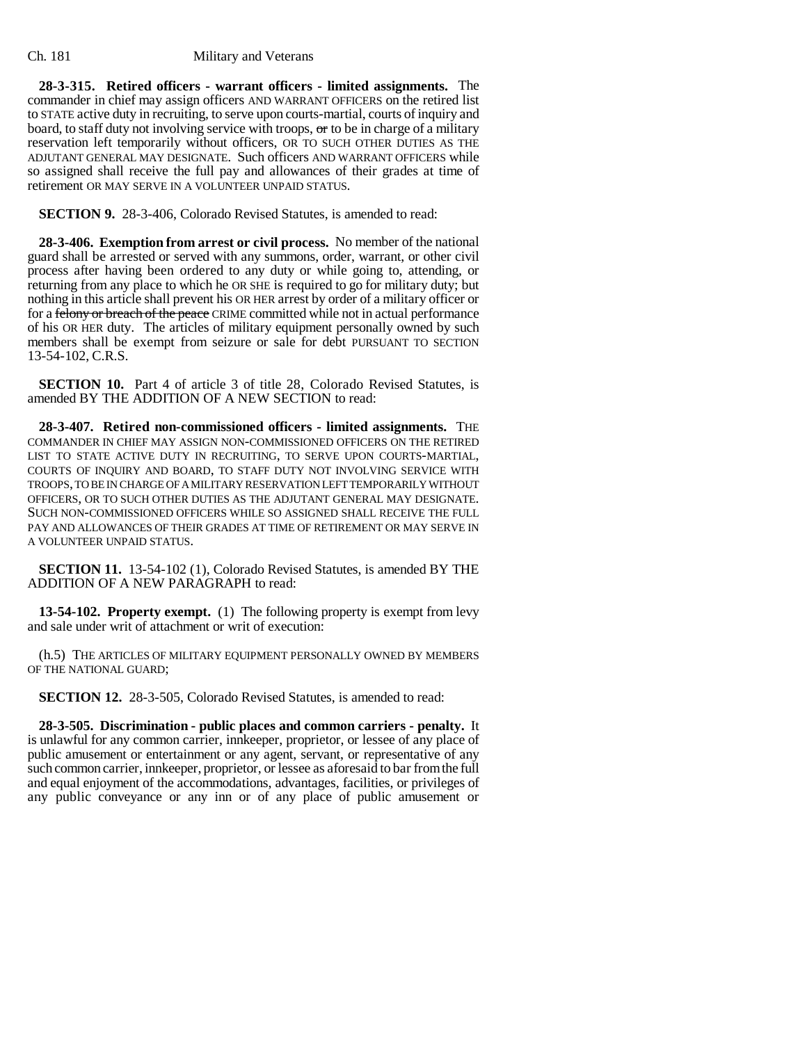**28-3-315. Retired officers - warrant officers - limited assignments.** The commander in chief may assign officers AND WARRANT OFFICERS on the retired list to STATE active duty in recruiting, to serve upon courts-martial, courts of inquiry and board, to staff duty not involving service with troops, ~~or~~ to be in charge of a military reservation left temporarily without officers, OR TO SUCH OTHER DUTIES AS THE ADJUTANT GENERAL MAY DESIGNATE. Such officers AND WARRANT OFFICERS while so assigned shall receive the full pay and allowances of their grades at time of retirement OR MAY SERVE IN A VOLUNTEER UNPAID STATUS.

**SECTION 9.** 28-3-406, Colorado Revised Statutes, is amended to read:

**28-3-406. Exemption from arrest or civil process.** No member of the national guard shall be arrested or served with any summons, order, warrant, or other civil process after having been ordered to any duty or while going to, attending, or returning from any place to which he OR SHE is required to go for military duty; but nothing in this article shall prevent his OR HER arrest by order of a military officer or for a ~~felony or breach of the peace~~ CRIME committed while not in actual performance of his OR HER duty. The articles of military equipment personally owned by such members shall be exempt from seizure or sale for debt PURSUANT TO SECTION 13-54-102, C.R.S.

**SECTION 10.** Part 4 of article 3 of title 28, Colorado Revised Statutes, is amended BY THE ADDITION OF A NEW SECTION to read:

**28-3-407. Retired non-commissioned officers - limited assignments.** THE COMMANDER IN CHIEF MAY ASSIGN NON-COMMISSIONED OFFICERS ON THE RETIRED LIST TO STATE ACTIVE DUTY IN RECRUITING, TO SERVE UPON COURTS-MARTIAL, COURTS OF INQUIRY AND BOARD, TO STAFF DUTY NOT INVOLVING SERVICE WITH TROOPS, TO BE IN CHARGE OF A MILITARY RESERVATION LEFT TEMPORARILY WITHOUT OFFICERS, OR TO SUCH OTHER DUTIES AS THE ADJUTANT GENERAL MAY DESIGNATE. SUCH NON-COMMISSIONED OFFICERS WHILE SO ASSIGNED SHALL RECEIVE THE FULL PAY AND ALLOWANCES OF THEIR GRADES AT TIME OF RETIREMENT OR MAY SERVE IN A VOLUNTEER UNPAID STATUS.

**SECTION 11.** 13-54-102 (1), Colorado Revised Statutes, is amended BY THE ADDITION OF A NEW PARAGRAPH to read:

**13-54-102. Property exempt.** (1) The following property is exempt from levy and sale under writ of attachment or writ of execution:

(h.5) THE ARTICLES OF MILITARY EQUIPMENT PERSONALLY OWNED BY MEMBERS OF THE NATIONAL GUARD;

**SECTION 12.** 28-3-505, Colorado Revised Statutes, is amended to read:

**28-3-505. Discrimination - public places and common carriers - penalty.** It is unlawful for any common carrier, innkeeper, proprietor, or lessee of any place of public amusement or entertainment or any agent, servant, or representative of any such common carrier, innkeeper, proprietor, or lessee as aforesaid to bar from the full and equal enjoyment of the accommodations, advantages, facilities, or privileges of any public conveyance or any inn or of any place of public amusement or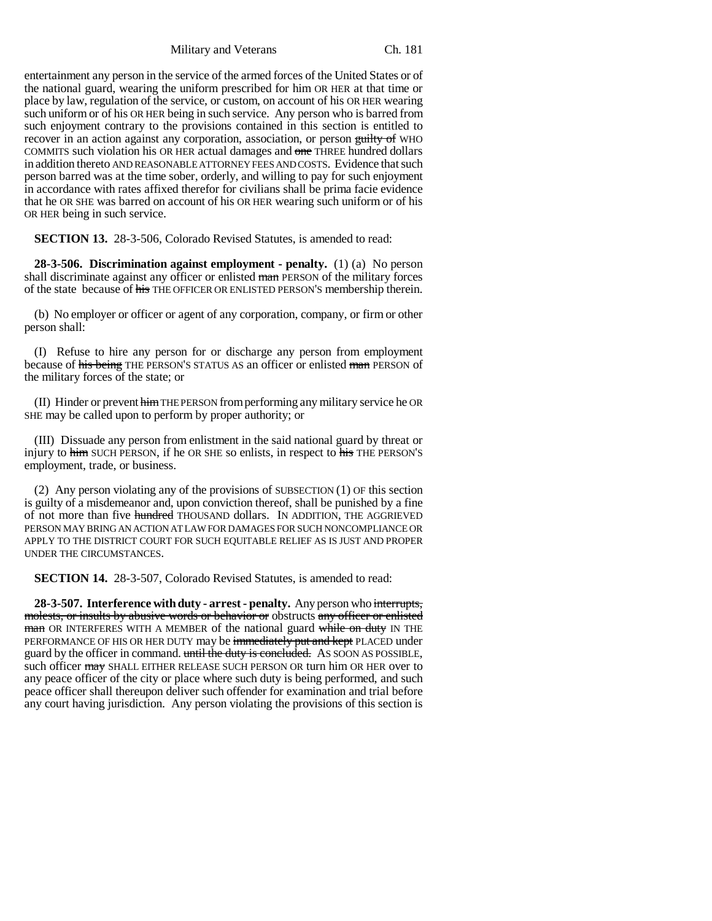entertainment any person in the service of the armed forces of the United States or of the national guard, wearing the uniform prescribed for him OR HER at that time or place by law, regulation of the service, or custom, on account of his OR HER wearing such uniform or of his OR HER being in such service. Any person who is barred from such enjoyment contrary to the provisions contained in this section is entitled to recover in an action against any corporation, association, or person ~~guilty of~~ WHO COMMITS such violation his OR HER actual damages and ~~one~~ THREE hundred dollars in addition thereto AND REASONABLE ATTORNEY FEES AND COSTS. Evidence that such person barred was at the time sober, orderly, and willing to pay for such enjoyment in accordance with rates affixed therefor for civilians shall be prima facie evidence that he OR SHE was barred on account of his OR HER wearing such uniform or of his OR HER being in such service.

**SECTION 13.** 28-3-506, Colorado Revised Statutes, is amended to read:

**28-3-506. Discrimination against employment - penalty.** (1) (a) No person shall discriminate against any officer or enlisted ~~man~~ PERSON of the military forces of the state because of ~~his~~ THE OFFICER OR ENLISTED PERSON'S membership therein.

(b) No employer or officer or agent of any corporation, company, or firm or other person shall:

(I) Refuse to hire any person for or discharge any person from employment because of ~~his being~~ THE PERSON'S STATUS AS an officer or enlisted ~~man~~ PERSON of the military forces of the state; or

(II) Hinder or prevent ~~him~~ THE PERSON from performing any military service he OR SHE may be called upon to perform by proper authority; or

(III) Dissuade any person from enlistment in the said national guard by threat or injury to ~~him~~ SUCH PERSON, if he OR SHE so enlists, in respect to ~~his~~ THE PERSON'S employment, trade, or business.

(2) Any person violating any of the provisions of SUBSECTION (1) OF this section is guilty of a misdemeanor and, upon conviction thereof, shall be punished by a fine of not more than five ~~hundred~~ THOUSAND dollars. IN ADDITION, THE AGGRIEVED PERSON MAY BRING AN ACTION AT LAW FOR DAMAGES FOR SUCH NONCOMPLIANCE OR APPLY TO THE DISTRICT COURT FOR SUCH EQUITABLE RELIEF AS IS JUST AND PROPER UNDER THE CIRCUMSTANCES.

**SECTION 14.** 28-3-507, Colorado Revised Statutes, is amended to read:

**28-3-507. Interference with duty - arrest - penalty.** Any person who ~~interrupts, molests, or insults by abusive words or behavior or~~ obstructs ~~any officer or enlisted man~~ OR INTERFERES WITH A MEMBER of the national guard ~~while on duty~~ IN THE PERFORMANCE OF HIS OR HER DUTY may be ~~immediately put and kept~~ PLACED under guard by the officer in command. ~~until the duty is concluded.~~ AS SOON AS POSSIBLE, such officer ~~may~~ SHALL EITHER RELEASE SUCH PERSON OR turn him OR HER over to any peace officer of the city or place where such duty is being performed, and such peace officer shall thereupon deliver such offender for examination and trial before any court having jurisdiction. Any person violating the provisions of this section is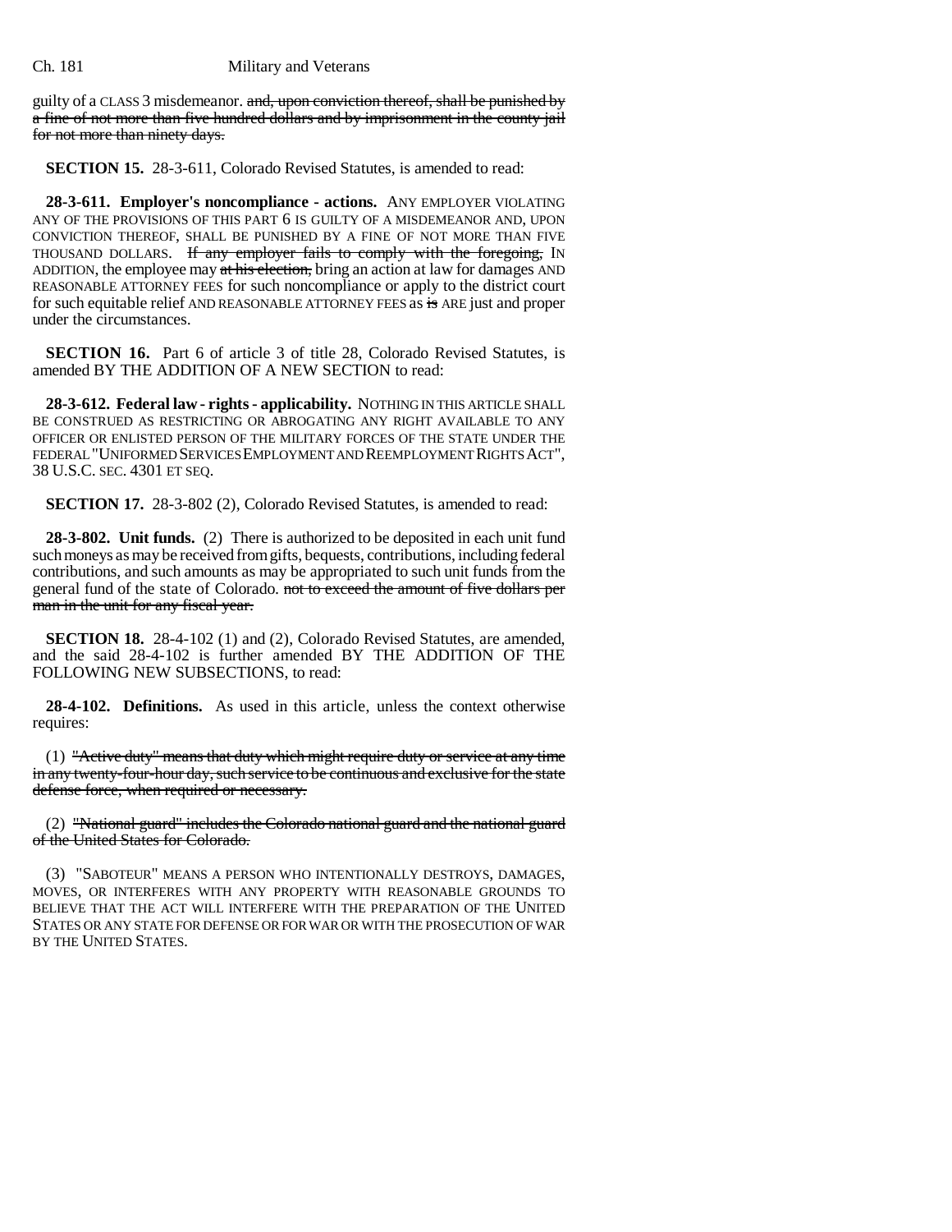guilty of a CLASS 3 misdemeanor. ~~and, upon conviction thereof, shall be punished by a fine of not more than five hundred dollars and by imprisonment in the county jail for not more than ninety days.~~

**SECTION 15.** 28-3-611, Colorado Revised Statutes, is amended to read:

**28-3-611. Employer's noncompliance - actions.** ANY EMPLOYER VIOLATING ANY OF THE PROVISIONS OF THIS PART 6 IS GUILTY OF A MISDEMEANOR AND, UPON CONVICTION THEREOF, SHALL BE PUNISHED BY A FINE OF NOT MORE THAN FIVE THOUSAND DOLLARS. ~~If any employer fails to comply with the foregoing,~~ IN ADDITION, the employee may ~~at his election,~~ bring an action at law for damages AND REASONABLE ATTORNEY FEES for such noncompliance or apply to the district court for such equitable relief AND REASONABLE ATTORNEY FEES as ~~is~~ ARE just and proper under the circumstances.

**SECTION 16.** Part 6 of article 3 of title 28, Colorado Revised Statutes, is amended BY THE ADDITION OF A NEW SECTION to read:

**28-3-612. Federal law - rights - applicability.** NOTHING IN THIS ARTICLE SHALL BE CONSTRUED AS RESTRICTING OR ABROGATING ANY RIGHT AVAILABLE TO ANY OFFICER OR ENLISTED PERSON OF THE MILITARY FORCES OF THE STATE UNDER THE FEDERAL "UNIFORMED SERVICES EMPLOYMENT AND REEMPLOYMENT RIGHTS ACT", 38 U.S.C. SEC. 4301 ET SEQ.

**SECTION 17.** 28-3-802 (2), Colorado Revised Statutes, is amended to read:

**28-3-802. Unit funds.** (2) There is authorized to be deposited in each unit fund such moneys as may be received from gifts, bequests, contributions, including federal contributions, and such amounts as may be appropriated to such unit funds from the general fund of the state of Colorado. ~~not to exceed the amount of five dollars per man in the unit for any fiscal year.~~

**SECTION 18.** 28-4-102 (1) and (2), Colorado Revised Statutes, are amended, and the said 28-4-102 is further amended BY THE ADDITION OF THE FOLLOWING NEW SUBSECTIONS, to read:

**28-4-102. Definitions.** As used in this article, unless the context otherwise requires:

(1) ~~"Active duty" means that duty which might require duty or service at any time in any twenty-four-hour day, such service to be continuous and exclusive for the state defense force, when required or necessary.~~

(2) ~~"National guard" includes the Colorado national guard and the national guard of the United States for Colorado.~~

(3) "SABOTEUR" MEANS A PERSON WHO INTENTIONALLY DESTROYS, DAMAGES, MOVES, OR INTERFERES WITH ANY PROPERTY WITH REASONABLE GROUNDS TO BELIEVE THAT THE ACT WILL INTERFERE WITH THE PREPARATION OF THE UNITED STATES OR ANY STATE FOR DEFENSE OR FOR WAR OR WITH THE PROSECUTION OF WAR BY THE UNITED STATES.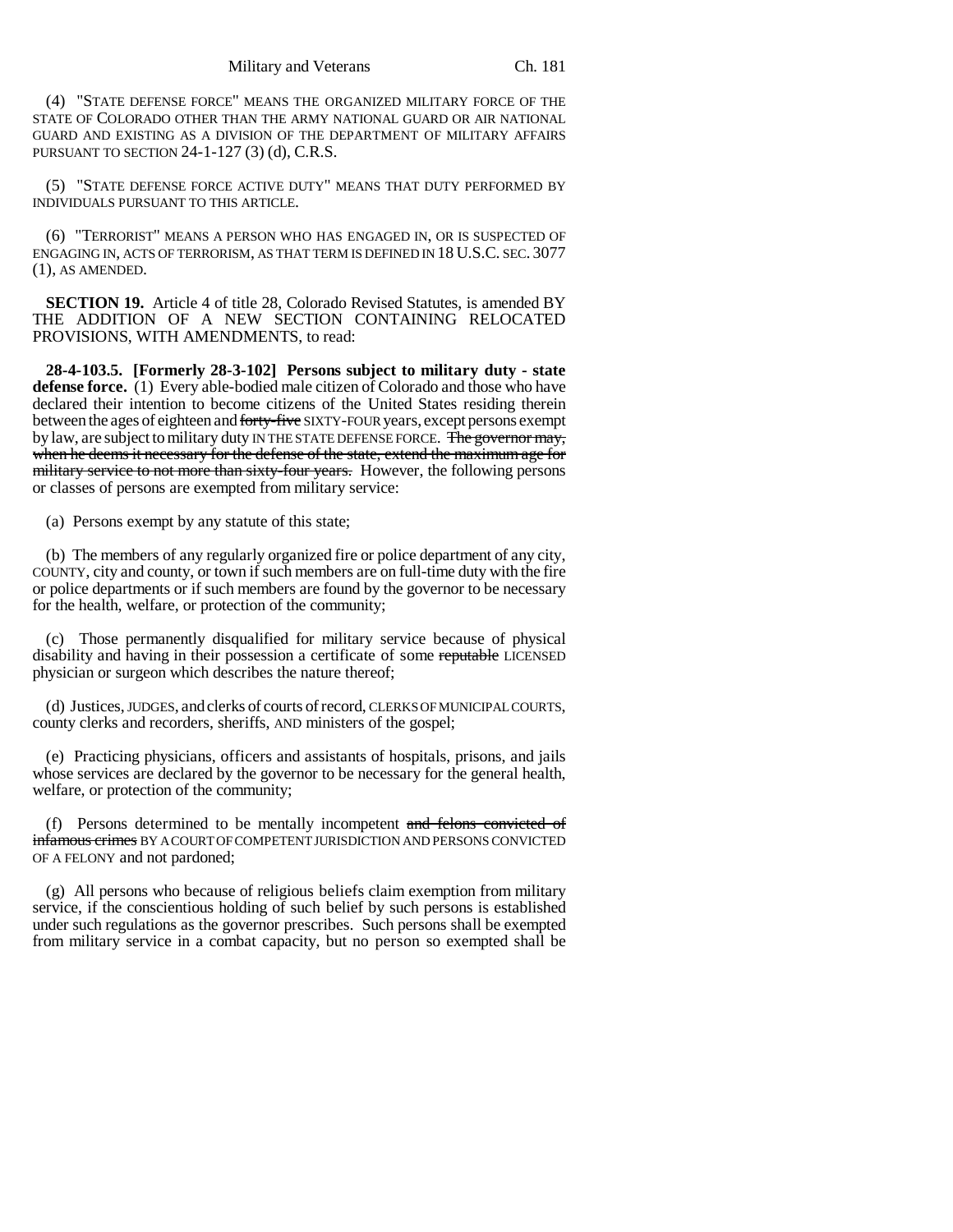(4) "STATE DEFENSE FORCE" MEANS THE ORGANIZED MILITARY FORCE OF THE STATE OF COLORADO OTHER THAN THE ARMY NATIONAL GUARD OR AIR NATIONAL GUARD AND EXISTING AS A DIVISION OF THE DEPARTMENT OF MILITARY AFFAIRS PURSUANT TO SECTION 24-1-127 (3) (d), C.R.S.

(5) "STATE DEFENSE FORCE ACTIVE DUTY" MEANS THAT DUTY PERFORMED BY INDIVIDUALS PURSUANT TO THIS ARTICLE.

(6) "TERRORIST" MEANS A PERSON WHO HAS ENGAGED IN, OR IS SUSPECTED OF ENGAGING IN, ACTS OF TERRORISM, AS THAT TERM IS DEFINED IN 18 U.S.C. SEC. 3077 (1), AS AMENDED.

**SECTION 19.** Article 4 of title 28, Colorado Revised Statutes, is amended BY THE ADDITION OF A NEW SECTION CONTAINING RELOCATED PROVISIONS, WITH AMENDMENTS, to read:

**28-4-103.5. [Formerly 28-3-102] Persons subject to military duty - state defense force.** (1) Every able-bodied male citizen of Colorado and those who have declared their intention to become citizens of the United States residing therein between the ages of eighteen and ~~forty-five~~ SIXTY-FOUR years, except persons exempt by law, are subject to military duty IN THE STATE DEFENSE FORCE. ~~The governor may, when he deems it necessary for the defense of the state, extend the maximum age for military service to not more than sixty-four years.~~ However, the following persons or classes of persons are exempted from military service:

(a) Persons exempt by any statute of this state;

(b) The members of any regularly organized fire or police department of any city, COUNTY, city and county, or town if such members are on full-time duty with the fire or police departments or if such members are found by the governor to be necessary for the health, welfare, or protection of the community;

(c) Those permanently disqualified for military service because of physical disability and having in their possession a certificate of some ~~reputable~~ LICENSED physician or surgeon which describes the nature thereof;

(d) Justices, JUDGES, and clerks of courts of record, CLERKS OF MUNICIPAL COURTS, county clerks and recorders, sheriffs, AND ministers of the gospel;

(e) Practicing physicians, officers and assistants of hospitals, prisons, and jails whose services are declared by the governor to be necessary for the general health, welfare, or protection of the community;

(f) Persons determined to be mentally incompetent ~~and felons convicted of infamous crimes~~ BY A COURT OF COMPETENT JURISDICTION AND PERSONS CONVICTED OF A FELONY and not pardoned;

(g) All persons who because of religious beliefs claim exemption from military service, if the conscientious holding of such belief by such persons is established under such regulations as the governor prescribes. Such persons shall be exempted from military service in a combat capacity, but no person so exempted shall be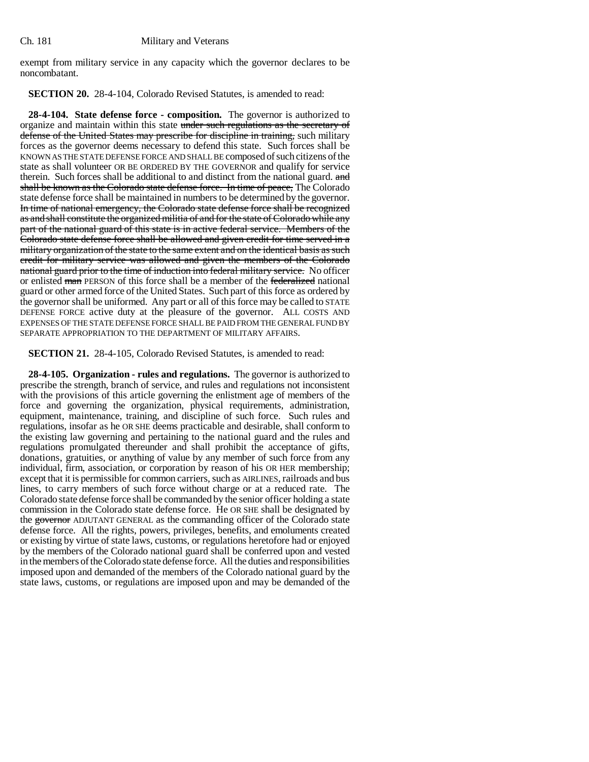exempt from military service in any capacity which the governor declares to be noncombatant.

**SECTION 20.** 28-4-104, Colorado Revised Statutes, is amended to read:

**28-4-104. State defense force - composition.** The governor is authorized to organize and maintain within this state ~~under such regulations as the secretary of defense of the United States may prescribe for discipline in training,~~ such military forces as the governor deems necessary to defend this state. Such forces shall be KNOWN AS THE STATE DEFENSE FORCE AND SHALL BE composed of such citizens of the state as shall volunteer OR BE ORDERED BY THE GOVERNOR and qualify for service therein. Such forces shall be additional to and distinct from the national guard. ~~and shall be known as the Colorado state defense force. In time of peace,~~ The Colorado state defense force shall be maintained in numbers to be determined by the governor. ~~In time of national emergency, the Colorado state defense force shall be recognized as and shall constitute the organized militia of and for the state of Colorado while any part of the national guard of this state is in active federal service. Members of the Colorado state defense force shall be allowed and given credit for time served in a military organization of the state to the same extent and on the identical basis as such credit for military service was allowed and given the members of the Colorado national guard prior to the time of induction into federal military service.~~ No officer or enlisted ~~man~~ PERSON of this force shall be a member of the ~~federalized~~ national guard or other armed force of the United States. Such part of this force as ordered by the governor shall be uniformed. Any part or all of this force may be called to STATE DEFENSE FORCE active duty at the pleasure of the governor. ALL COSTS AND EXPENSES OF THE STATE DEFENSE FORCE SHALL BE PAID FROM THE GENERAL FUND BY SEPARATE APPROPRIATION TO THE DEPARTMENT OF MILITARY AFFAIRS.

**SECTION 21.** 28-4-105, Colorado Revised Statutes, is amended to read:

**28-4-105. Organization - rules and regulations.** The governor is authorized to prescribe the strength, branch of service, and rules and regulations not inconsistent with the provisions of this article governing the enlistment age of members of the force and governing the organization, physical requirements, administration, equipment, maintenance, training, and discipline of such force. Such rules and regulations, insofar as he OR SHE deems practicable and desirable, shall conform to the existing law governing and pertaining to the national guard and the rules and regulations promulgated thereunder and shall prohibit the acceptance of gifts, donations, gratuities, or anything of value by any member of such force from any individual, firm, association, or corporation by reason of his OR HER membership; except that it is permissible for common carriers, such as AIRLINES, railroads and bus lines, to carry members of such force without charge or at a reduced rate. The Colorado state defense force shall be commanded by the senior officer holding a state commission in the Colorado state defense force. He OR SHE shall be designated by the ~~governor~~ ADJUTANT GENERAL as the commanding officer of the Colorado state defense force. All the rights, powers, privileges, benefits, and emoluments created or existing by virtue of state laws, customs, or regulations heretofore had or enjoyed by the members of the Colorado national guard shall be conferred upon and vested in the members of the Colorado state defense force. All the duties and responsibilities imposed upon and demanded of the members of the Colorado national guard by the state laws, customs, or regulations are imposed upon and may be demanded of the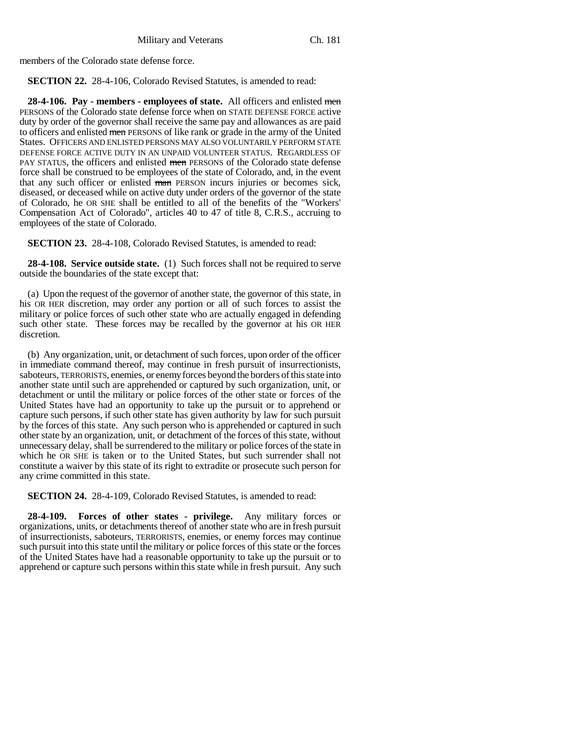members of the Colorado state defense force.

**SECTION 22.** 28-4-106, Colorado Revised Statutes, is amended to read:

**28-4-106. Pay - members - employees of state.** All officers and enlisted ~~men~~ PERSONS of the Colorado state defense force when on STATE DEFENSE FORCE active duty by order of the governor shall receive the same pay and allowances as are paid to officers and enlisted ~~men~~ PERSONS of like rank or grade in the army of the United States. OFFICERS AND ENLISTED PERSONS MAY ALSO VOLUNTARILY PERFORM STATE DEFENSE FORCE ACTIVE DUTY IN AN UNPAID VOLUNTEER STATUS. REGARDLESS OF PAY STATUS, the officers and enlisted ~~men~~ PERSONS of the Colorado state defense force shall be construed to be employees of the state of Colorado, and, in the event that any such officer or enlisted ~~man~~ PERSON incurs injuries or becomes sick, diseased, or deceased while on active duty under orders of the governor of the state of Colorado, he OR SHE shall be entitled to all of the benefits of the "Workers' Compensation Act of Colorado", articles 40 to 47 of title 8, C.R.S., accruing to employees of the state of Colorado.

**SECTION 23.** 28-4-108, Colorado Revised Statutes, is amended to read:

**28-4-108. Service outside state.** (1) Such forces shall not be required to serve outside the boundaries of the state except that:

(a) Upon the request of the governor of another state, the governor of this state, in his OR HER discretion, may order any portion or all of such forces to assist the military or police forces of such other state who are actually engaged in defending such other state. These forces may be recalled by the governor at his OR HER discretion.

(b) Any organization, unit, or detachment of such forces, upon order of the officer in immediate command thereof, may continue in fresh pursuit of insurrectionists, saboteurs, TERRORISTS, enemies, or enemy forces beyond the borders of this state into another state until such are apprehended or captured by such organization, unit, or detachment or until the military or police forces of the other state or forces of the United States have had an opportunity to take up the pursuit or to apprehend or capture such persons, if such other state has given authority by law for such pursuit by the forces of this state. Any such person who is apprehended or captured in such other state by an organization, unit, or detachment of the forces of this state, without unnecessary delay, shall be surrendered to the military or police forces of the state in which he OR SHE is taken or to the United States, but such surrender shall not constitute a waiver by this state of its right to extradite or prosecute such person for any crime committed in this state.

**SECTION 24.** 28-4-109, Colorado Revised Statutes, is amended to read:

**28-4-109. Forces of other states - privilege.** Any military forces or organizations, units, or detachments thereof of another state who are in fresh pursuit of insurrectionists, saboteurs, TERRORISTS, enemies, or enemy forces may continue such pursuit into this state until the military or police forces of this state or the forces of the United States have had a reasonable opportunity to take up the pursuit or to apprehend or capture such persons within this state while in fresh pursuit. Any such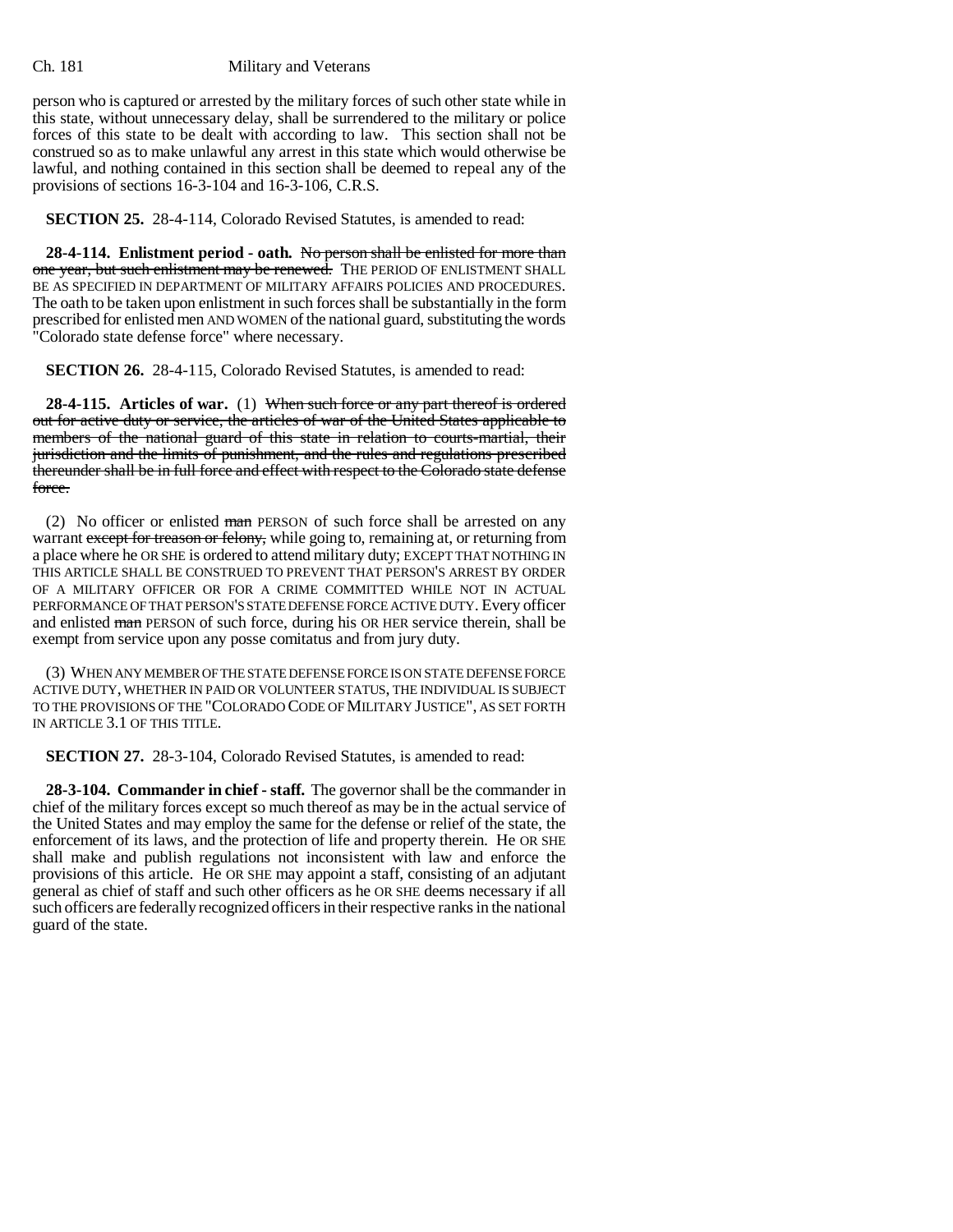person who is captured or arrested by the military forces of such other state while in this state, without unnecessary delay, shall be surrendered to the military or police forces of this state to be dealt with according to law. This section shall not be construed so as to make unlawful any arrest in this state which would otherwise be lawful, and nothing contained in this section shall be deemed to repeal any of the provisions of sections 16-3-104 and 16-3-106, C.R.S.

**SECTION 25.** 28-4-114, Colorado Revised Statutes, is amended to read:

**28-4-114. Enlistment period - oath.** ~~No person shall be enlisted for more than one year, but such enlistment may be renewed.~~ THE PERIOD OF ENLISTMENT SHALL BE AS SPECIFIED IN DEPARTMENT OF MILITARY AFFAIRS POLICIES AND PROCEDURES. The oath to be taken upon enlistment in such forces shall be substantially in the form prescribed for enlisted men AND WOMEN of the national guard, substituting the words "Colorado state defense force" where necessary.

**SECTION 26.** 28-4-115, Colorado Revised Statutes, is amended to read:

**28-4-115. Articles of war.** (1) ~~When such force or any part thereof is ordered out for active duty or service, the articles of war of the United States applicable to members of the national guard of this state in relation to courts-martial, their jurisdiction and the limits of punishment, and the rules and regulations prescribed thereunder shall be in full force and effect with respect to the Colorado state defense force.~~

(2) No officer or enlisted ~~man~~ PERSON of such force shall be arrested on any warrant ~~except for treason or felony,~~ while going to, remaining at, or returning from a place where he OR SHE is ordered to attend military duty; EXCEPT THAT NOTHING IN THIS ARTICLE SHALL BE CONSTRUED TO PREVENT THAT PERSON'S ARREST BY ORDER OF A MILITARY OFFICER OR FOR A CRIME COMMITTED WHILE NOT IN ACTUAL PERFORMANCE OF THAT PERSON'S STATE DEFENSE FORCE ACTIVE DUTY. Every officer and enlisted ~~man~~ PERSON of such force, during his OR HER service therein, shall be exempt from service upon any posse comitatus and from jury duty.

(3) WHEN ANY MEMBER OF THE STATE DEFENSE FORCE IS ON STATE DEFENSE FORCE ACTIVE DUTY, WHETHER IN PAID OR VOLUNTEER STATUS, THE INDIVIDUAL IS SUBJECT TO THE PROVISIONS OF THE "COLORADO CODE OF MILITARY JUSTICE", AS SET FORTH IN ARTICLE 3.1 OF THIS TITLE.

**SECTION 27.** 28-3-104, Colorado Revised Statutes, is amended to read:

**28-3-104. Commander in chief - staff.** The governor shall be the commander in chief of the military forces except so much thereof as may be in the actual service of the United States and may employ the same for the defense or relief of the state, the enforcement of its laws, and the protection of life and property therein. He OR SHE shall make and publish regulations not inconsistent with law and enforce the provisions of this article. He OR SHE may appoint a staff, consisting of an adjutant general as chief of staff and such other officers as he OR SHE deems necessary if all such officers are federally recognized officers in their respective ranks in the national guard of the state.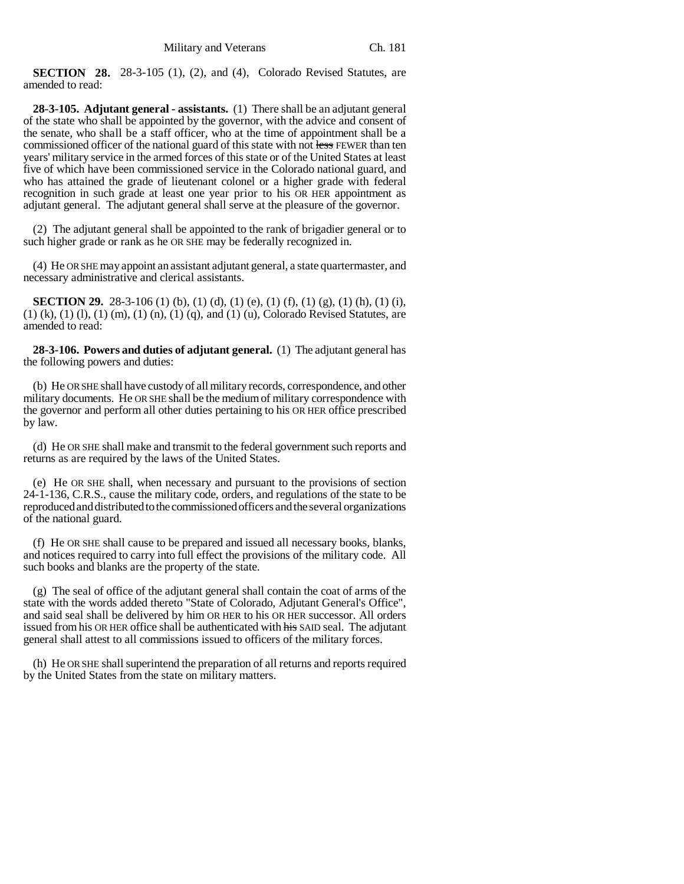**SECTION 28.** 28-3-105 (1), (2), and (4), Colorado Revised Statutes, are amended to read:

**28-3-105. Adjutant general - assistants.** (1) There shall be an adjutant general of the state who shall be appointed by the governor, with the advice and consent of the senate, who shall be a staff officer, who at the time of appointment shall be a commissioned officer of the national guard of this state with not ~~less~~ FEWER than ten years' military service in the armed forces of this state or of the United States at least five of which have been commissioned service in the Colorado national guard, and who has attained the grade of lieutenant colonel or a higher grade with federal recognition in such grade at least one year prior to his OR HER appointment as adjutant general. The adjutant general shall serve at the pleasure of the governor.

(2) The adjutant general shall be appointed to the rank of brigadier general or to such higher grade or rank as he OR SHE may be federally recognized in.

(4) He OR SHE may appoint an assistant adjutant general, a state quartermaster, and necessary administrative and clerical assistants.

**SECTION 29.** 28-3-106 (1) (b), (1) (d), (1) (e), (1) (f), (1) (g), (1) (h), (1) (i), (1) (k), (1) (l), (1) (m), (1) (n), (1) (q), and (1) (u), Colorado Revised Statutes, are amended to read:

**28-3-106. Powers and duties of adjutant general.** (1) The adjutant general has the following powers and duties:

(b) He OR SHE shall have custody of all military records, correspondence, and other military documents. He OR SHE shall be the medium of military correspondence with the governor and perform all other duties pertaining to his OR HER office prescribed by law.

(d) He OR SHE shall make and transmit to the federal government such reports and returns as are required by the laws of the United States.

(e) He OR SHE shall, when necessary and pursuant to the provisions of section 24-1-136, C.R.S., cause the military code, orders, and regulations of the state to be reproduced and distributed to the commissioned officers and the several organizations of the national guard.

(f) He OR SHE shall cause to be prepared and issued all necessary books, blanks, and notices required to carry into full effect the provisions of the military code. All such books and blanks are the property of the state.

(g) The seal of office of the adjutant general shall contain the coat of arms of the state with the words added thereto "State of Colorado, Adjutant General's Office", and said seal shall be delivered by him OR HER to his OR HER successor. All orders issued from his OR HER office shall be authenticated with ~~his~~ SAID seal. The adjutant general shall attest to all commissions issued to officers of the military forces.

(h) He OR SHE shall superintend the preparation of all returns and reports required by the United States from the state on military matters.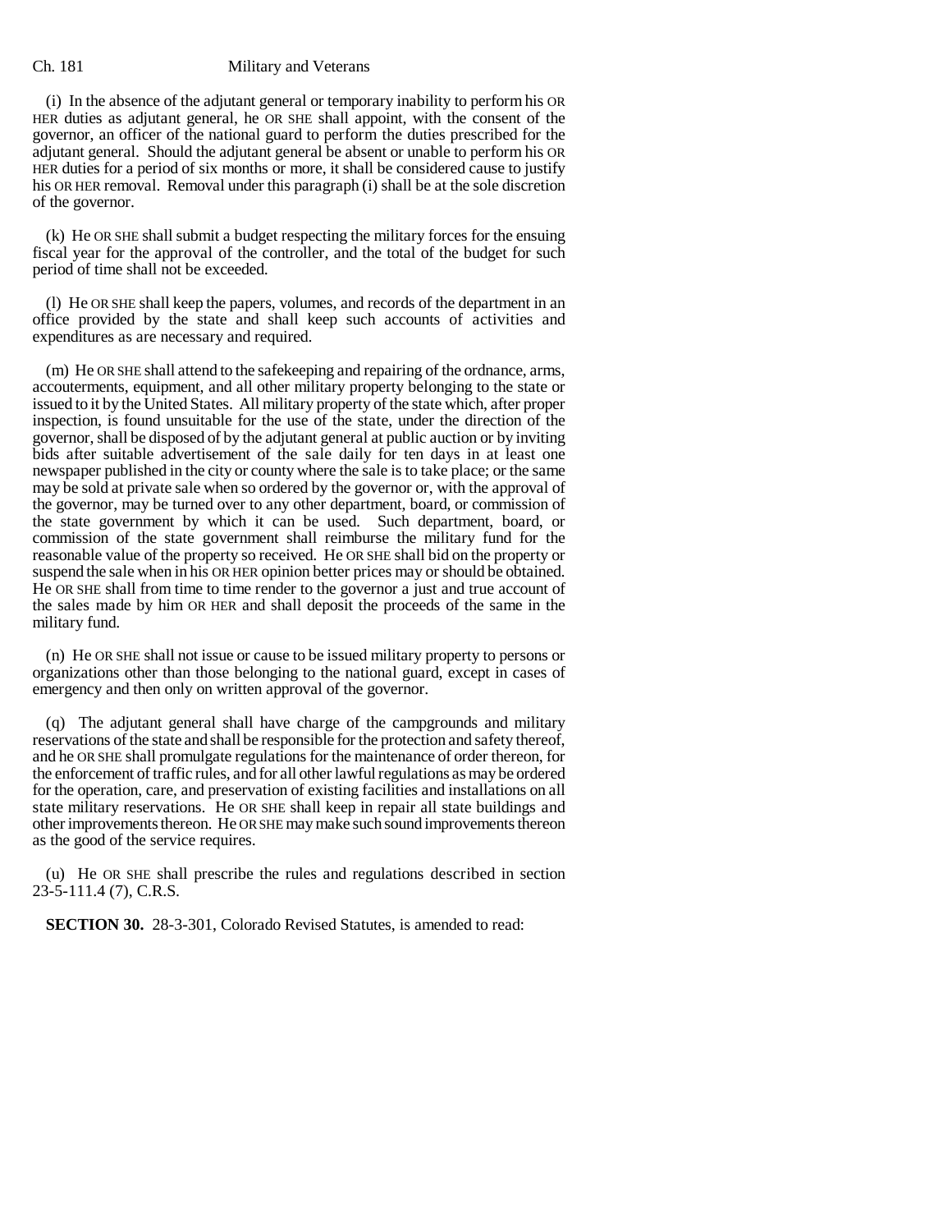(i) In the absence of the adjutant general or temporary inability to perform his OR HER duties as adjutant general, he OR SHE shall appoint, with the consent of the governor, an officer of the national guard to perform the duties prescribed for the adjutant general. Should the adjutant general be absent or unable to perform his OR HER duties for a period of six months or more, it shall be considered cause to justify his OR HER removal. Removal under this paragraph (i) shall be at the sole discretion of the governor.

(k) He OR SHE shall submit a budget respecting the military forces for the ensuing fiscal year for the approval of the controller, and the total of the budget for such period of time shall not be exceeded.

(l) He OR SHE shall keep the papers, volumes, and records of the department in an office provided by the state and shall keep such accounts of activities and expenditures as are necessary and required.

(m) He OR SHE shall attend to the safekeeping and repairing of the ordnance, arms, accouterments, equipment, and all other military property belonging to the state or issued to it by the United States. All military property of the state which, after proper inspection, is found unsuitable for the use of the state, under the direction of the governor, shall be disposed of by the adjutant general at public auction or by inviting bids after suitable advertisement of the sale daily for ten days in at least one newspaper published in the city or county where the sale is to take place; or the same may be sold at private sale when so ordered by the governor or, with the approval of the governor, may be turned over to any other department, board, or commission of the state government by which it can be used. Such department, board, or commission of the state government shall reimburse the military fund for the reasonable value of the property so received. He OR SHE shall bid on the property or suspend the sale when in his OR HER opinion better prices may or should be obtained. He OR SHE shall from time to time render to the governor a just and true account of the sales made by him OR HER and shall deposit the proceeds of the same in the military fund.

(n) He OR SHE shall not issue or cause to be issued military property to persons or organizations other than those belonging to the national guard, except in cases of emergency and then only on written approval of the governor.

(q) The adjutant general shall have charge of the campgrounds and military reservations of the state and shall be responsible for the protection and safety thereof, and he OR SHE shall promulgate regulations for the maintenance of order thereon, for the enforcement of traffic rules, and for all other lawful regulations as may be ordered for the operation, care, and preservation of existing facilities and installations on all state military reservations. He OR SHE shall keep in repair all state buildings and other improvements thereon. He OR SHE may make such sound improvements thereon as the good of the service requires.

(u) He OR SHE shall prescribe the rules and regulations described in section 23-5-111.4 (7), C.R.S.

**SECTION 30.** 28-3-301, Colorado Revised Statutes, is amended to read: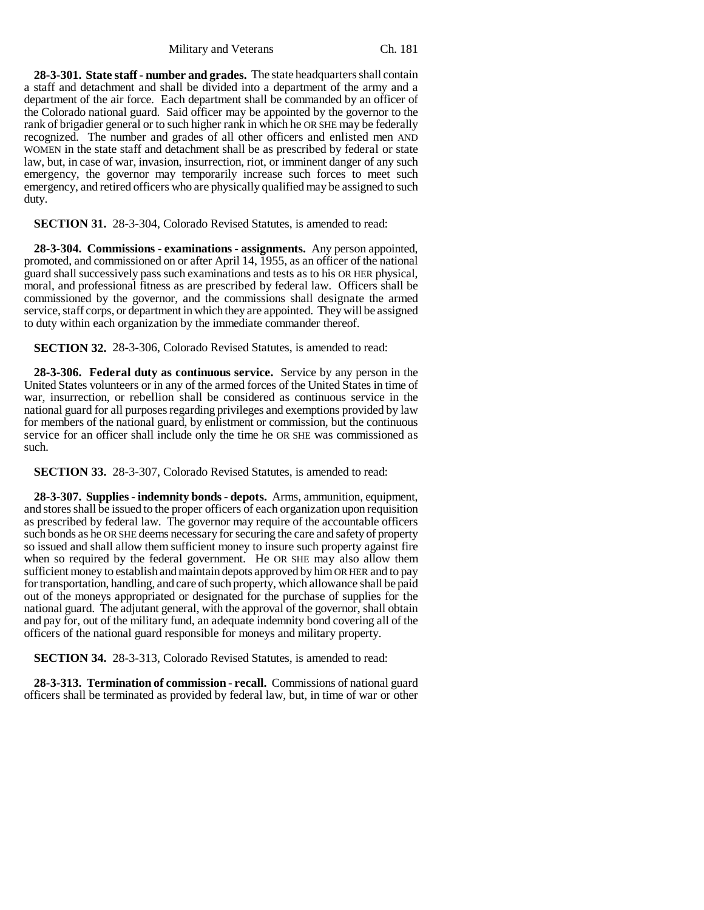**28-3-301. State staff - number and grades.** The state headquarters shall contain a staff and detachment and shall be divided into a department of the army and a department of the air force. Each department shall be commanded by an officer of the Colorado national guard. Said officer may be appointed by the governor to the rank of brigadier general or to such higher rank in which he OR SHE may be federally recognized. The number and grades of all other officers and enlisted men AND WOMEN in the state staff and detachment shall be as prescribed by federal or state law, but, in case of war, invasion, insurrection, riot, or imminent danger of any such emergency, the governor may temporarily increase such forces to meet such emergency, and retired officers who are physically qualified may be assigned to such duty.

**SECTION 31.** 28-3-304, Colorado Revised Statutes, is amended to read:

**28-3-304. Commissions - examinations - assignments.** Any person appointed, promoted, and commissioned on or after April 14, 1955, as an officer of the national guard shall successively pass such examinations and tests as to his OR HER physical, moral, and professional fitness as are prescribed by federal law. Officers shall be commissioned by the governor, and the commissions shall designate the armed service, staff corps, or department in which they are appointed. They will be assigned to duty within each organization by the immediate commander thereof.

**SECTION 32.** 28-3-306, Colorado Revised Statutes, is amended to read:

**28-3-306. Federal duty as continuous service.** Service by any person in the United States volunteers or in any of the armed forces of the United States in time of war, insurrection, or rebellion shall be considered as continuous service in the national guard for all purposes regarding privileges and exemptions provided by law for members of the national guard, by enlistment or commission, but the continuous service for an officer shall include only the time he OR SHE was commissioned as such.

**SECTION 33.** 28-3-307, Colorado Revised Statutes, is amended to read:

**28-3-307. Supplies - indemnity bonds - depots.** Arms, ammunition, equipment, and stores shall be issued to the proper officers of each organization upon requisition as prescribed by federal law. The governor may require of the accountable officers such bonds as he OR SHE deems necessary for securing the care and safety of property so issued and shall allow them sufficient money to insure such property against fire when so required by the federal government. He OR SHE may also allow them sufficient money to establish and maintain depots approved by him OR HER and to pay for transportation, handling, and care of such property, which allowance shall be paid out of the moneys appropriated or designated for the purchase of supplies for the national guard. The adjutant general, with the approval of the governor, shall obtain and pay for, out of the military fund, an adequate indemnity bond covering all of the officers of the national guard responsible for moneys and military property.

**SECTION 34.** 28-3-313, Colorado Revised Statutes, is amended to read:

**28-3-313. Termination of commission - recall.** Commissions of national guard officers shall be terminated as provided by federal law, but, in time of war or other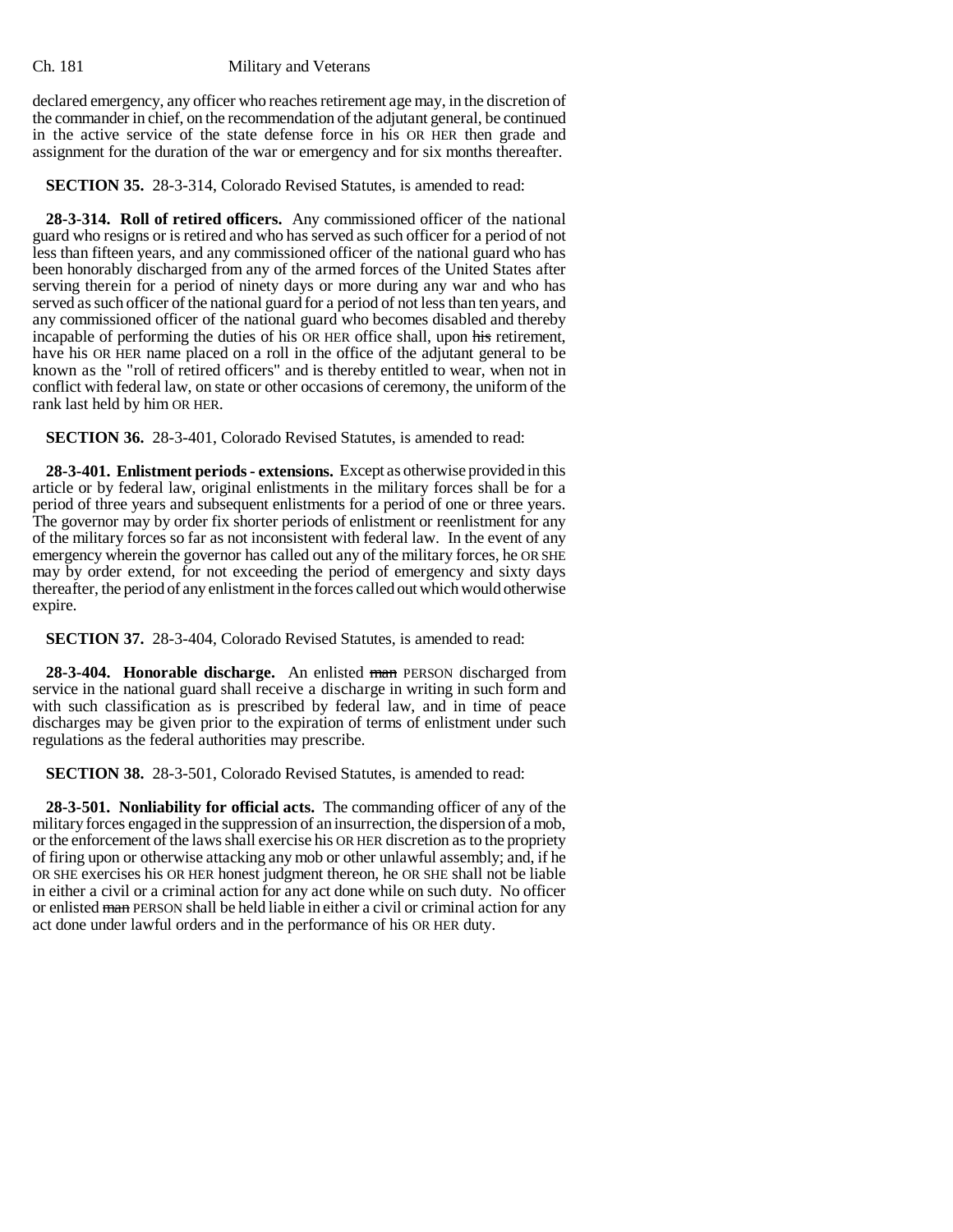declared emergency, any officer who reaches retirement age may, in the discretion of the commander in chief, on the recommendation of the adjutant general, be continued in the active service of the state defense force in his OR HER then grade and assignment for the duration of the war or emergency and for six months thereafter.

**SECTION 35.** 28-3-314, Colorado Revised Statutes, is amended to read:

**28-3-314. Roll of retired officers.** Any commissioned officer of the national guard who resigns or is retired and who has served as such officer for a period of not less than fifteen years, and any commissioned officer of the national guard who has been honorably discharged from any of the armed forces of the United States after serving therein for a period of ninety days or more during any war and who has served as such officer of the national guard for a period of not less than ten years, and any commissioned officer of the national guard who becomes disabled and thereby incapable of performing the duties of his OR HER office shall, upon ~~his~~ retirement, have his OR HER name placed on a roll in the office of the adjutant general to be known as the "roll of retired officers" and is thereby entitled to wear, when not in conflict with federal law, on state or other occasions of ceremony, the uniform of the rank last held by him OR HER.

**SECTION 36.** 28-3-401, Colorado Revised Statutes, is amended to read:

**28-3-401. Enlistment periods - extensions.** Except as otherwise provided in this article or by federal law, original enlistments in the military forces shall be for a period of three years and subsequent enlistments for a period of one or three years. The governor may by order fix shorter periods of enlistment or reenlistment for any of the military forces so far as not inconsistent with federal law. In the event of any emergency wherein the governor has called out any of the military forces, he OR SHE may by order extend, for not exceeding the period of emergency and sixty days thereafter, the period of any enlistment in the forces called out which would otherwise expire.

**SECTION 37.** 28-3-404, Colorado Revised Statutes, is amended to read:

**28-3-404. Honorable discharge.** An enlisted ~~man~~ PERSON discharged from service in the national guard shall receive a discharge in writing in such form and with such classification as is prescribed by federal law, and in time of peace discharges may be given prior to the expiration of terms of enlistment under such regulations as the federal authorities may prescribe.

**SECTION 38.** 28-3-501, Colorado Revised Statutes, is amended to read:

**28-3-501. Nonliability for official acts.** The commanding officer of any of the military forces engaged in the suppression of an insurrection, the dispersion of a mob, or the enforcement of the laws shall exercise his OR HER discretion as to the propriety of firing upon or otherwise attacking any mob or other unlawful assembly; and, if he OR SHE exercises his OR HER honest judgment thereon, he OR SHE shall not be liable in either a civil or a criminal action for any act done while on such duty. No officer or enlisted ~~man~~ PERSON shall be held liable in either a civil or criminal action for any act done under lawful orders and in the performance of his OR HER duty.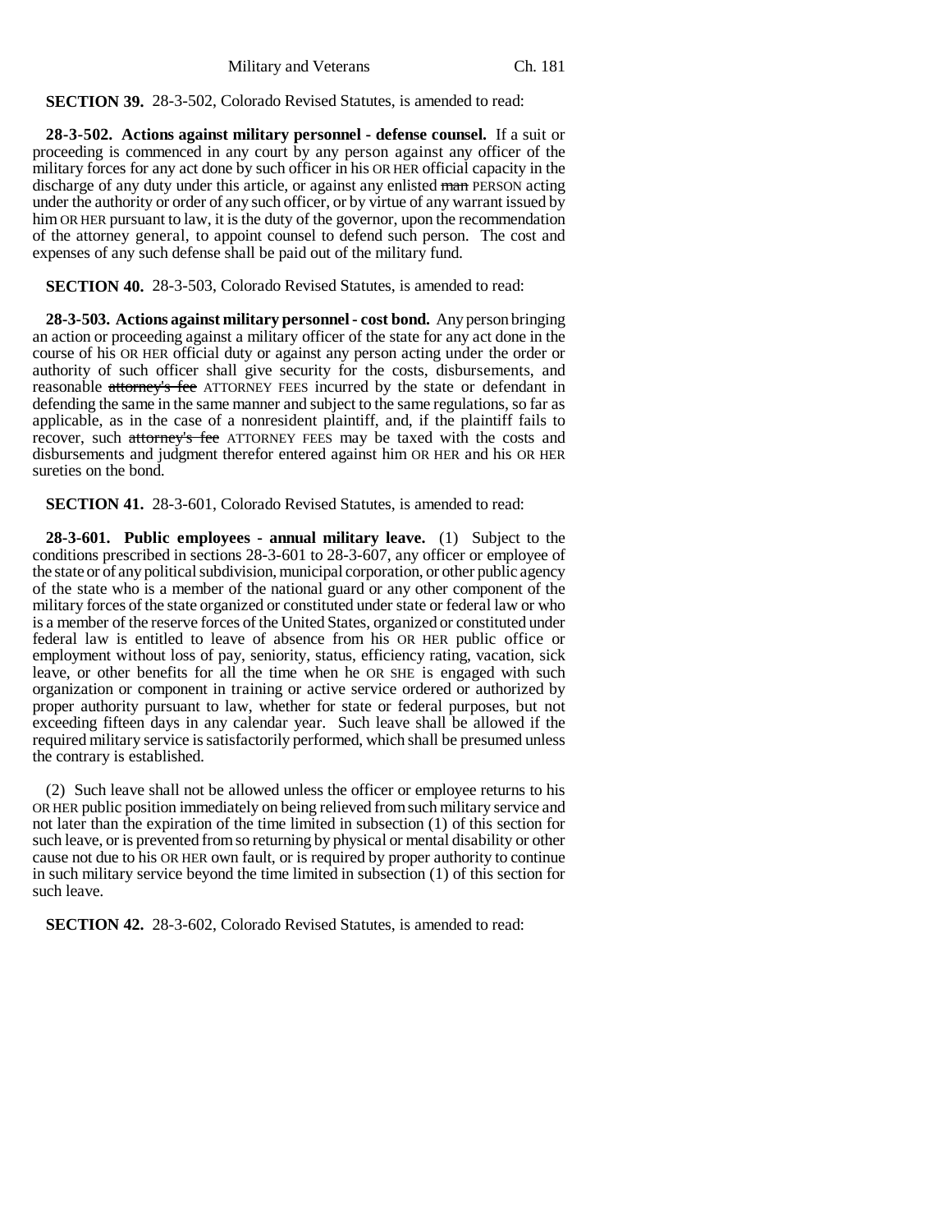**SECTION 39.** 28-3-502, Colorado Revised Statutes, is amended to read:

**28-3-502. Actions against military personnel - defense counsel.** If a suit or proceeding is commenced in any court by any person against any officer of the military forces for any act done by such officer in his OR HER official capacity in the discharge of any duty under this article, or against any enlisted ~~man~~ PERSON acting under the authority or order of any such officer, or by virtue of any warrant issued by him OR HER pursuant to law, it is the duty of the governor, upon the recommendation of the attorney general, to appoint counsel to defend such person. The cost and expenses of any such defense shall be paid out of the military fund.

**SECTION 40.** 28-3-503, Colorado Revised Statutes, is amended to read:

**28-3-503. Actions against military personnel - cost bond.** Any person bringing an action or proceeding against a military officer of the state for any act done in the course of his OR HER official duty or against any person acting under the order or authority of such officer shall give security for the costs, disbursements, and reasonable ~~attorney's fee~~ ATTORNEY FEES incurred by the state or defendant in defending the same in the same manner and subject to the same regulations, so far as applicable, as in the case of a nonresident plaintiff, and, if the plaintiff fails to recover, such ~~attorney's fee~~ ATTORNEY FEES may be taxed with the costs and disbursements and judgment therefor entered against him OR HER and his OR HER sureties on the bond.

**SECTION 41.** 28-3-601, Colorado Revised Statutes, is amended to read:

**28-3-601. Public employees - annual military leave.** (1) Subject to the conditions prescribed in sections 28-3-601 to 28-3-607, any officer or employee of the state or of any political subdivision, municipal corporation, or other public agency of the state who is a member of the national guard or any other component of the military forces of the state organized or constituted under state or federal law or who is a member of the reserve forces of the United States, organized or constituted under federal law is entitled to leave of absence from his OR HER public office or employment without loss of pay, seniority, status, efficiency rating, vacation, sick leave, or other benefits for all the time when he OR SHE is engaged with such organization or component in training or active service ordered or authorized by proper authority pursuant to law, whether for state or federal purposes, but not exceeding fifteen days in any calendar year. Such leave shall be allowed if the required military service is satisfactorily performed, which shall be presumed unless the contrary is established.

(2) Such leave shall not be allowed unless the officer or employee returns to his OR HER public position immediately on being relieved from such military service and not later than the expiration of the time limited in subsection (1) of this section for such leave, or is prevented from so returning by physical or mental disability or other cause not due to his OR HER own fault, or is required by proper authority to continue in such military service beyond the time limited in subsection (1) of this section for such leave.

**SECTION 42.** 28-3-602, Colorado Revised Statutes, is amended to read: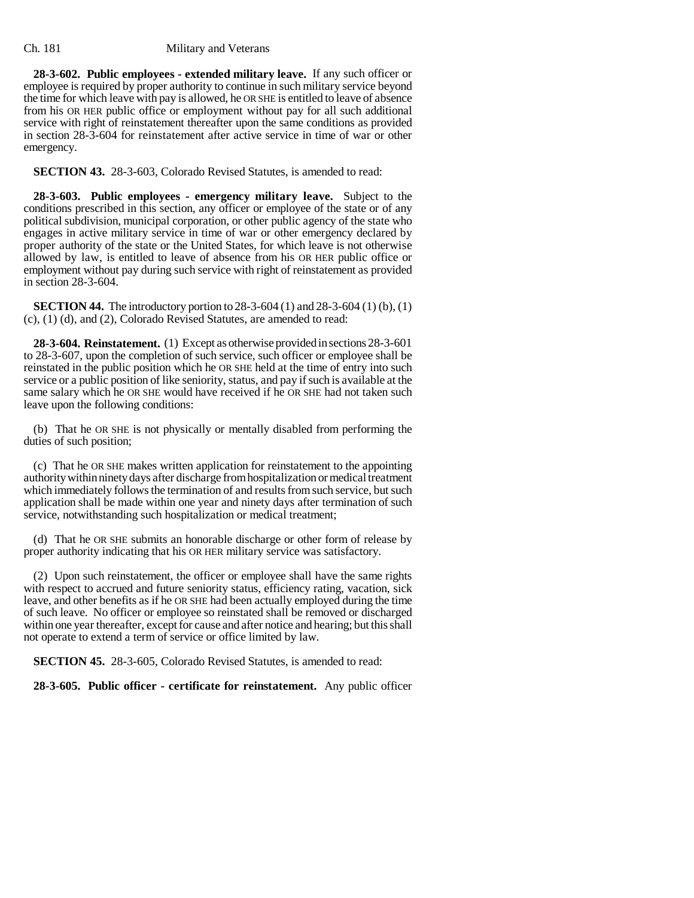**28-3-602. Public employees - extended military leave.** If any such officer or employee is required by proper authority to continue in such military service beyond the time for which leave with pay is allowed, he OR SHE is entitled to leave of absence from his OR HER public office or employment without pay for all such additional service with right of reinstatement thereafter upon the same conditions as provided in section 28-3-604 for reinstatement after active service in time of war or other emergency.

**SECTION 43.** 28-3-603, Colorado Revised Statutes, is amended to read:

**28-3-603. Public employees - emergency military leave.** Subject to the conditions prescribed in this section, any officer or employee of the state or of any political subdivision, municipal corporation, or other public agency of the state who engages in active military service in time of war or other emergency declared by proper authority of the state or the United States, for which leave is not otherwise allowed by law, is entitled to leave of absence from his OR HER public office or employment without pay during such service with right of reinstatement as provided in section 28-3-604.

**SECTION 44.** The introductory portion to 28-3-604 (1) and 28-3-604 (1) (b), (1) (c), (1) (d), and (2), Colorado Revised Statutes, are amended to read:

**28-3-604. Reinstatement.** (1) Except as otherwise provided in sections 28-3-601 to 28-3-607, upon the completion of such service, such officer or employee shall be reinstated in the public position which he OR SHE held at the time of entry into such service or a public position of like seniority, status, and pay if such is available at the same salary which he OR SHE would have received if he OR SHE had not taken such leave upon the following conditions:

(b) That he OR SHE is not physically or mentally disabled from performing the duties of such position;

(c) That he OR SHE makes written application for reinstatement to the appointing authority within ninety days after discharge from hospitalization or medical treatment which immediately follows the termination of and results from such service, but such application shall be made within one year and ninety days after termination of such service, notwithstanding such hospitalization or medical treatment;

(d) That he OR SHE submits an honorable discharge or other form of release by proper authority indicating that his OR HER military service was satisfactory.

(2) Upon such reinstatement, the officer or employee shall have the same rights with respect to accrued and future seniority status, efficiency rating, vacation, sick leave, and other benefits as if he OR SHE had been actually employed during the time of such leave. No officer or employee so reinstated shall be removed or discharged within one year thereafter, except for cause and after notice and hearing; but this shall not operate to extend a term of service or office limited by law.

**SECTION 45.** 28-3-605, Colorado Revised Statutes, is amended to read:

**28-3-605. Public officer - certificate for reinstatement.** Any public officer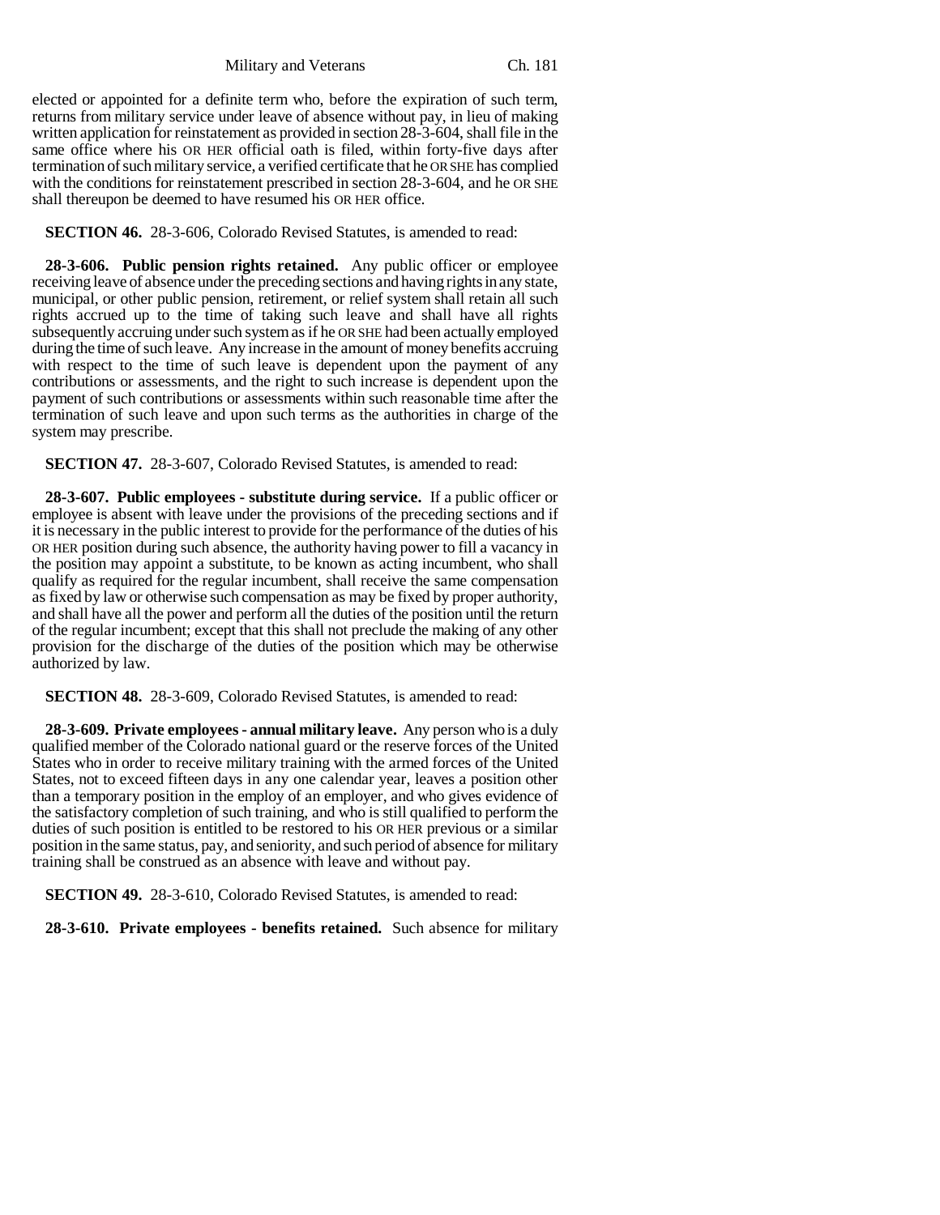elected or appointed for a definite term who, before the expiration of such term, returns from military service under leave of absence without pay, in lieu of making written application for reinstatement as provided in section 28-3-604, shall file in the same office where his OR HER official oath is filed, within forty-five days after termination of such military service, a verified certificate that he OR SHE has complied with the conditions for reinstatement prescribed in section 28-3-604, and he OR SHE shall thereupon be deemed to have resumed his OR HER office.

**SECTION 46.** 28-3-606, Colorado Revised Statutes, is amended to read:

**28-3-606. Public pension rights retained.** Any public officer or employee receiving leave of absence under the preceding sections and having rights in any state, municipal, or other public pension, retirement, or relief system shall retain all such rights accrued up to the time of taking such leave and shall have all rights subsequently accruing under such system as if he OR SHE had been actually employed during the time of such leave. Any increase in the amount of money benefits accruing with respect to the time of such leave is dependent upon the payment of any contributions or assessments, and the right to such increase is dependent upon the payment of such contributions or assessments within such reasonable time after the termination of such leave and upon such terms as the authorities in charge of the system may prescribe.

**SECTION 47.** 28-3-607, Colorado Revised Statutes, is amended to read:

**28-3-607. Public employees - substitute during service.** If a public officer or employee is absent with leave under the provisions of the preceding sections and if it is necessary in the public interest to provide for the performance of the duties of his OR HER position during such absence, the authority having power to fill a vacancy in the position may appoint a substitute, to be known as acting incumbent, who shall qualify as required for the regular incumbent, shall receive the same compensation as fixed by law or otherwise such compensation as may be fixed by proper authority, and shall have all the power and perform all the duties of the position until the return of the regular incumbent; except that this shall not preclude the making of any other provision for the discharge of the duties of the position which may be otherwise authorized by law.

**SECTION 48.** 28-3-609, Colorado Revised Statutes, is amended to read:

**28-3-609. Private employees - annual military leave.** Any person who is a duly qualified member of the Colorado national guard or the reserve forces of the United States who in order to receive military training with the armed forces of the United States, not to exceed fifteen days in any one calendar year, leaves a position other than a temporary position in the employ of an employer, and who gives evidence of the satisfactory completion of such training, and who is still qualified to perform the duties of such position is entitled to be restored to his OR HER previous or a similar position in the same status, pay, and seniority, and such period of absence for military training shall be construed as an absence with leave and without pay.

**SECTION 49.** 28-3-610, Colorado Revised Statutes, is amended to read:

**28-3-610. Private employees - benefits retained.** Such absence for military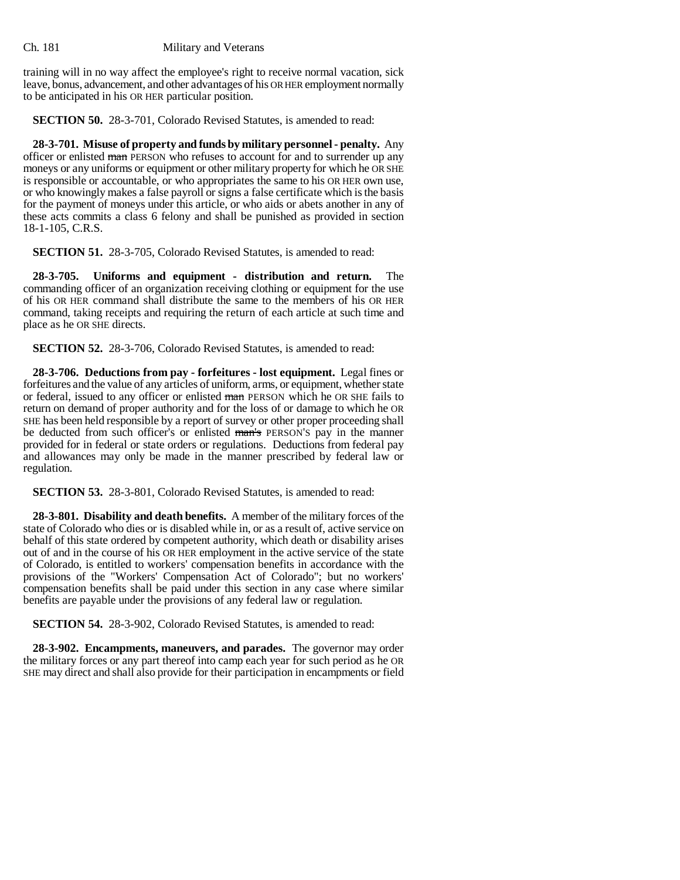training will in no way affect the employee's right to receive normal vacation, sick leave, bonus, advancement, and other advantages of his OR HER employment normally to be anticipated in his OR HER particular position.

**SECTION 50.** 28-3-701, Colorado Revised Statutes, is amended to read:

**28-3-701. Misuse of property and funds by military personnel - penalty.** Any officer or enlisted ~~man~~ PERSON who refuses to account for and to surrender up any moneys or any uniforms or equipment or other military property for which he OR SHE is responsible or accountable, or who appropriates the same to his OR HER own use, or who knowingly makes a false payroll or signs a false certificate which is the basis for the payment of moneys under this article, or who aids or abets another in any of these acts commits a class 6 felony and shall be punished as provided in section 18-1-105, C.R.S.

**SECTION 51.** 28-3-705, Colorado Revised Statutes, is amended to read:

**28-3-705. Uniforms and equipment - distribution and return.** The commanding officer of an organization receiving clothing or equipment for the use of his OR HER command shall distribute the same to the members of his OR HER command, taking receipts and requiring the return of each article at such time and place as he OR SHE directs.

**SECTION 52.** 28-3-706, Colorado Revised Statutes, is amended to read:

**28-3-706. Deductions from pay - forfeitures - lost equipment.** Legal fines or forfeitures and the value of any articles of uniform, arms, or equipment, whether state or federal, issued to any officer or enlisted ~~man~~ PERSON which he OR SHE fails to return on demand of proper authority and for the loss of or damage to which he OR SHE has been held responsible by a report of survey or other proper proceeding shall be deducted from such officer's or enlisted ~~man's~~ PERSON'S pay in the manner provided for in federal or state orders or regulations. Deductions from federal pay and allowances may only be made in the manner prescribed by federal law or regulation.

**SECTION 53.** 28-3-801, Colorado Revised Statutes, is amended to read:

**28-3-801. Disability and death benefits.** A member of the military forces of the state of Colorado who dies or is disabled while in, or as a result of, active service on behalf of this state ordered by competent authority, which death or disability arises out of and in the course of his OR HER employment in the active service of the state of Colorado, is entitled to workers' compensation benefits in accordance with the provisions of the "Workers' Compensation Act of Colorado"; but no workers' compensation benefits shall be paid under this section in any case where similar benefits are payable under the provisions of any federal law or regulation.

**SECTION 54.** 28-3-902, Colorado Revised Statutes, is amended to read:

**28-3-902. Encampments, maneuvers, and parades.** The governor may order the military forces or any part thereof into camp each year for such period as he OR SHE may direct and shall also provide for their participation in encampments or field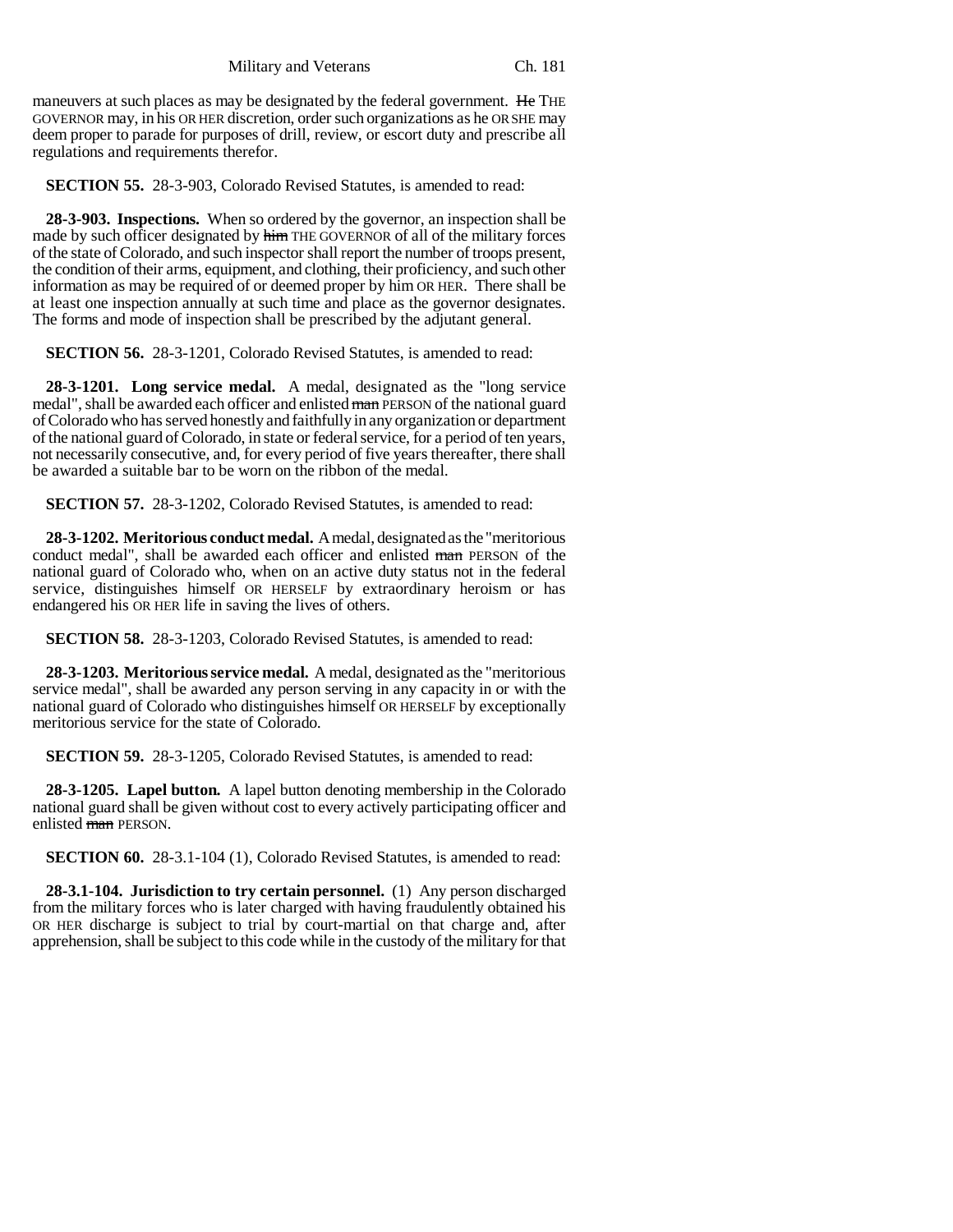maneuvers at such places as may be designated by the federal government. ~~He~~ THE GOVERNOR may, in his OR HER discretion, order such organizations as he OR SHE may deem proper to parade for purposes of drill, review, or escort duty and prescribe all regulations and requirements therefor.

**SECTION 55.** 28-3-903, Colorado Revised Statutes, is amended to read:

**28-3-903. Inspections.** When so ordered by the governor, an inspection shall be made by such officer designated by ~~him~~ THE GOVERNOR of all of the military forces of the state of Colorado, and such inspector shall report the number of troops present, the condition of their arms, equipment, and clothing, their proficiency, and such other information as may be required of or deemed proper by him OR HER. There shall be at least one inspection annually at such time and place as the governor designates. The forms and mode of inspection shall be prescribed by the adjutant general.

**SECTION 56.** 28-3-1201, Colorado Revised Statutes, is amended to read:

**28-3-1201. Long service medal.** A medal, designated as the "long service medal", shall be awarded each officer and enlisted ~~man~~ PERSON of the national guard of Colorado who has served honestly and faithfully in any organization or department of the national guard of Colorado, in state or federal service, for a period of ten years, not necessarily consecutive, and, for every period of five years thereafter, there shall be awarded a suitable bar to be worn on the ribbon of the medal.

**SECTION 57.** 28-3-1202, Colorado Revised Statutes, is amended to read:

**28-3-1202. Meritorious conduct medal.** A medal, designated as the "meritorious conduct medal", shall be awarded each officer and enlisted ~~man~~ PERSON of the national guard of Colorado who, when on an active duty status not in the federal service, distinguishes himself OR HERSELF by extraordinary heroism or has endangered his OR HER life in saving the lives of others.

**SECTION 58.** 28-3-1203, Colorado Revised Statutes, is amended to read:

**28-3-1203. Meritorious service medal.** A medal, designated as the "meritorious service medal", shall be awarded any person serving in any capacity in or with the national guard of Colorado who distinguishes himself OR HERSELF by exceptionally meritorious service for the state of Colorado.

**SECTION 59.** 28-3-1205, Colorado Revised Statutes, is amended to read:

**28-3-1205. Lapel button.** A lapel button denoting membership in the Colorado national guard shall be given without cost to every actively participating officer and enlisted ~~man~~ PERSON.

**SECTION 60.** 28-3.1-104 (1), Colorado Revised Statutes, is amended to read:

**28-3.1-104. Jurisdiction to try certain personnel.** (1) Any person discharged from the military forces who is later charged with having fraudulently obtained his OR HER discharge is subject to trial by court-martial on that charge and, after apprehension, shall be subject to this code while in the custody of the military for that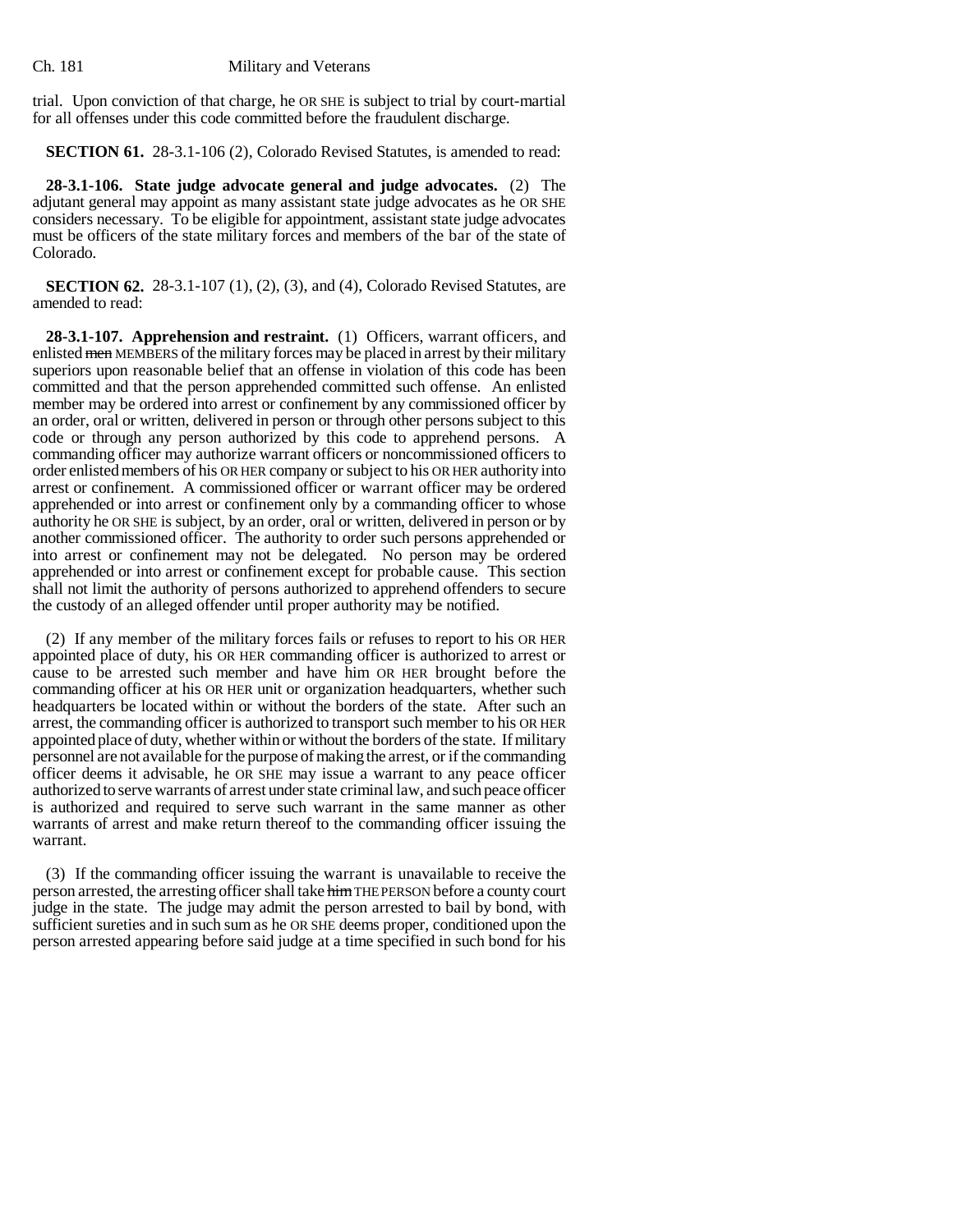trial. Upon conviction of that charge, he OR SHE is subject to trial by court-martial for all offenses under this code committed before the fraudulent discharge.

**SECTION 61.** 28-3.1-106 (2), Colorado Revised Statutes, is amended to read:

**28-3.1-106. State judge advocate general and judge advocates.** (2) The adjutant general may appoint as many assistant state judge advocates as he OR SHE considers necessary. To be eligible for appointment, assistant state judge advocates must be officers of the state military forces and members of the bar of the state of Colorado.

**SECTION 62.** 28-3.1-107 (1), (2), (3), and (4), Colorado Revised Statutes, are amended to read:

**28-3.1-107. Apprehension and restraint.** (1) Officers, warrant officers, and enlisted ~~men~~ MEMBERS of the military forces may be placed in arrest by their military superiors upon reasonable belief that an offense in violation of this code has been committed and that the person apprehended committed such offense. An enlisted member may be ordered into arrest or confinement by any commissioned officer by an order, oral or written, delivered in person or through other persons subject to this code or through any person authorized by this code to apprehend persons. A commanding officer may authorize warrant officers or noncommissioned officers to order enlisted members of his OR HER company or subject to his OR HER authority into arrest or confinement. A commissioned officer or warrant officer may be ordered apprehended or into arrest or confinement only by a commanding officer to whose authority he OR SHE is subject, by an order, oral or written, delivered in person or by another commissioned officer. The authority to order such persons apprehended or into arrest or confinement may not be delegated. No person may be ordered apprehended or into arrest or confinement except for probable cause. This section shall not limit the authority of persons authorized to apprehend offenders to secure the custody of an alleged offender until proper authority may be notified.

(2) If any member of the military forces fails or refuses to report to his OR HER appointed place of duty, his OR HER commanding officer is authorized to arrest or cause to be arrested such member and have him OR HER brought before the commanding officer at his OR HER unit or organization headquarters, whether such headquarters be located within or without the borders of the state. After such an arrest, the commanding officer is authorized to transport such member to his OR HER appointed place of duty, whether within or without the borders of the state. If military personnel are not available for the purpose of making the arrest, or if the commanding officer deems it advisable, he OR SHE may issue a warrant to any peace officer authorized to serve warrants of arrest under state criminal law, and such peace officer is authorized and required to serve such warrant in the same manner as other warrants of arrest and make return thereof to the commanding officer issuing the warrant.

(3) If the commanding officer issuing the warrant is unavailable to receive the person arrested, the arresting officer shall take ~~him~~ THE PERSON before a county court judge in the state. The judge may admit the person arrested to bail by bond, with sufficient sureties and in such sum as he OR SHE deems proper, conditioned upon the person arrested appearing before said judge at a time specified in such bond for his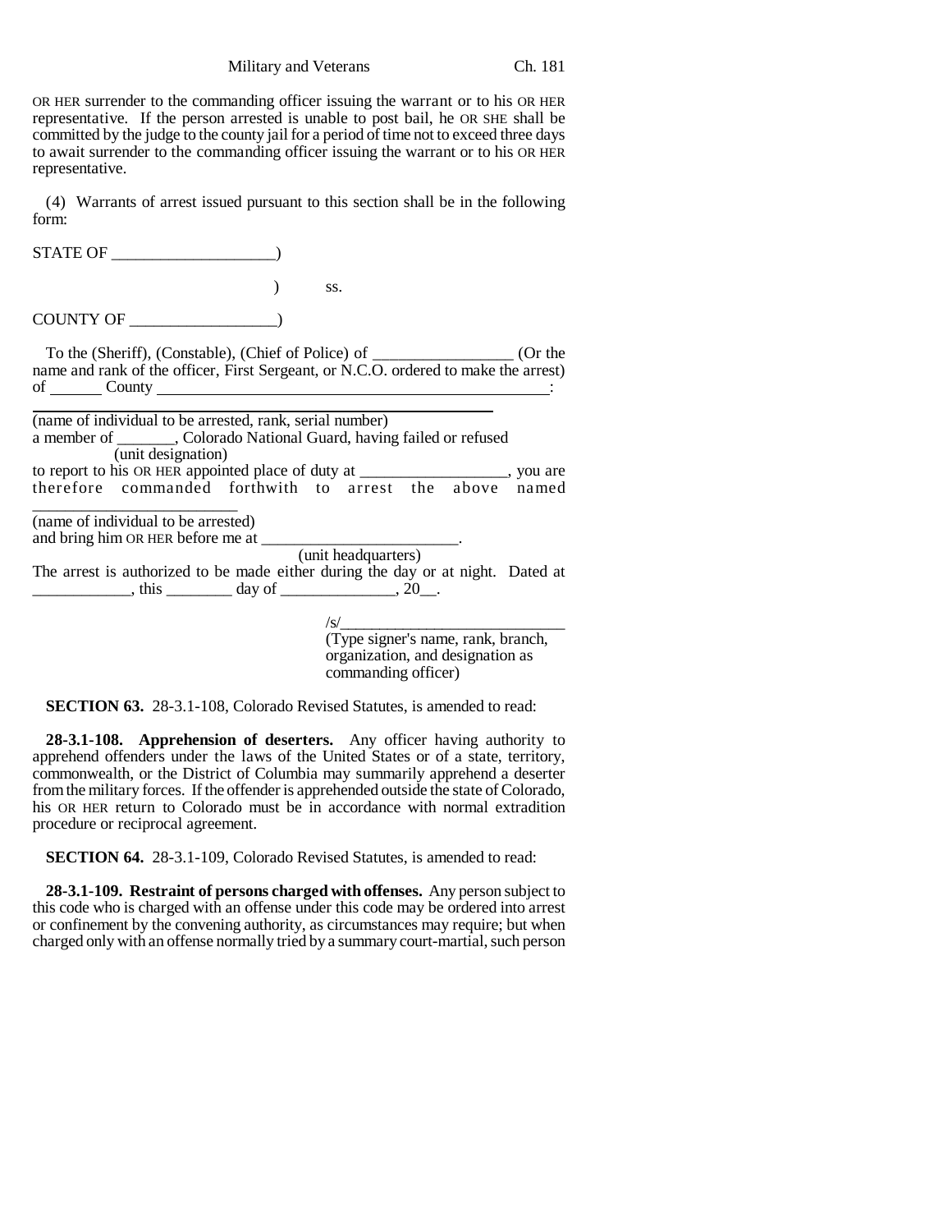OR HER surrender to the commanding officer issuing the warrant or to his OR HER representative. If the person arrested is unable to post bail, he OR SHE shall be committed by the judge to the county jail for a period of time not to exceed three days to await surrender to the commanding officer issuing the warrant or to his OR HER representative.

(4) Warrants of arrest issued pursuant to this section shall be in the following form:

STATE OF ____________________)

) ss.

COUNTY OF __________________)

To the (Sheriff), (Constable), (Chief of Police) of _________________ (Or the name and rank of the officer, First Sergeant, or N.C.O. ordered to make the arrest) of ______ County ________________________________________________:

______________________________________________________
(name of individual to be arrested, rank, serial number)
a member of _______, Colorado National Guard, having failed or refused
(unit designation)
to report to his OR HER appointed place of duty at __________________, you are therefore commanded forthwith to arrest the above named
_________________________
(name of individual to be arrested)
and bring him OR HER before me at _________________________.
(unit headquarters)
The arrest is authorized to be made either during the day or at night. Dated at ____________, this ________ day of ______________, 20__.

/s/____________________________
(Type signer's name, rank, branch, organization, and designation as commanding officer)

**SECTION 63.** 28-3.1-108, Colorado Revised Statutes, is amended to read:

**28-3.1-108. Apprehension of deserters.** Any officer having authority to apprehend offenders under the laws of the United States or of a state, territory, commonwealth, or the District of Columbia may summarily apprehend a deserter from the military forces. If the offender is apprehended outside the state of Colorado, his OR HER return to Colorado must be in accordance with normal extradition procedure or reciprocal agreement.

**SECTION 64.** 28-3.1-109, Colorado Revised Statutes, is amended to read:

**28-3.1-109. Restraint of persons charged with offenses.** Any person subject to this code who is charged with an offense under this code may be ordered into arrest or confinement by the convening authority, as circumstances may require; but when charged only with an offense normally tried by a summary court-martial, such person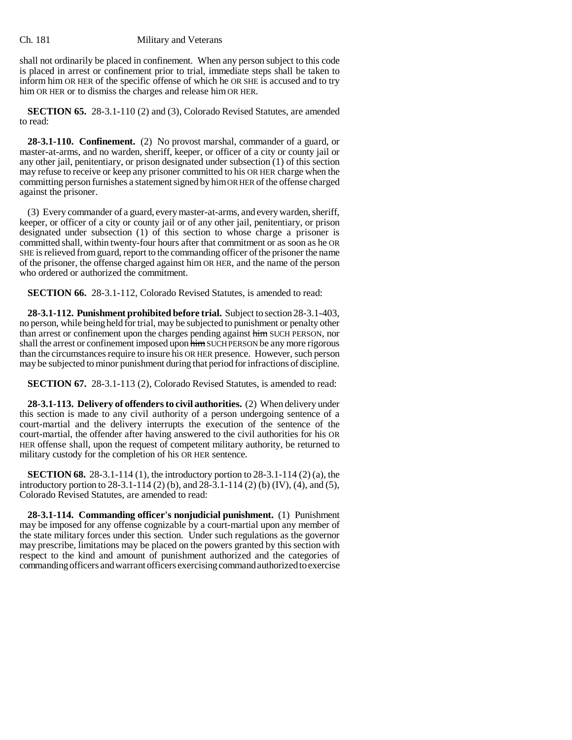shall not ordinarily be placed in confinement. When any person subject to this code is placed in arrest or confinement prior to trial, immediate steps shall be taken to inform him OR HER of the specific offense of which he OR SHE is accused and to try him OR HER or to dismiss the charges and release him OR HER.

**SECTION 65.** 28-3.1-110 (2) and (3), Colorado Revised Statutes, are amended to read:

**28-3.1-110. Confinement.** (2) No provost marshal, commander of a guard, or master-at-arms, and no warden, sheriff, keeper, or officer of a city or county jail or any other jail, penitentiary, or prison designated under subsection (1) of this section may refuse to receive or keep any prisoner committed to his OR HER charge when the committing person furnishes a statement signed by him OR HER of the offense charged against the prisoner.

(3) Every commander of a guard, every master-at-arms, and every warden, sheriff, keeper, or officer of a city or county jail or of any other jail, penitentiary, or prison designated under subsection (1) of this section to whose charge a prisoner is committed shall, within twenty-four hours after that commitment or as soon as he OR SHE is relieved from guard, report to the commanding officer of the prisoner the name of the prisoner, the offense charged against him OR HER, and the name of the person who ordered or authorized the commitment.

**SECTION 66.** 28-3.1-112, Colorado Revised Statutes, is amended to read:

**28-3.1-112. Punishment prohibited before trial.** Subject to section 28-3.1-403, no person, while being held for trial, may be subjected to punishment or penalty other than arrest or confinement upon the charges pending against ~~him~~ SUCH PERSON, nor shall the arrest or confinement imposed upon ~~him~~ SUCH PERSON be any more rigorous than the circumstances require to insure his OR HER presence. However, such person may be subjected to minor punishment during that period for infractions of discipline.

**SECTION 67.** 28-3.1-113 (2), Colorado Revised Statutes, is amended to read:

**28-3.1-113. Delivery of offenders to civil authorities.** (2) When delivery under this section is made to any civil authority of a person undergoing sentence of a court-martial and the delivery interrupts the execution of the sentence of the court-martial, the offender after having answered to the civil authorities for his OR HER offense shall, upon the request of competent military authority, be returned to military custody for the completion of his OR HER sentence.

**SECTION 68.** 28-3.1-114 (1), the introductory portion to 28-3.1-114 (2) (a), the introductory portion to 28-3.1-114 (2) (b), and 28-3.1-114 (2) (b) (IV), (4), and (5), Colorado Revised Statutes, are amended to read:

**28-3.1-114. Commanding officer's nonjudicial punishment.** (1) Punishment may be imposed for any offense cognizable by a court-martial upon any member of the state military forces under this section. Under such regulations as the governor may prescribe, limitations may be placed on the powers granted by this section with respect to the kind and amount of punishment authorized and the categories of commanding officers and warrant officers exercising command authorized to exercise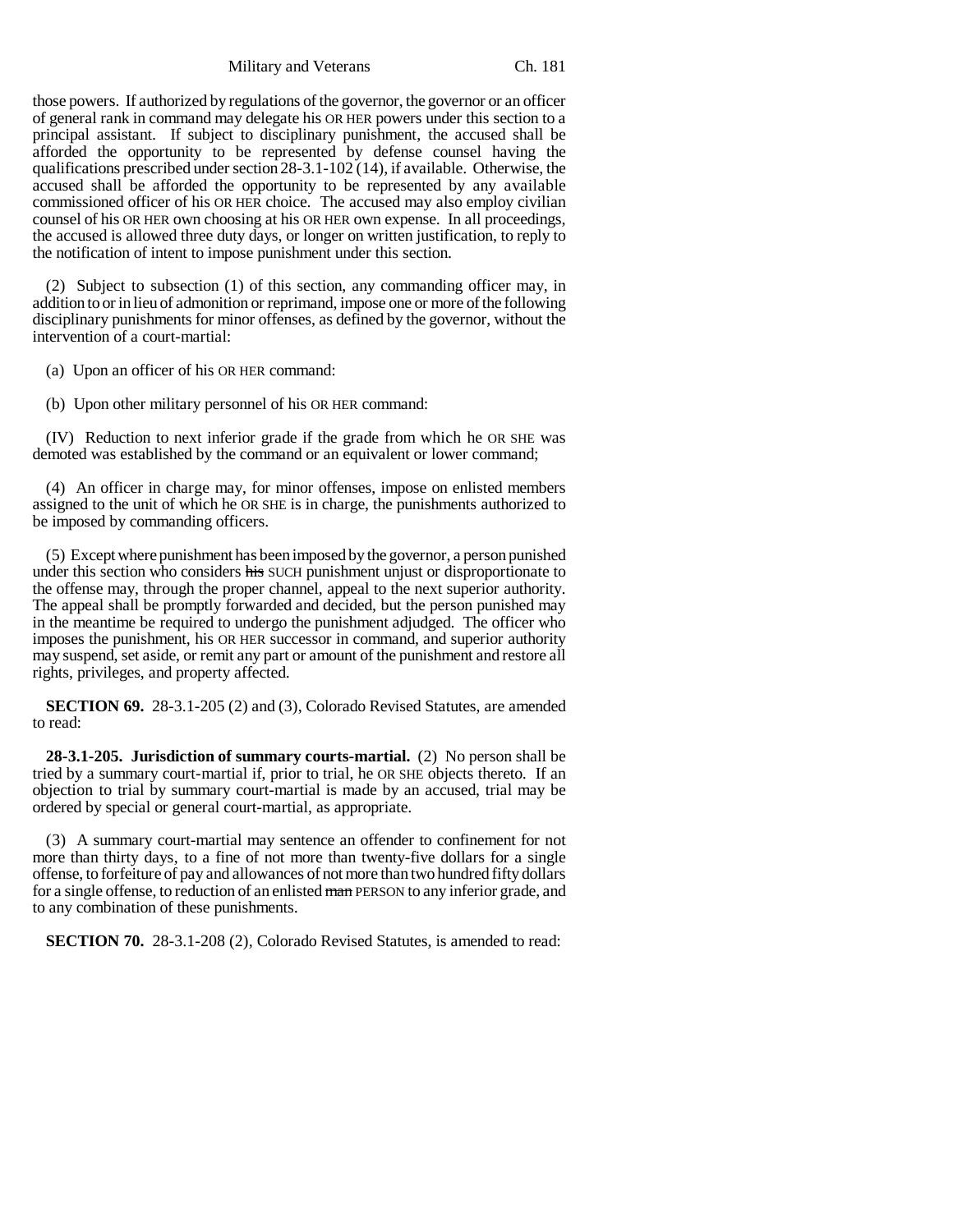those powers. If authorized by regulations of the governor, the governor or an officer of general rank in command may delegate his OR HER powers under this section to a principal assistant. If subject to disciplinary punishment, the accused shall be afforded the opportunity to be represented by defense counsel having the qualifications prescribed under section 28-3.1-102 (14), if available. Otherwise, the accused shall be afforded the opportunity to be represented by any available commissioned officer of his OR HER choice. The accused may also employ civilian counsel of his OR HER own choosing at his OR HER own expense. In all proceedings, the accused is allowed three duty days, or longer on written justification, to reply to the notification of intent to impose punishment under this section.

(2) Subject to subsection (1) of this section, any commanding officer may, in addition to or in lieu of admonition or reprimand, impose one or more of the following disciplinary punishments for minor offenses, as defined by the governor, without the intervention of a court-martial:

(a) Upon an officer of his OR HER command:

(b) Upon other military personnel of his OR HER command:

(IV) Reduction to next inferior grade if the grade from which he OR SHE was demoted was established by the command or an equivalent or lower command;

(4) An officer in charge may, for minor offenses, impose on enlisted members assigned to the unit of which he OR SHE is in charge, the punishments authorized to be imposed by commanding officers.

(5) Except where punishment has been imposed by the governor, a person punished under this section who considers ~~his~~ SUCH punishment unjust or disproportionate to the offense may, through the proper channel, appeal to the next superior authority. The appeal shall be promptly forwarded and decided, but the person punished may in the meantime be required to undergo the punishment adjudged. The officer who imposes the punishment, his OR HER successor in command, and superior authority may suspend, set aside, or remit any part or amount of the punishment and restore all rights, privileges, and property affected.

**SECTION 69.** 28-3.1-205 (2) and (3), Colorado Revised Statutes, are amended to read:

**28-3.1-205. Jurisdiction of summary courts-martial.** (2) No person shall be tried by a summary court-martial if, prior to trial, he OR SHE objects thereto. If an objection to trial by summary court-martial is made by an accused, trial may be ordered by special or general court-martial, as appropriate.

(3) A summary court-martial may sentence an offender to confinement for not more than thirty days, to a fine of not more than twenty-five dollars for a single offense, to forfeiture of pay and allowances of not more than two hundred fifty dollars for a single offense, to reduction of an enlisted ~~man~~ PERSON to any inferior grade, and to any combination of these punishments.

**SECTION 70.** 28-3.1-208 (2), Colorado Revised Statutes, is amended to read: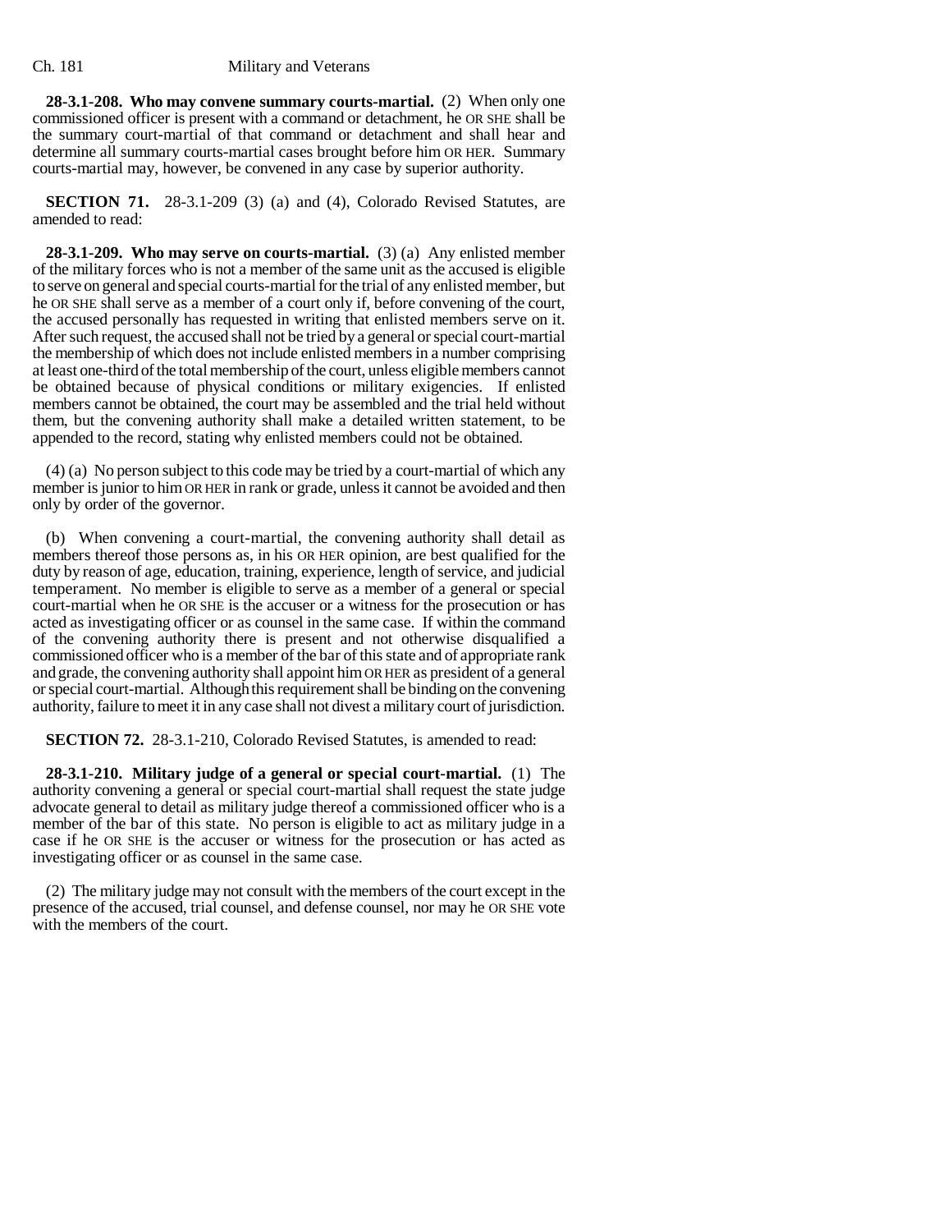**28-3.1-208. Who may convene summary courts-martial.** (2) When only one commissioned officer is present with a command or detachment, he OR SHE shall be the summary court-martial of that command or detachment and shall hear and determine all summary courts-martial cases brought before him OR HER. Summary courts-martial may, however, be convened in any case by superior authority.

**SECTION 71.** 28-3.1-209 (3) (a) and (4), Colorado Revised Statutes, are amended to read:

**28-3.1-209. Who may serve on courts-martial.** (3) (a) Any enlisted member of the military forces who is not a member of the same unit as the accused is eligible to serve on general and special courts-martial for the trial of any enlisted member, but he OR SHE shall serve as a member of a court only if, before convening of the court, the accused personally has requested in writing that enlisted members serve on it. After such request, the accused shall not be tried by a general or special court-martial the membership of which does not include enlisted members in a number comprising at least one-third of the total membership of the court, unless eligible members cannot be obtained because of physical conditions or military exigencies. If enlisted members cannot be obtained, the court may be assembled and the trial held without them, but the convening authority shall make a detailed written statement, to be appended to the record, stating why enlisted members could not be obtained.

(4) (a) No person subject to this code may be tried by a court-martial of which any member is junior to him OR HER in rank or grade, unless it cannot be avoided and then only by order of the governor.

(b) When convening a court-martial, the convening authority shall detail as members thereof those persons as, in his OR HER opinion, are best qualified for the duty by reason of age, education, training, experience, length of service, and judicial temperament. No member is eligible to serve as a member of a general or special court-martial when he OR SHE is the accuser or a witness for the prosecution or has acted as investigating officer or as counsel in the same case. If within the command of the convening authority there is present and not otherwise disqualified a commissioned officer who is a member of the bar of this state and of appropriate rank and grade, the convening authority shall appoint him OR HER as president of a general or special court-martial. Although this requirement shall be binding on the convening authority, failure to meet it in any case shall not divest a military court of jurisdiction.

**SECTION 72.** 28-3.1-210, Colorado Revised Statutes, is amended to read:

**28-3.1-210. Military judge of a general or special court-martial.** (1) The authority convening a general or special court-martial shall request the state judge advocate general to detail as military judge thereof a commissioned officer who is a member of the bar of this state. No person is eligible to act as military judge in a case if he OR SHE is the accuser or witness for the prosecution or has acted as investigating officer or as counsel in the same case.

(2) The military judge may not consult with the members of the court except in the presence of the accused, trial counsel, and defense counsel, nor may he OR SHE vote with the members of the court.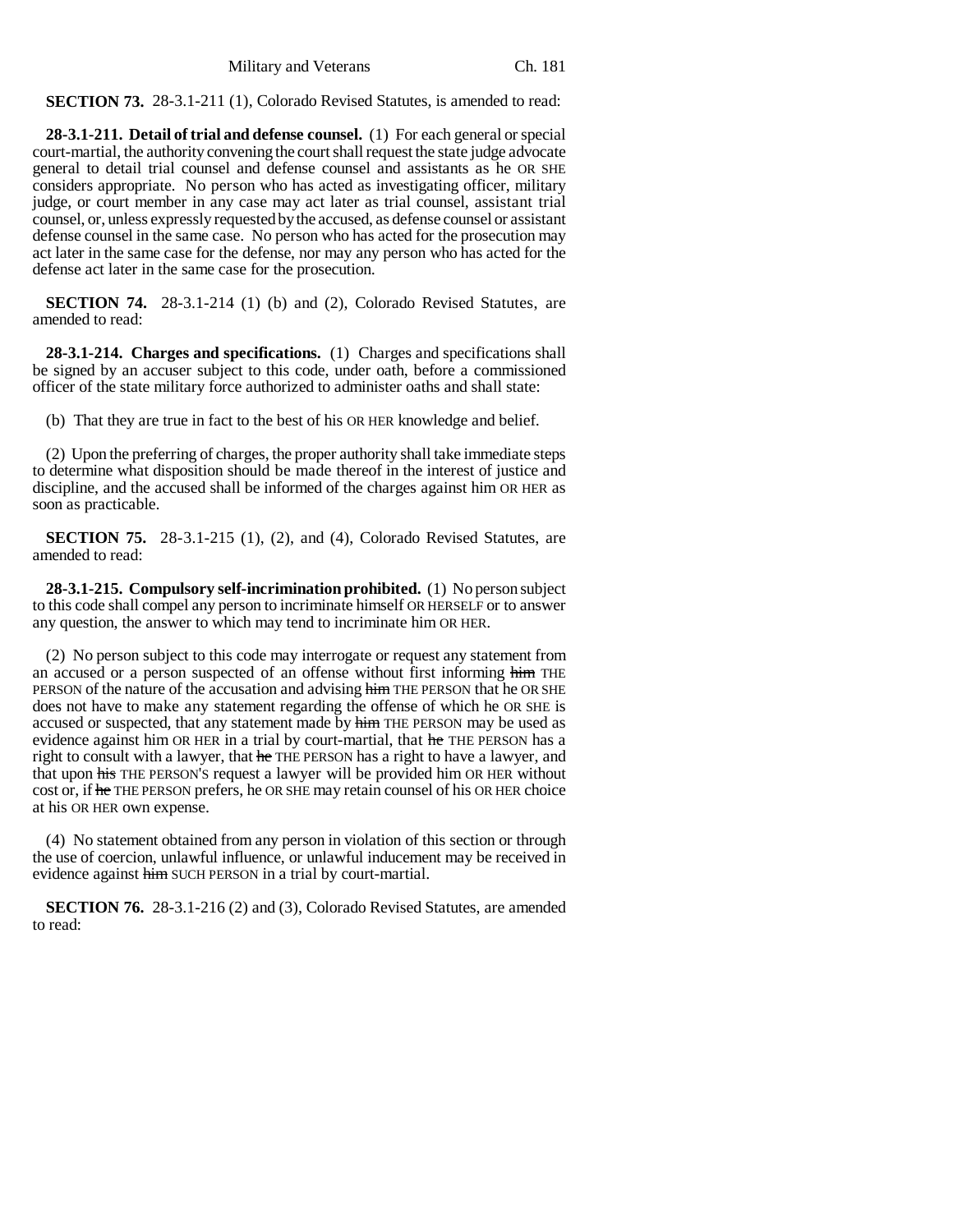**SECTION 73.** 28-3.1-211 (1), Colorado Revised Statutes, is amended to read:

**28-3.1-211. Detail of trial and defense counsel.** (1) For each general or special court-martial, the authority convening the court shall request the state judge advocate general to detail trial counsel and defense counsel and assistants as he OR SHE considers appropriate. No person who has acted as investigating officer, military judge, or court member in any case may act later as trial counsel, assistant trial counsel, or, unless expressly requested by the accused, as defense counsel or assistant defense counsel in the same case. No person who has acted for the prosecution may act later in the same case for the defense, nor may any person who has acted for the defense act later in the same case for the prosecution.

**SECTION 74.** 28-3.1-214 (1) (b) and (2), Colorado Revised Statutes, are amended to read:

**28-3.1-214. Charges and specifications.** (1) Charges and specifications shall be signed by an accuser subject to this code, under oath, before a commissioned officer of the state military force authorized to administer oaths and shall state:

(b) That they are true in fact to the best of his OR HER knowledge and belief.

(2) Upon the preferring of charges, the proper authority shall take immediate steps to determine what disposition should be made thereof in the interest of justice and discipline, and the accused shall be informed of the charges against him OR HER as soon as practicable.

**SECTION 75.** 28-3.1-215 (1), (2), and (4), Colorado Revised Statutes, are amended to read:

**28-3.1-215. Compulsory self-incrimination prohibited.** (1) No person subject to this code shall compel any person to incriminate himself OR HERSELF or to answer any question, the answer to which may tend to incriminate him OR HER.

(2) No person subject to this code may interrogate or request any statement from an accused or a person suspected of an offense without first informing ~~him~~ THE PERSON of the nature of the accusation and advising ~~him~~ THE PERSON that he OR SHE does not have to make any statement regarding the offense of which he OR SHE is accused or suspected, that any statement made by ~~him~~ THE PERSON may be used as evidence against him OR HER in a trial by court-martial, that ~~he~~ THE PERSON has a right to consult with a lawyer, that ~~he~~ THE PERSON has a right to have a lawyer, and that upon ~~his~~ THE PERSON'S request a lawyer will be provided him OR HER without cost or, if ~~he~~ THE PERSON prefers, he OR SHE may retain counsel of his OR HER choice at his OR HER own expense.

(4) No statement obtained from any person in violation of this section or through the use of coercion, unlawful influence, or unlawful inducement may be received in evidence against ~~him~~ SUCH PERSON in a trial by court-martial.

**SECTION 76.** 28-3.1-216 (2) and (3), Colorado Revised Statutes, are amended to read: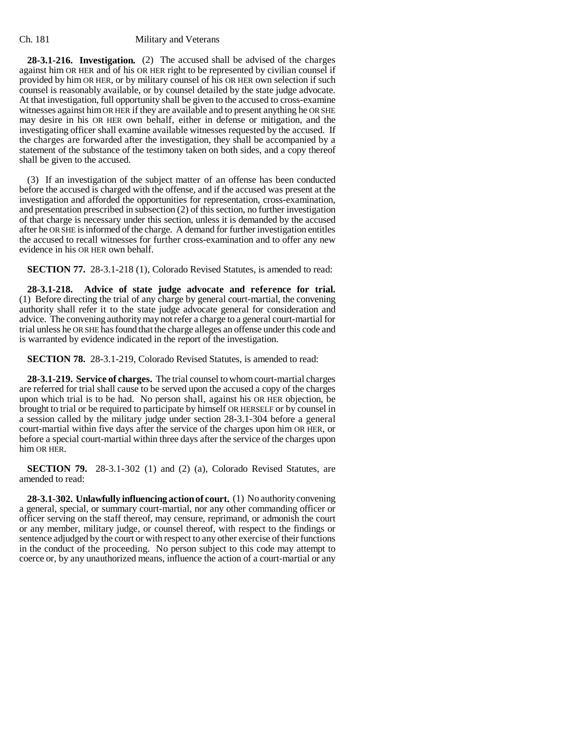**28-3.1-216. Investigation.** (2) The accused shall be advised of the charges against him OR HER and of his OR HER right to be represented by civilian counsel if provided by him OR HER, or by military counsel of his OR HER own selection if such counsel is reasonably available, or by counsel detailed by the state judge advocate. At that investigation, full opportunity shall be given to the accused to cross-examine witnesses against him OR HER if they are available and to present anything he OR SHE may desire in his OR HER own behalf, either in defense or mitigation, and the investigating officer shall examine available witnesses requested by the accused. If the charges are forwarded after the investigation, they shall be accompanied by a statement of the substance of the testimony taken on both sides, and a copy thereof shall be given to the accused.

(3) If an investigation of the subject matter of an offense has been conducted before the accused is charged with the offense, and if the accused was present at the investigation and afforded the opportunities for representation, cross-examination, and presentation prescribed in subsection (2) of this section, no further investigation of that charge is necessary under this section, unless it is demanded by the accused after he OR SHE is informed of the charge. A demand for further investigation entitles the accused to recall witnesses for further cross-examination and to offer any new evidence in his OR HER own behalf.

**SECTION 77.** 28-3.1-218 (1), Colorado Revised Statutes, is amended to read:

**28-3.1-218. Advice of state judge advocate and reference for trial.** (1) Before directing the trial of any charge by general court-martial, the convening authority shall refer it to the state judge advocate general for consideration and advice. The convening authority may not refer a charge to a general court-martial for trial unless he OR SHE has found that the charge alleges an offense under this code and is warranted by evidence indicated in the report of the investigation.

**SECTION 78.** 28-3.1-219, Colorado Revised Statutes, is amended to read:

**28-3.1-219. Service of charges.** The trial counsel to whom court-martial charges are referred for trial shall cause to be served upon the accused a copy of the charges upon which trial is to be had. No person shall, against his OR HER objection, be brought to trial or be required to participate by himself OR HERSELF or by counsel in a session called by the military judge under section 28-3.1-304 before a general court-martial within five days after the service of the charges upon him OR HER, or before a special court-martial within three days after the service of the charges upon him OR HER.

**SECTION 79.** 28-3.1-302 (1) and (2) (a), Colorado Revised Statutes, are amended to read:

**28-3.1-302. Unlawfully influencing action of court.** (1) No authority convening a general, special, or summary court-martial, nor any other commanding officer or officer serving on the staff thereof, may censure, reprimand, or admonish the court or any member, military judge, or counsel thereof, with respect to the findings or sentence adjudged by the court or with respect to any other exercise of their functions in the conduct of the proceeding. No person subject to this code may attempt to coerce or, by any unauthorized means, influence the action of a court-martial or any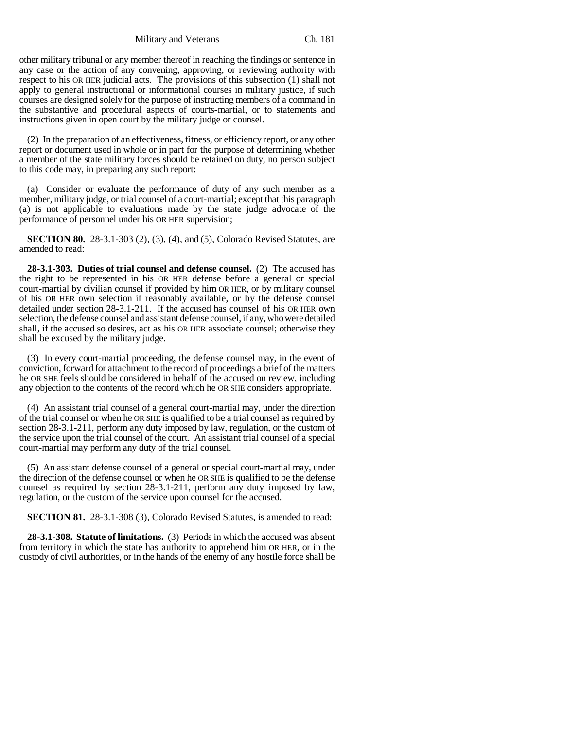other military tribunal or any member thereof in reaching the findings or sentence in any case or the action of any convening, approving, or reviewing authority with respect to his OR HER judicial acts. The provisions of this subsection (1) shall not apply to general instructional or informational courses in military justice, if such courses are designed solely for the purpose of instructing members of a command in the substantive and procedural aspects of courts-martial, or to statements and instructions given in open court by the military judge or counsel.

(2) In the preparation of an effectiveness, fitness, or efficiency report, or any other report or document used in whole or in part for the purpose of determining whether a member of the state military forces should be retained on duty, no person subject to this code may, in preparing any such report:

(a) Consider or evaluate the performance of duty of any such member as a member, military judge, or trial counsel of a court-martial; except that this paragraph (a) is not applicable to evaluations made by the state judge advocate of the performance of personnel under his OR HER supervision;

**SECTION 80.** 28-3.1-303 (2), (3), (4), and (5), Colorado Revised Statutes, are amended to read:

**28-3.1-303. Duties of trial counsel and defense counsel.** (2) The accused has the right to be represented in his OR HER defense before a general or special court-martial by civilian counsel if provided by him OR HER, or by military counsel of his OR HER own selection if reasonably available, or by the defense counsel detailed under section 28-3.1-211. If the accused has counsel of his OR HER own selection, the defense counsel and assistant defense counsel, if any, who were detailed shall, if the accused so desires, act as his OR HER associate counsel; otherwise they shall be excused by the military judge.

(3) In every court-martial proceeding, the defense counsel may, in the event of conviction, forward for attachment to the record of proceedings a brief of the matters he OR SHE feels should be considered in behalf of the accused on review, including any objection to the contents of the record which he OR SHE considers appropriate.

(4) An assistant trial counsel of a general court-martial may, under the direction of the trial counsel or when he OR SHE is qualified to be a trial counsel as required by section 28-3.1-211, perform any duty imposed by law, regulation, or the custom of the service upon the trial counsel of the court. An assistant trial counsel of a special court-martial may perform any duty of the trial counsel.

(5) An assistant defense counsel of a general or special court-martial may, under the direction of the defense counsel or when he OR SHE is qualified to be the defense counsel as required by section 28-3.1-211, perform any duty imposed by law, regulation, or the custom of the service upon counsel for the accused.

**SECTION 81.** 28-3.1-308 (3), Colorado Revised Statutes, is amended to read:

**28-3.1-308. Statute of limitations.** (3) Periods in which the accused was absent from territory in which the state has authority to apprehend him OR HER, or in the custody of civil authorities, or in the hands of the enemy of any hostile force shall be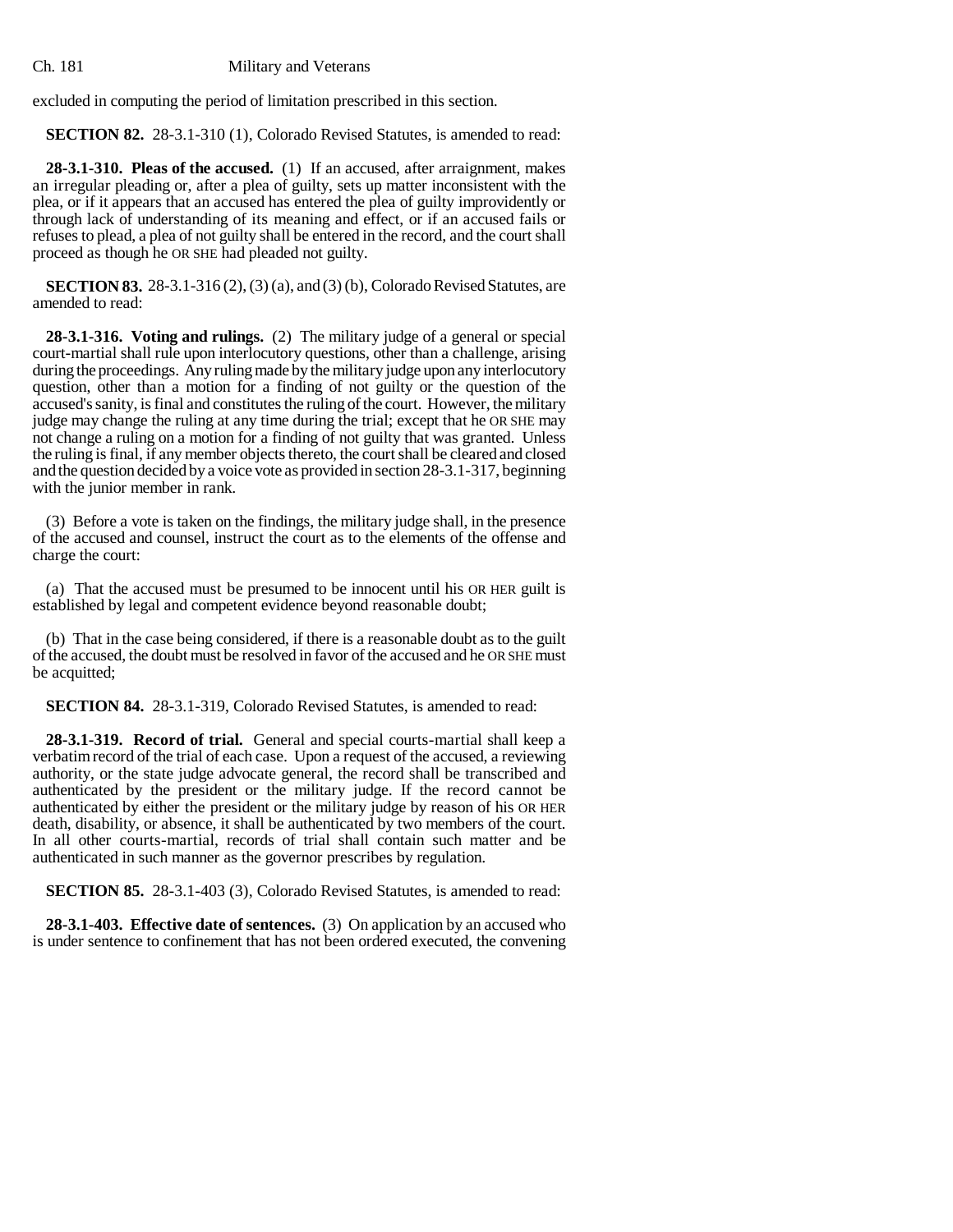excluded in computing the period of limitation prescribed in this section.

**SECTION 82.** 28-3.1-310 (1), Colorado Revised Statutes, is amended to read:

**28-3.1-310. Pleas of the accused.** (1) If an accused, after arraignment, makes an irregular pleading or, after a plea of guilty, sets up matter inconsistent with the plea, or if it appears that an accused has entered the plea of guilty improvidently or through lack of understanding of its meaning and effect, or if an accused fails or refuses to plead, a plea of not guilty shall be entered in the record, and the court shall proceed as though he OR SHE had pleaded not guilty.

**SECTION 83.** 28-3.1-316 (2), (3) (a), and (3) (b), Colorado Revised Statutes, are amended to read:

**28-3.1-316. Voting and rulings.** (2) The military judge of a general or special court-martial shall rule upon interlocutory questions, other than a challenge, arising during the proceedings. Any ruling made by the military judge upon any interlocutory question, other than a motion for a finding of not guilty or the question of the accused's sanity, is final and constitutes the ruling of the court. However, the military judge may change the ruling at any time during the trial; except that he OR SHE may not change a ruling on a motion for a finding of not guilty that was granted. Unless the ruling is final, if any member objects thereto, the court shall be cleared and closed and the question decided by a voice vote as provided in section 28-3.1-317, beginning with the junior member in rank.

(3) Before a vote is taken on the findings, the military judge shall, in the presence of the accused and counsel, instruct the court as to the elements of the offense and charge the court:

(a) That the accused must be presumed to be innocent until his OR HER guilt is established by legal and competent evidence beyond reasonable doubt;

(b) That in the case being considered, if there is a reasonable doubt as to the guilt of the accused, the doubt must be resolved in favor of the accused and he OR SHE must be acquitted;

**SECTION 84.** 28-3.1-319, Colorado Revised Statutes, is amended to read:

**28-3.1-319. Record of trial.** General and special courts-martial shall keep a verbatim record of the trial of each case. Upon a request of the accused, a reviewing authority, or the state judge advocate general, the record shall be transcribed and authenticated by the president or the military judge. If the record cannot be authenticated by either the president or the military judge by reason of his OR HER death, disability, or absence, it shall be authenticated by two members of the court. In all other courts-martial, records of trial shall contain such matter and be authenticated in such manner as the governor prescribes by regulation.

**SECTION 85.** 28-3.1-403 (3), Colorado Revised Statutes, is amended to read:

**28-3.1-403. Effective date of sentences.** (3) On application by an accused who is under sentence to confinement that has not been ordered executed, the convening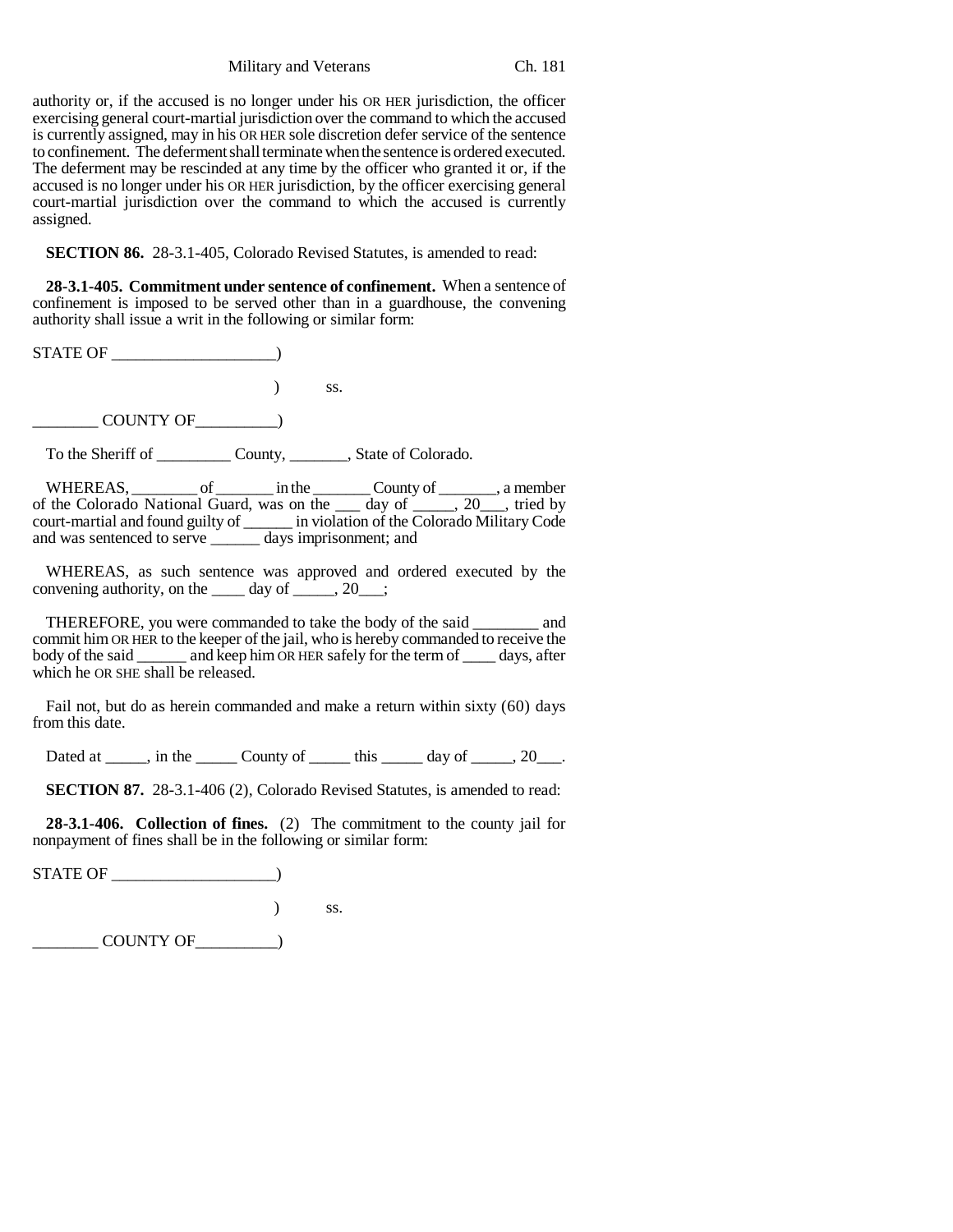authority or, if the accused is no longer under his OR HER jurisdiction, the officer exercising general court-martial jurisdiction over the command to which the accused is currently assigned, may in his OR HER sole discretion defer service of the sentence to confinement. The deferment shall terminate when the sentence is ordered executed. The deferment may be rescinded at any time by the officer who granted it or, if the accused is no longer under his OR HER jurisdiction, by the officer exercising general court-martial jurisdiction over the command to which the accused is currently assigned.

**SECTION 86.** 28-3.1-405, Colorado Revised Statutes, is amended to read:

**28-3.1-405. Commitment under sentence of confinement.** When a sentence of confinement is imposed to be served other than in a guardhouse, the convening authority shall issue a writ in the following or similar form:

STATE OF ____________________)

) ss.

________ COUNTY OF__________)

To the Sheriff of _________ County, _______, State of Colorado.

WHEREAS, ________ of _______ in the _______ County of _______, a member of the Colorado National Guard, was on the ___ day of _____, 20___, tried by court-martial and found guilty of ______ in violation of the Colorado Military Code and was sentenced to serve ______ days imprisonment; and

WHEREAS, as such sentence was approved and ordered executed by the convening authority, on the ____ day of _____, 20___;

THEREFORE, you were commanded to take the body of the said ________ and commit him OR HER to the keeper of the jail, who is hereby commanded to receive the body of the said ______ and keep him OR HER safely for the term of ____ days, after which he OR SHE shall be released.

Fail not, but do as herein commanded and make a return within sixty (60) days from this date.

Dated at _____, in the _____ County of _____ this _____ day of _____, 20___.

**SECTION 87.** 28-3.1-406 (2), Colorado Revised Statutes, is amended to read:

**28-3.1-406. Collection of fines.** (2) The commitment to the county jail for nonpayment of fines shall be in the following or similar form:

STATE OF ____________________)

) ss.

________ COUNTY OF__________)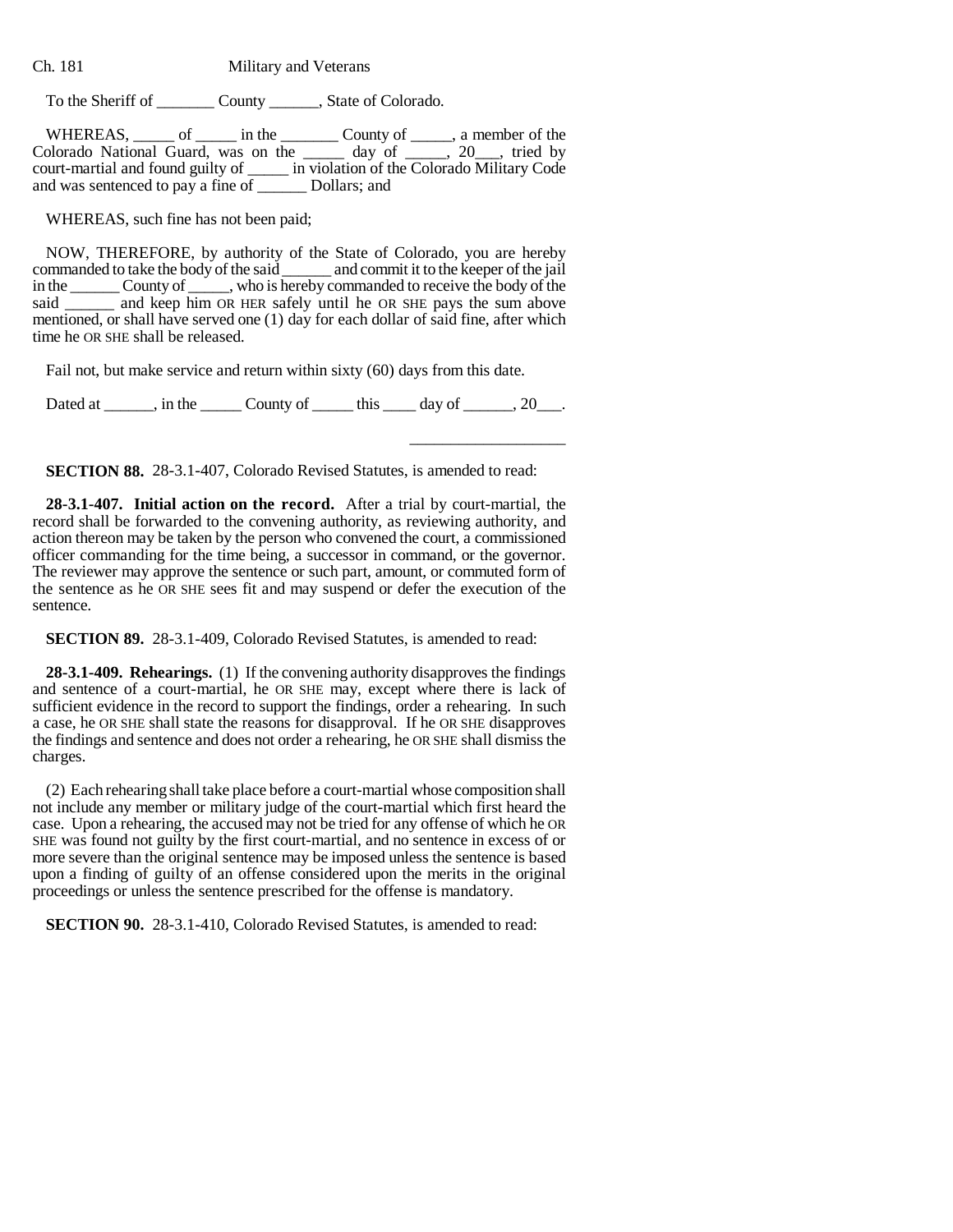To the Sheriff of _______ County ______, State of Colorado.

WHEREAS, _____ of _____ in the _______ County of _____, a member of the Colorado National Guard, was on the _____ day of _____, 20___, tried by court-martial and found guilty of _____ in violation of the Colorado Military Code and was sentenced to pay a fine of ______ Dollars; and

WHEREAS, such fine has not been paid;

NOW, THEREFORE, by authority of the State of Colorado, you are hereby commanded to take the body of the said ______ and commit it to the keeper of the jail in the ______ County of _____, who is hereby commanded to receive the body of the said ______ and keep him OR HER safely until he OR SHE pays the sum above mentioned, or shall have served one (1) day for each dollar of said fine, after which time he OR SHE shall be released.

Fail not, but make service and return within sixty (60) days from this date.

Dated at ______, in the _____ County of _____ this ____ day of ______, 20___.

___________________

**SECTION 88.** 28-3.1-407, Colorado Revised Statutes, is amended to read:

**28-3.1-407. Initial action on the record.** After a trial by court-martial, the record shall be forwarded to the convening authority, as reviewing authority, and action thereon may be taken by the person who convened the court, a commissioned officer commanding for the time being, a successor in command, or the governor. The reviewer may approve the sentence or such part, amount, or commuted form of the sentence as he OR SHE sees fit and may suspend or defer the execution of the sentence.

**SECTION 89.** 28-3.1-409, Colorado Revised Statutes, is amended to read:

**28-3.1-409. Rehearings.** (1) If the convening authority disapproves the findings and sentence of a court-martial, he OR SHE may, except where there is lack of sufficient evidence in the record to support the findings, order a rehearing. In such a case, he OR SHE shall state the reasons for disapproval. If he OR SHE disapproves the findings and sentence and does not order a rehearing, he OR SHE shall dismiss the charges.

(2) Each rehearing shall take place before a court-martial whose composition shall not include any member or military judge of the court-martial which first heard the case. Upon a rehearing, the accused may not be tried for any offense of which he OR SHE was found not guilty by the first court-martial, and no sentence in excess of or more severe than the original sentence may be imposed unless the sentence is based upon a finding of guilty of an offense considered upon the merits in the original proceedings or unless the sentence prescribed for the offense is mandatory.

**SECTION 90.** 28-3.1-410, Colorado Revised Statutes, is amended to read: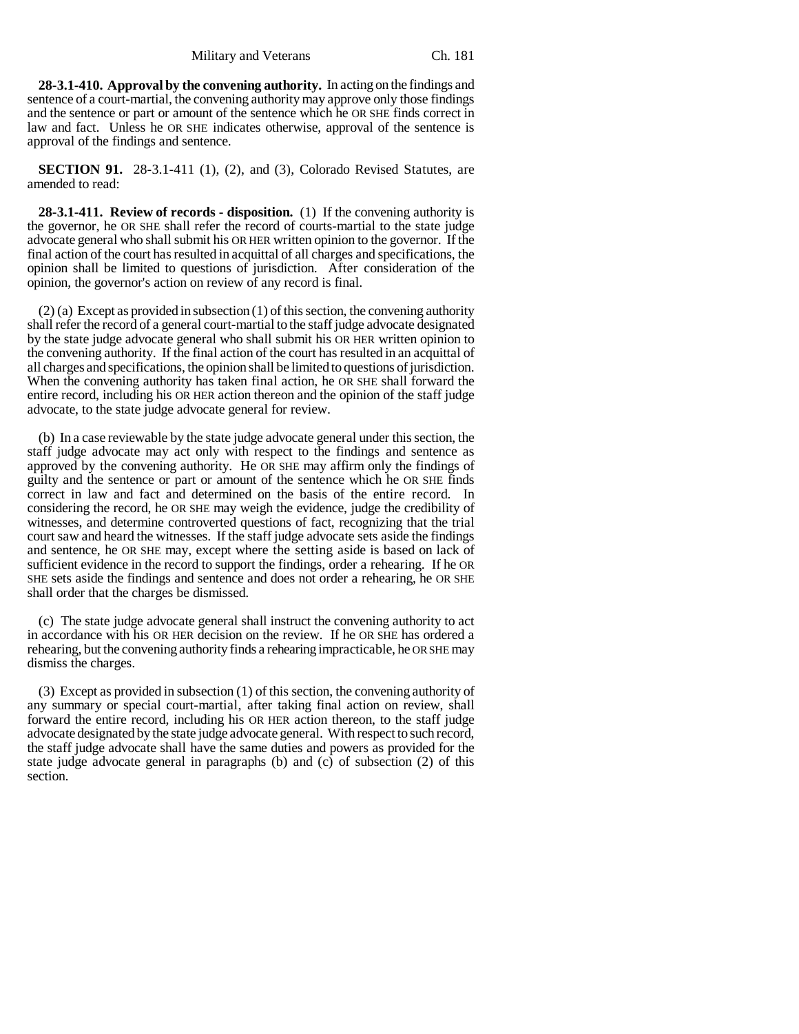**28-3.1-410. Approval by the convening authority.** In acting on the findings and sentence of a court-martial, the convening authority may approve only those findings and the sentence or part or amount of the sentence which he OR SHE finds correct in law and fact. Unless he OR SHE indicates otherwise, approval of the sentence is approval of the findings and sentence.

**SECTION 91.** 28-3.1-411 (1), (2), and (3), Colorado Revised Statutes, are amended to read:

**28-3.1-411. Review of records - disposition.** (1) If the convening authority is the governor, he OR SHE shall refer the record of courts-martial to the state judge advocate general who shall submit his OR HER written opinion to the governor. If the final action of the court has resulted in acquittal of all charges and specifications, the opinion shall be limited to questions of jurisdiction. After consideration of the opinion, the governor's action on review of any record is final.

(2) (a) Except as provided in subsection (1) of this section, the convening authority shall refer the record of a general court-martial to the staff judge advocate designated by the state judge advocate general who shall submit his OR HER written opinion to the convening authority. If the final action of the court has resulted in an acquittal of all charges and specifications, the opinion shall be limited to questions of jurisdiction. When the convening authority has taken final action, he OR SHE shall forward the entire record, including his OR HER action thereon and the opinion of the staff judge advocate, to the state judge advocate general for review.

(b) In a case reviewable by the state judge advocate general under this section, the staff judge advocate may act only with respect to the findings and sentence as approved by the convening authority. He OR SHE may affirm only the findings of guilty and the sentence or part or amount of the sentence which he OR SHE finds correct in law and fact and determined on the basis of the entire record. In considering the record, he OR SHE may weigh the evidence, judge the credibility of witnesses, and determine controverted questions of fact, recognizing that the trial court saw and heard the witnesses. If the staff judge advocate sets aside the findings and sentence, he OR SHE may, except where the setting aside is based on lack of sufficient evidence in the record to support the findings, order a rehearing. If he OR SHE sets aside the findings and sentence and does not order a rehearing, he OR SHE shall order that the charges be dismissed.

(c) The state judge advocate general shall instruct the convening authority to act in accordance with his OR HER decision on the review. If he OR SHE has ordered a rehearing, but the convening authority finds a rehearing impracticable, he OR SHE may dismiss the charges.

(3) Except as provided in subsection (1) of this section, the convening authority of any summary or special court-martial, after taking final action on review, shall forward the entire record, including his OR HER action thereon, to the staff judge advocate designated by the state judge advocate general. With respect to such record, the staff judge advocate shall have the same duties and powers as provided for the state judge advocate general in paragraphs (b) and (c) of subsection (2) of this section.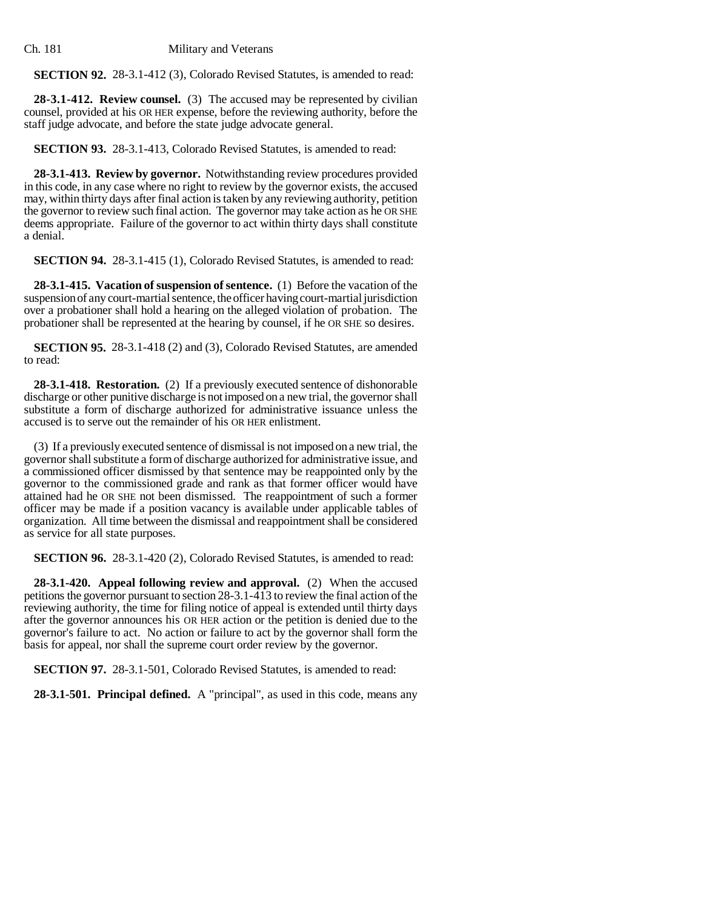**SECTION 92.** 28-3.1-412 (3), Colorado Revised Statutes, is amended to read:

**28-3.1-412. Review counsel.** (3) The accused may be represented by civilian counsel, provided at his OR HER expense, before the reviewing authority, before the staff judge advocate, and before the state judge advocate general.

**SECTION 93.** 28-3.1-413, Colorado Revised Statutes, is amended to read:

**28-3.1-413. Review by governor.** Notwithstanding review procedures provided in this code, in any case where no right to review by the governor exists, the accused may, within thirty days after final action is taken by any reviewing authority, petition the governor to review such final action. The governor may take action as he OR SHE deems appropriate. Failure of the governor to act within thirty days shall constitute a denial.

**SECTION 94.** 28-3.1-415 (1), Colorado Revised Statutes, is amended to read:

**28-3.1-415. Vacation of suspension of sentence.** (1) Before the vacation of the suspension of any court-martial sentence, the officer having court-martial jurisdiction over a probationer shall hold a hearing on the alleged violation of probation. The probationer shall be represented at the hearing by counsel, if he OR SHE so desires.

**SECTION 95.** 28-3.1-418 (2) and (3), Colorado Revised Statutes, are amended to read:

**28-3.1-418. Restoration.** (2) If a previously executed sentence of dishonorable discharge or other punitive discharge is not imposed on a new trial, the governor shall substitute a form of discharge authorized for administrative issuance unless the accused is to serve out the remainder of his OR HER enlistment.

(3) If a previously executed sentence of dismissal is not imposed on a new trial, the governor shall substitute a form of discharge authorized for administrative issue, and a commissioned officer dismissed by that sentence may be reappointed only by the governor to the commissioned grade and rank as that former officer would have attained had he OR SHE not been dismissed. The reappointment of such a former officer may be made if a position vacancy is available under applicable tables of organization. All time between the dismissal and reappointment shall be considered as service for all state purposes.

**SECTION 96.** 28-3.1-420 (2), Colorado Revised Statutes, is amended to read:

**28-3.1-420. Appeal following review and approval.** (2) When the accused petitions the governor pursuant to section 28-3.1-413 to review the final action of the reviewing authority, the time for filing notice of appeal is extended until thirty days after the governor announces his OR HER action or the petition is denied due to the governor's failure to act. No action or failure to act by the governor shall form the basis for appeal, nor shall the supreme court order review by the governor.

**SECTION 97.** 28-3.1-501, Colorado Revised Statutes, is amended to read:

**28-3.1-501. Principal defined.** A "principal", as used in this code, means any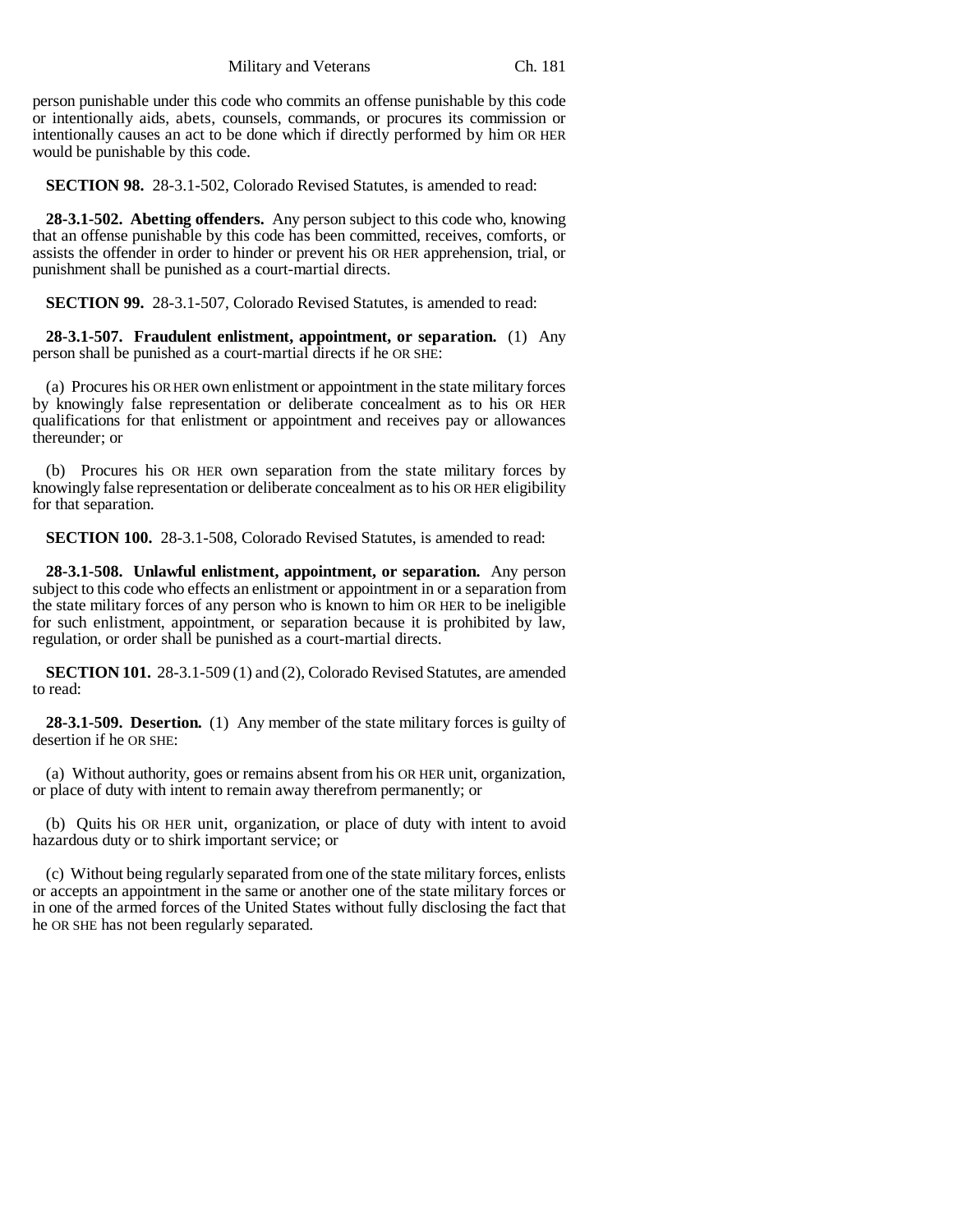person punishable under this code who commits an offense punishable by this code or intentionally aids, abets, counsels, commands, or procures its commission or intentionally causes an act to be done which if directly performed by him OR HER would be punishable by this code.

**SECTION 98.** 28-3.1-502, Colorado Revised Statutes, is amended to read:

**28-3.1-502. Abetting offenders.** Any person subject to this code who, knowing that an offense punishable by this code has been committed, receives, comforts, or assists the offender in order to hinder or prevent his OR HER apprehension, trial, or punishment shall be punished as a court-martial directs.

**SECTION 99.** 28-3.1-507, Colorado Revised Statutes, is amended to read:

**28-3.1-507. Fraudulent enlistment, appointment, or separation.** (1) Any person shall be punished as a court-martial directs if he OR SHE:

(a) Procures his OR HER own enlistment or appointment in the state military forces by knowingly false representation or deliberate concealment as to his OR HER qualifications for that enlistment or appointment and receives pay or allowances thereunder; or

(b) Procures his OR HER own separation from the state military forces by knowingly false representation or deliberate concealment as to his OR HER eligibility for that separation.

**SECTION 100.** 28-3.1-508, Colorado Revised Statutes, is amended to read:

**28-3.1-508. Unlawful enlistment, appointment, or separation.** Any person subject to this code who effects an enlistment or appointment in or a separation from the state military forces of any person who is known to him OR HER to be ineligible for such enlistment, appointment, or separation because it is prohibited by law, regulation, or order shall be punished as a court-martial directs.

**SECTION 101.** 28-3.1-509 (1) and (2), Colorado Revised Statutes, are amended to read:

**28-3.1-509. Desertion.** (1) Any member of the state military forces is guilty of desertion if he OR SHE:

(a) Without authority, goes or remains absent from his OR HER unit, organization, or place of duty with intent to remain away therefrom permanently; or

(b) Quits his OR HER unit, organization, or place of duty with intent to avoid hazardous duty or to shirk important service; or

(c) Without being regularly separated from one of the state military forces, enlists or accepts an appointment in the same or another one of the state military forces or in one of the armed forces of the United States without fully disclosing the fact that he OR SHE has not been regularly separated.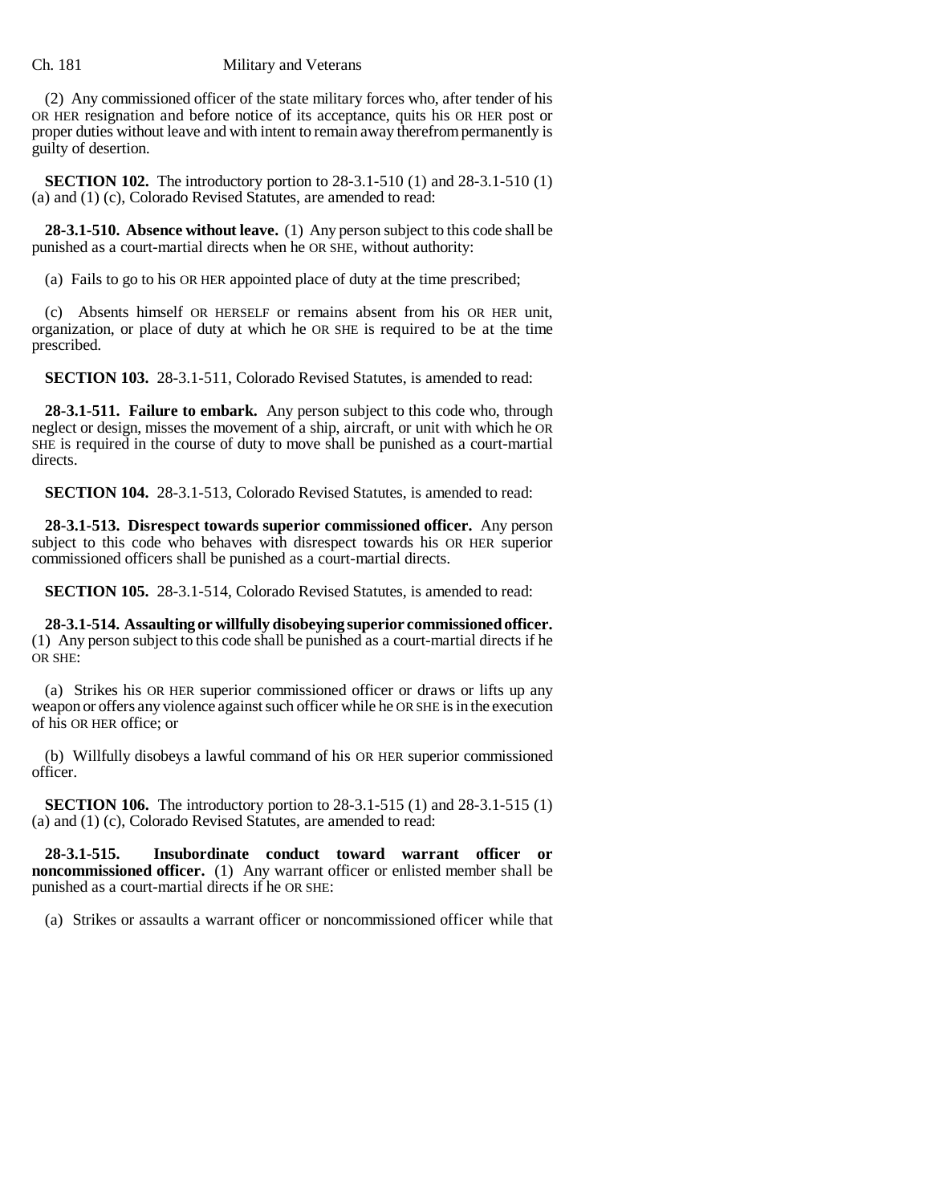(2) Any commissioned officer of the state military forces who, after tender of his OR HER resignation and before notice of its acceptance, quits his OR HER post or proper duties without leave and with intent to remain away therefrom permanently is guilty of desertion.

**SECTION 102.** The introductory portion to 28-3.1-510 (1) and 28-3.1-510 (1) (a) and (1) (c), Colorado Revised Statutes, are amended to read:

**28-3.1-510. Absence without leave.** (1) Any person subject to this code shall be punished as a court-martial directs when he OR SHE, without authority:

(a) Fails to go to his OR HER appointed place of duty at the time prescribed;

(c) Absents himself OR HERSELF or remains absent from his OR HER unit, organization, or place of duty at which he OR SHE is required to be at the time prescribed.

**SECTION 103.** 28-3.1-511, Colorado Revised Statutes, is amended to read:

**28-3.1-511. Failure to embark.** Any person subject to this code who, through neglect or design, misses the movement of a ship, aircraft, or unit with which he OR SHE is required in the course of duty to move shall be punished as a court-martial directs.

**SECTION 104.** 28-3.1-513, Colorado Revised Statutes, is amended to read:

**28-3.1-513. Disrespect towards superior commissioned officer.** Any person subject to this code who behaves with disrespect towards his OR HER superior commissioned officers shall be punished as a court-martial directs.

**SECTION 105.** 28-3.1-514, Colorado Revised Statutes, is amended to read:

**28-3.1-514. Assaulting or willfully disobeying superior commissioned officer.** (1) Any person subject to this code shall be punished as a court-martial directs if he OR SHE:

(a) Strikes his OR HER superior commissioned officer or draws or lifts up any weapon or offers any violence against such officer while he OR SHE is in the execution of his OR HER office; or

(b) Willfully disobeys a lawful command of his OR HER superior commissioned officer.

**SECTION 106.** The introductory portion to 28-3.1-515 (1) and 28-3.1-515 (1) (a) and (1) (c), Colorado Revised Statutes, are amended to read:

**28-3.1-515. Insubordinate conduct toward warrant officer or noncommissioned officer.** (1) Any warrant officer or enlisted member shall be punished as a court-martial directs if he OR SHE:

(a) Strikes or assaults a warrant officer or noncommissioned officer while that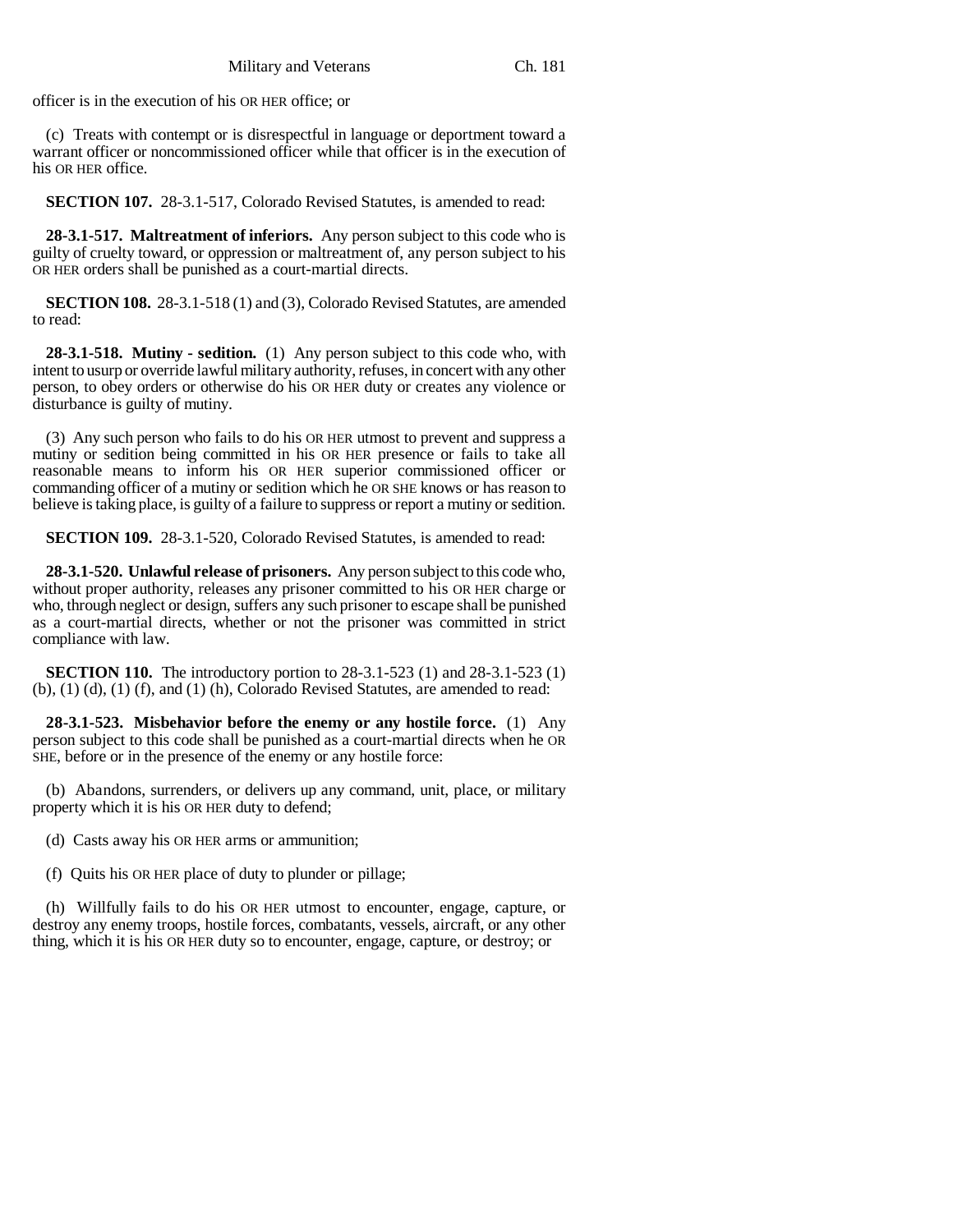officer is in the execution of his OR HER office; or

(c) Treats with contempt or is disrespectful in language or deportment toward a warrant officer or noncommissioned officer while that officer is in the execution of his OR HER office.

**SECTION 107.** 28-3.1-517, Colorado Revised Statutes, is amended to read:

**28-3.1-517. Maltreatment of inferiors.** Any person subject to this code who is guilty of cruelty toward, or oppression or maltreatment of, any person subject to his OR HER orders shall be punished as a court-martial directs.

**SECTION 108.** 28-3.1-518 (1) and (3), Colorado Revised Statutes, are amended to read:

**28-3.1-518. Mutiny - sedition.** (1) Any person subject to this code who, with intent to usurp or override lawful military authority, refuses, in concert with any other person, to obey orders or otherwise do his OR HER duty or creates any violence or disturbance is guilty of mutiny.

(3) Any such person who fails to do his OR HER utmost to prevent and suppress a mutiny or sedition being committed in his OR HER presence or fails to take all reasonable means to inform his OR HER superior commissioned officer or commanding officer of a mutiny or sedition which he OR SHE knows or has reason to believe is taking place, is guilty of a failure to suppress or report a mutiny or sedition.

**SECTION 109.** 28-3.1-520, Colorado Revised Statutes, is amended to read:

**28-3.1-520. Unlawful release of prisoners.** Any person subject to this code who, without proper authority, releases any prisoner committed to his OR HER charge or who, through neglect or design, suffers any such prisoner to escape shall be punished as a court-martial directs, whether or not the prisoner was committed in strict compliance with law.

**SECTION 110.** The introductory portion to 28-3.1-523 (1) and 28-3.1-523 (1) (b), (1) (d), (1) (f), and (1) (h), Colorado Revised Statutes, are amended to read:

**28-3.1-523. Misbehavior before the enemy or any hostile force.** (1) Any person subject to this code shall be punished as a court-martial directs when he OR SHE, before or in the presence of the enemy or any hostile force:

(b) Abandons, surrenders, or delivers up any command, unit, place, or military property which it is his OR HER duty to defend;

(d) Casts away his OR HER arms or ammunition;

(f) Quits his OR HER place of duty to plunder or pillage;

(h) Willfully fails to do his OR HER utmost to encounter, engage, capture, or destroy any enemy troops, hostile forces, combatants, vessels, aircraft, or any other thing, which it is his OR HER duty so to encounter, engage, capture, or destroy; or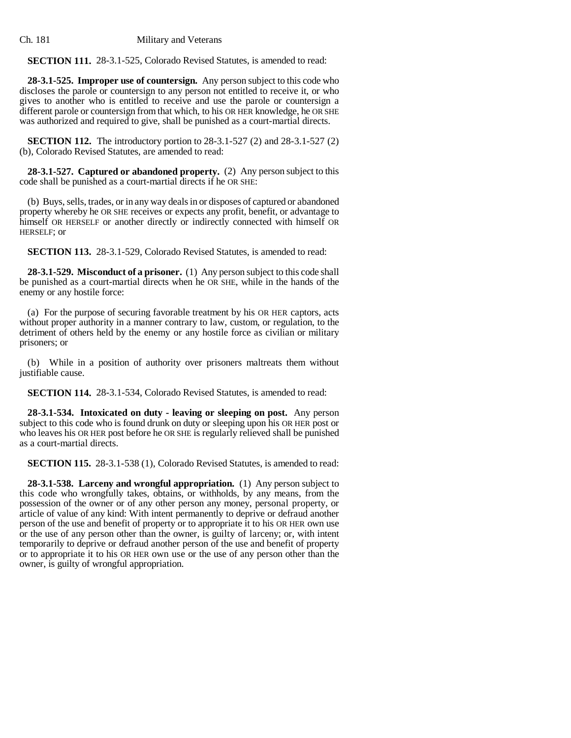**SECTION 111.** 28-3.1-525, Colorado Revised Statutes, is amended to read:

**28-3.1-525. Improper use of countersign.** Any person subject to this code who discloses the parole or countersign to any person not entitled to receive it, or who gives to another who is entitled to receive and use the parole or countersign a different parole or countersign from that which, to his OR HER knowledge, he OR SHE was authorized and required to give, shall be punished as a court-martial directs.

**SECTION 112.** The introductory portion to 28-3.1-527 (2) and 28-3.1-527 (2) (b), Colorado Revised Statutes, are amended to read:

**28-3.1-527. Captured or abandoned property.** (2) Any person subject to this code shall be punished as a court-martial directs if he OR SHE:

(b) Buys, sells, trades, or in any way deals in or disposes of captured or abandoned property whereby he OR SHE receives or expects any profit, benefit, or advantage to himself OR HERSELF or another directly or indirectly connected with himself OR HERSELF; or

**SECTION 113.** 28-3.1-529, Colorado Revised Statutes, is amended to read:

**28-3.1-529. Misconduct of a prisoner.** (1) Any person subject to this code shall be punished as a court-martial directs when he OR SHE, while in the hands of the enemy or any hostile force:

(a) For the purpose of securing favorable treatment by his OR HER captors, acts without proper authority in a manner contrary to law, custom, or regulation, to the detriment of others held by the enemy or any hostile force as civilian or military prisoners; or

(b) While in a position of authority over prisoners maltreats them without justifiable cause.

**SECTION 114.** 28-3.1-534, Colorado Revised Statutes, is amended to read:

**28-3.1-534. Intoxicated on duty - leaving or sleeping on post.** Any person subject to this code who is found drunk on duty or sleeping upon his OR HER post or who leaves his OR HER post before he OR SHE is regularly relieved shall be punished as a court-martial directs.

**SECTION 115.** 28-3.1-538 (1), Colorado Revised Statutes, is amended to read:

**28-3.1-538. Larceny and wrongful appropriation.** (1) Any person subject to this code who wrongfully takes, obtains, or withholds, by any means, from the possession of the owner or of any other person any money, personal property, or article of value of any kind: With intent permanently to deprive or defraud another person of the use and benefit of property or to appropriate it to his OR HER own use or the use of any person other than the owner, is guilty of larceny; or, with intent temporarily to deprive or defraud another person of the use and benefit of property or to appropriate it to his OR HER own use or the use of any person other than the owner, is guilty of wrongful appropriation.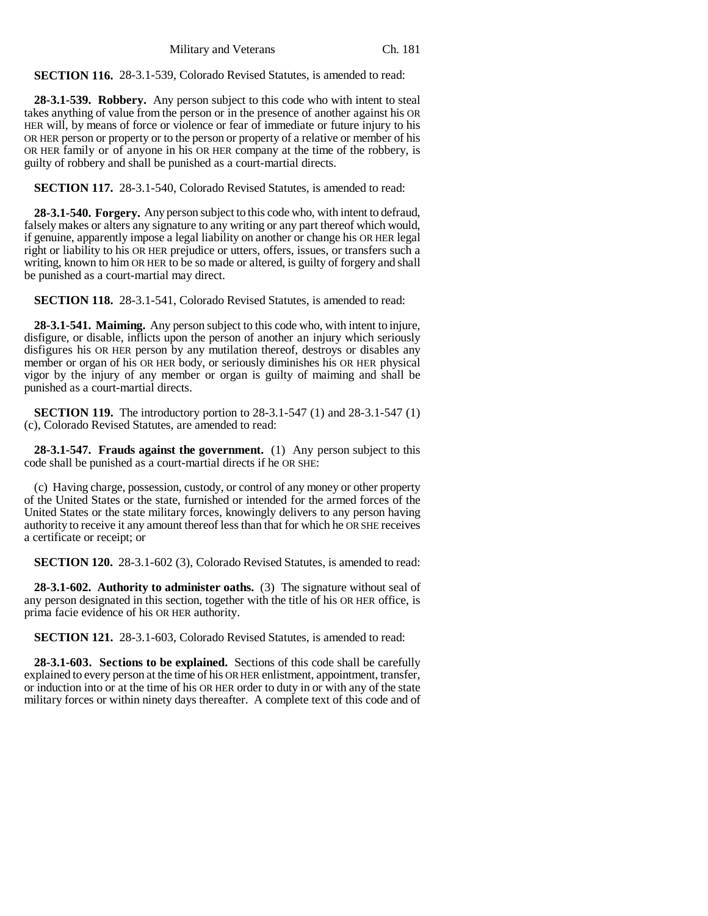**SECTION 116.** 28-3.1-539, Colorado Revised Statutes, is amended to read:

**28-3.1-539. Robbery.** Any person subject to this code who with intent to steal takes anything of value from the person or in the presence of another against his OR HER will, by means of force or violence or fear of immediate or future injury to his OR HER person or property or to the person or property of a relative or member of his OR HER family or of anyone in his OR HER company at the time of the robbery, is guilty of robbery and shall be punished as a court-martial directs.

**SECTION 117.** 28-3.1-540, Colorado Revised Statutes, is amended to read:

**28-3.1-540. Forgery.** Any person subject to this code who, with intent to defraud, falsely makes or alters any signature to any writing or any part thereof which would, if genuine, apparently impose a legal liability on another or change his OR HER legal right or liability to his OR HER prejudice or utters, offers, issues, or transfers such a writing, known to him OR HER to be so made or altered, is guilty of forgery and shall be punished as a court-martial may direct.

**SECTION 118.** 28-3.1-541, Colorado Revised Statutes, is amended to read:

**28-3.1-541. Maiming.** Any person subject to this code who, with intent to injure, disfigure, or disable, inflicts upon the person of another an injury which seriously disfigures his OR HER person by any mutilation thereof, destroys or disables any member or organ of his OR HER body, or seriously diminishes his OR HER physical vigor by the injury of any member or organ is guilty of maiming and shall be punished as a court-martial directs.

**SECTION 119.** The introductory portion to 28-3.1-547 (1) and 28-3.1-547 (1) (c), Colorado Revised Statutes, are amended to read:

**28-3.1-547. Frauds against the government.** (1) Any person subject to this code shall be punished as a court-martial directs if he OR SHE:

(c) Having charge, possession, custody, or control of any money or other property of the United States or the state, furnished or intended for the armed forces of the United States or the state military forces, knowingly delivers to any person having authority to receive it any amount thereof less than that for which he OR SHE receives a certificate or receipt; or

**SECTION 120.** 28-3.1-602 (3), Colorado Revised Statutes, is amended to read:

**28-3.1-602. Authority to administer oaths.** (3) The signature without seal of any person designated in this section, together with the title of his OR HER office, is prima facie evidence of his OR HER authority.

**SECTION 121.** 28-3.1-603, Colorado Revised Statutes, is amended to read:

**28-3.1-603. Sections to be explained.** Sections of this code shall be carefully explained to every person at the time of his OR HER enlistment, appointment, transfer, or induction into or at the time of his OR HER order to duty in or with any of the state military forces or within ninety days thereafter. A complete text of this code and of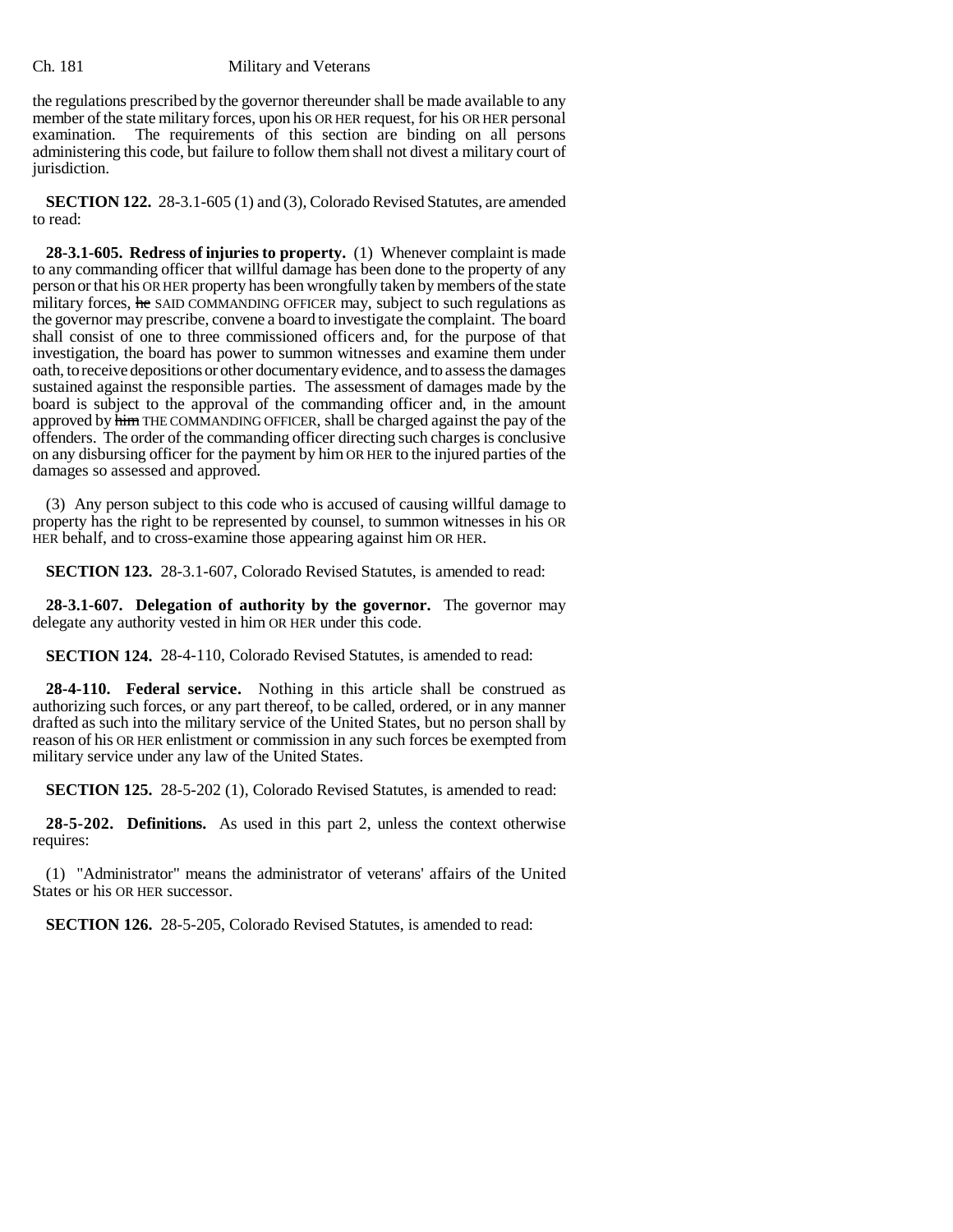the regulations prescribed by the governor thereunder shall be made available to any member of the state military forces, upon his OR HER request, for his OR HER personal examination. The requirements of this section are binding on all persons administering this code, but failure to follow them shall not divest a military court of jurisdiction.

**SECTION 122.** 28-3.1-605 (1) and (3), Colorado Revised Statutes, are amended to read:

**28-3.1-605. Redress of injuries to property.** (1) Whenever complaint is made to any commanding officer that willful damage has been done to the property of any person or that his OR HER property has been wrongfully taken by members of the state military forces, ~~he~~ SAID COMMANDING OFFICER may, subject to such regulations as the governor may prescribe, convene a board to investigate the complaint. The board shall consist of one to three commissioned officers and, for the purpose of that investigation, the board has power to summon witnesses and examine them under oath, to receive depositions or other documentary evidence, and to assess the damages sustained against the responsible parties. The assessment of damages made by the board is subject to the approval of the commanding officer and, in the amount approved by ~~him~~ THE COMMANDING OFFICER, shall be charged against the pay of the offenders. The order of the commanding officer directing such charges is conclusive on any disbursing officer for the payment by him OR HER to the injured parties of the damages so assessed and approved.

(3) Any person subject to this code who is accused of causing willful damage to property has the right to be represented by counsel, to summon witnesses in his OR HER behalf, and to cross-examine those appearing against him OR HER.

**SECTION 123.** 28-3.1-607, Colorado Revised Statutes, is amended to read:

**28-3.1-607. Delegation of authority by the governor.** The governor may delegate any authority vested in him OR HER under this code.

**SECTION 124.** 28-4-110, Colorado Revised Statutes, is amended to read:

**28-4-110. Federal service.** Nothing in this article shall be construed as authorizing such forces, or any part thereof, to be called, ordered, or in any manner drafted as such into the military service of the United States, but no person shall by reason of his OR HER enlistment or commission in any such forces be exempted from military service under any law of the United States.

**SECTION 125.** 28-5-202 (1), Colorado Revised Statutes, is amended to read:

**28-5-202. Definitions.** As used in this part 2, unless the context otherwise requires:

(1) "Administrator" means the administrator of veterans' affairs of the United States or his OR HER successor.

**SECTION 126.** 28-5-205, Colorado Revised Statutes, is amended to read: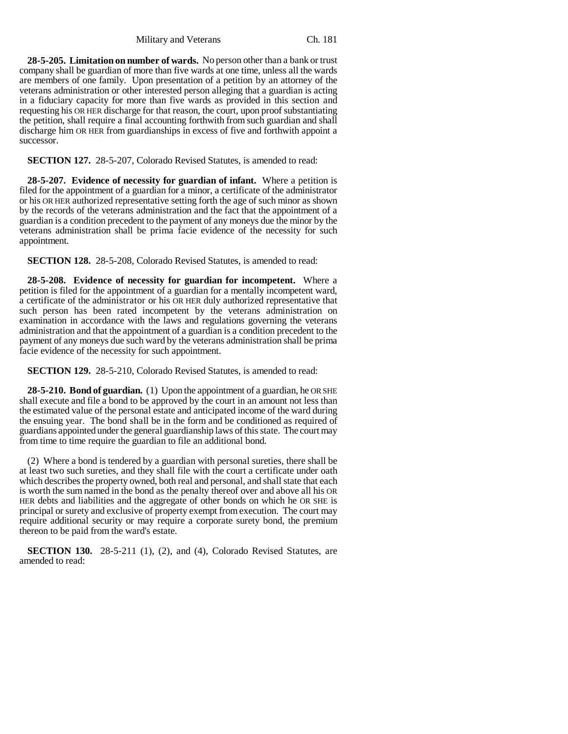**28-5-205. Limitation on number of wards.** No person other than a bank or trust company shall be guardian of more than five wards at one time, unless all the wards are members of one family. Upon presentation of a petition by an attorney of the veterans administration or other interested person alleging that a guardian is acting in a fiduciary capacity for more than five wards as provided in this section and requesting his OR HER discharge for that reason, the court, upon proof substantiating the petition, shall require a final accounting forthwith from such guardian and shall discharge him OR HER from guardianships in excess of five and forthwith appoint a successor.

**SECTION 127.** 28-5-207, Colorado Revised Statutes, is amended to read:

**28-5-207. Evidence of necessity for guardian of infant.** Where a petition is filed for the appointment of a guardian for a minor, a certificate of the administrator or his OR HER authorized representative setting forth the age of such minor as shown by the records of the veterans administration and the fact that the appointment of a guardian is a condition precedent to the payment of any moneys due the minor by the veterans administration shall be prima facie evidence of the necessity for such appointment.

**SECTION 128.** 28-5-208, Colorado Revised Statutes, is amended to read:

**28-5-208. Evidence of necessity for guardian for incompetent.** Where a petition is filed for the appointment of a guardian for a mentally incompetent ward, a certificate of the administrator or his OR HER duly authorized representative that such person has been rated incompetent by the veterans administration on examination in accordance with the laws and regulations governing the veterans administration and that the appointment of a guardian is a condition precedent to the payment of any moneys due such ward by the veterans administration shall be prima facie evidence of the necessity for such appointment.

**SECTION 129.** 28-5-210, Colorado Revised Statutes, is amended to read:

**28-5-210. Bond of guardian.** (1) Upon the appointment of a guardian, he OR SHE shall execute and file a bond to be approved by the court in an amount not less than the estimated value of the personal estate and anticipated income of the ward during the ensuing year. The bond shall be in the form and be conditioned as required of guardians appointed under the general guardianship laws of this state. The court may from time to time require the guardian to file an additional bond.

(2) Where a bond is tendered by a guardian with personal sureties, there shall be at least two such sureties, and they shall file with the court a certificate under oath which describes the property owned, both real and personal, and shall state that each is worth the sum named in the bond as the penalty thereof over and above all his OR HER debts and liabilities and the aggregate of other bonds on which he OR SHE is principal or surety and exclusive of property exempt from execution. The court may require additional security or may require a corporate surety bond, the premium thereon to be paid from the ward's estate.

**SECTION 130.** 28-5-211 (1), (2), and (4), Colorado Revised Statutes, are amended to read: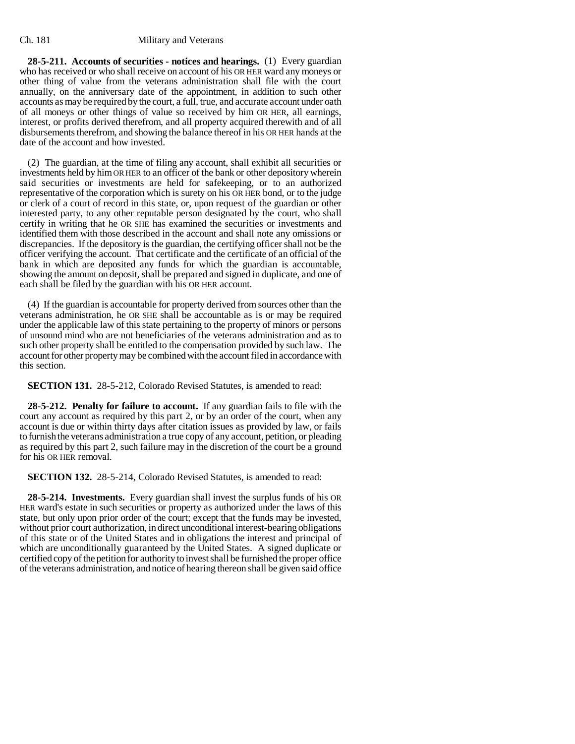**28-5-211. Accounts of securities - notices and hearings.** (1) Every guardian who has received or who shall receive on account of his OR HER ward any moneys or other thing of value from the veterans administration shall file with the court annually, on the anniversary date of the appointment, in addition to such other accounts as may be required by the court, a full, true, and accurate account under oath of all moneys or other things of value so received by him OR HER, all earnings, interest, or profits derived therefrom, and all property acquired therewith and of all disbursements therefrom, and showing the balance thereof in his OR HER hands at the date of the account and how invested.

(2) The guardian, at the time of filing any account, shall exhibit all securities or investments held by him OR HER to an officer of the bank or other depository wherein said securities or investments are held for safekeeping, or to an authorized representative of the corporation which is surety on his OR HER bond, or to the judge or clerk of a court of record in this state, or, upon request of the guardian or other interested party, to any other reputable person designated by the court, who shall certify in writing that he OR SHE has examined the securities or investments and identified them with those described in the account and shall note any omissions or discrepancies. If the depository is the guardian, the certifying officer shall not be the officer verifying the account. That certificate and the certificate of an official of the bank in which are deposited any funds for which the guardian is accountable, showing the amount on deposit, shall be prepared and signed in duplicate, and one of each shall be filed by the guardian with his OR HER account.

(4) If the guardian is accountable for property derived from sources other than the veterans administration, he OR SHE shall be accountable as is or may be required under the applicable law of this state pertaining to the property of minors or persons of unsound mind who are not beneficiaries of the veterans administration and as to such other property shall be entitled to the compensation provided by such law. The account for other property may be combined with the account filed in accordance with this section.

**SECTION 131.** 28-5-212, Colorado Revised Statutes, is amended to read:

**28-5-212. Penalty for failure to account.** If any guardian fails to file with the court any account as required by this part 2, or by an order of the court, when any account is due or within thirty days after citation issues as provided by law, or fails to furnish the veterans administration a true copy of any account, petition, or pleading as required by this part 2, such failure may in the discretion of the court be a ground for his OR HER removal.

**SECTION 132.** 28-5-214, Colorado Revised Statutes, is amended to read:

**28-5-214. Investments.** Every guardian shall invest the surplus funds of his OR HER ward's estate in such securities or property as authorized under the laws of this state, but only upon prior order of the court; except that the funds may be invested, without prior court authorization, in direct unconditional interest-bearing obligations of this state or of the United States and in obligations the interest and principal of which are unconditionally guaranteed by the United States. A signed duplicate or certified copy of the petition for authority to invest shall be furnished the proper office of the veterans administration, and notice of hearing thereon shall be given said office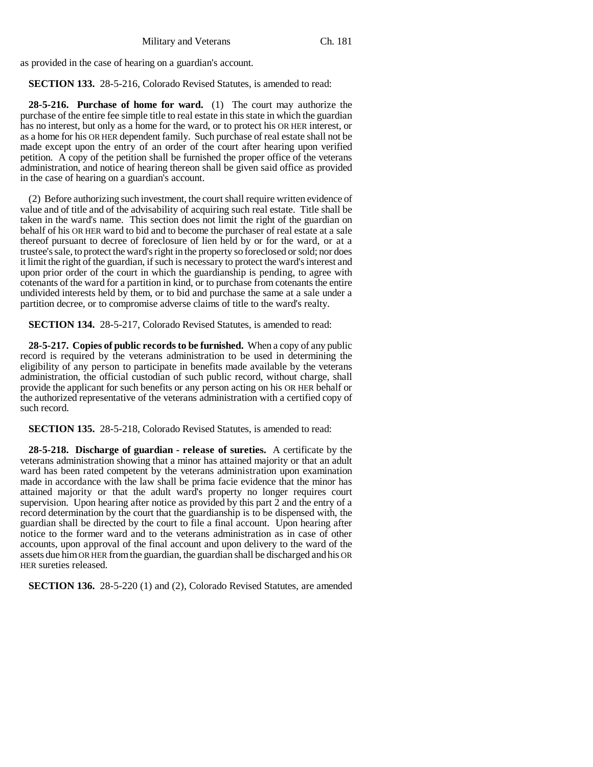as provided in the case of hearing on a guardian's account.

**SECTION 133.** 28-5-216, Colorado Revised Statutes, is amended to read:

**28-5-216. Purchase of home for ward.** (1) The court may authorize the purchase of the entire fee simple title to real estate in this state in which the guardian has no interest, but only as a home for the ward, or to protect his OR HER interest, or as a home for his OR HER dependent family. Such purchase of real estate shall not be made except upon the entry of an order of the court after hearing upon verified petition. A copy of the petition shall be furnished the proper office of the veterans administration, and notice of hearing thereon shall be given said office as provided in the case of hearing on a guardian's account.

(2) Before authorizing such investment, the court shall require written evidence of value and of title and of the advisability of acquiring such real estate. Title shall be taken in the ward's name. This section does not limit the right of the guardian on behalf of his OR HER ward to bid and to become the purchaser of real estate at a sale thereof pursuant to decree of foreclosure of lien held by or for the ward, or at a trustee's sale, to protect the ward's right in the property so foreclosed or sold; nor does it limit the right of the guardian, if such is necessary to protect the ward's interest and upon prior order of the court in which the guardianship is pending, to agree with cotenants of the ward for a partition in kind, or to purchase from cotenants the entire undivided interests held by them, or to bid and purchase the same at a sale under a partition decree, or to compromise adverse claims of title to the ward's realty.

**SECTION 134.** 28-5-217, Colorado Revised Statutes, is amended to read:

**28-5-217. Copies of public records to be furnished.** When a copy of any public record is required by the veterans administration to be used in determining the eligibility of any person to participate in benefits made available by the veterans administration, the official custodian of such public record, without charge, shall provide the applicant for such benefits or any person acting on his OR HER behalf or the authorized representative of the veterans administration with a certified copy of such record.

**SECTION 135.** 28-5-218, Colorado Revised Statutes, is amended to read:

**28-5-218. Discharge of guardian - release of sureties.** A certificate by the veterans administration showing that a minor has attained majority or that an adult ward has been rated competent by the veterans administration upon examination made in accordance with the law shall be prima facie evidence that the minor has attained majority or that the adult ward's property no longer requires court supervision. Upon hearing after notice as provided by this part 2 and the entry of a record determination by the court that the guardianship is to be dispensed with, the guardian shall be directed by the court to file a final account. Upon hearing after notice to the former ward and to the veterans administration as in case of other accounts, upon approval of the final account and upon delivery to the ward of the assets due him OR HER from the guardian, the guardian shall be discharged and his OR HER sureties released.

**SECTION 136.** 28-5-220 (1) and (2), Colorado Revised Statutes, are amended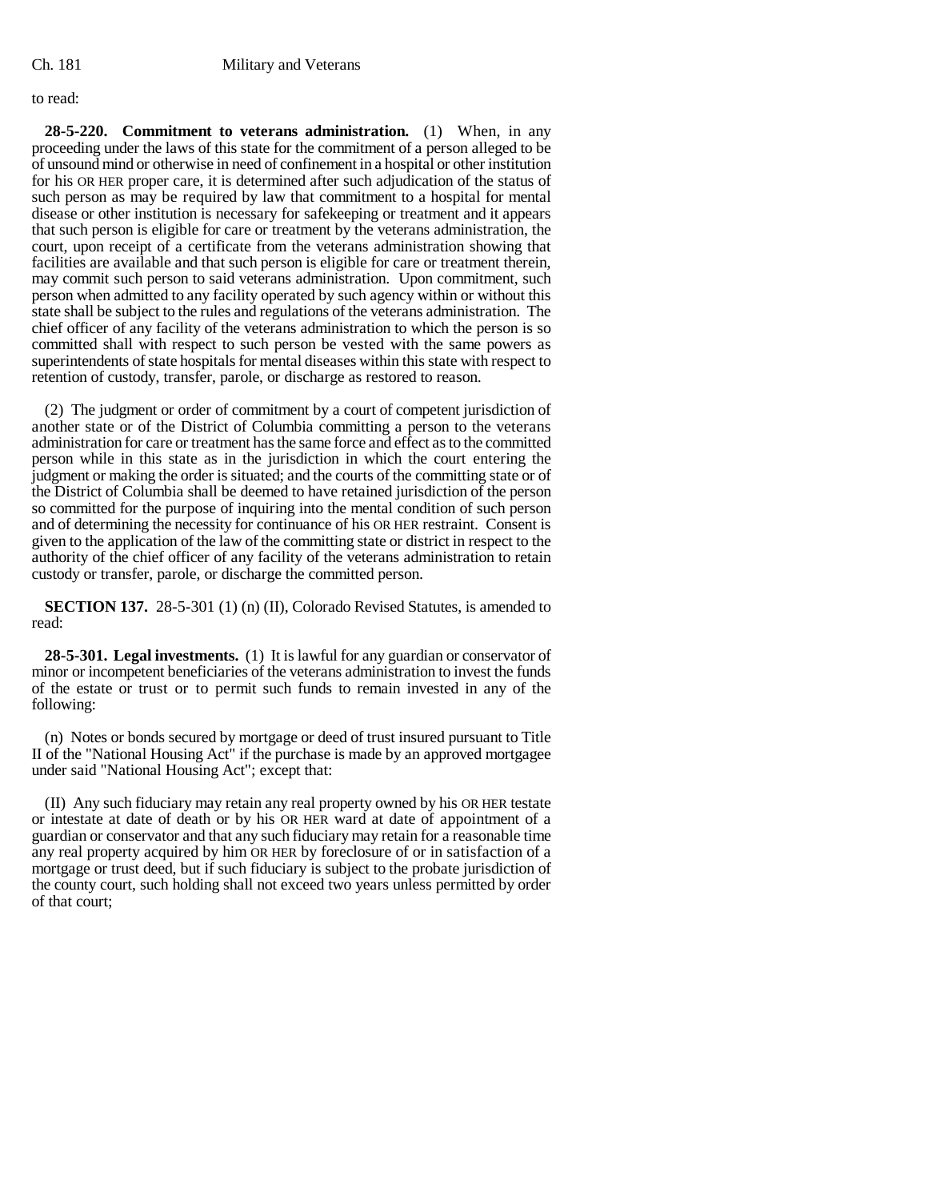to read:

**28-5-220. Commitment to veterans administration.** (1) When, in any proceeding under the laws of this state for the commitment of a person alleged to be of unsound mind or otherwise in need of confinement in a hospital or other institution for his OR HER proper care, it is determined after such adjudication of the status of such person as may be required by law that commitment to a hospital for mental disease or other institution is necessary for safekeeping or treatment and it appears that such person is eligible for care or treatment by the veterans administration, the court, upon receipt of a certificate from the veterans administration showing that facilities are available and that such person is eligible for care or treatment therein, may commit such person to said veterans administration. Upon commitment, such person when admitted to any facility operated by such agency within or without this state shall be subject to the rules and regulations of the veterans administration. The chief officer of any facility of the veterans administration to which the person is so committed shall with respect to such person be vested with the same powers as superintendents of state hospitals for mental diseases within this state with respect to retention of custody, transfer, parole, or discharge as restored to reason.

(2) The judgment or order of commitment by a court of competent jurisdiction of another state or of the District of Columbia committing a person to the veterans administration for care or treatment has the same force and effect as to the committed person while in this state as in the jurisdiction in which the court entering the judgment or making the order is situated; and the courts of the committing state or of the District of Columbia shall be deemed to have retained jurisdiction of the person so committed for the purpose of inquiring into the mental condition of such person and of determining the necessity for continuance of his OR HER restraint. Consent is given to the application of the law of the committing state or district in respect to the authority of the chief officer of any facility of the veterans administration to retain custody or transfer, parole, or discharge the committed person.

**SECTION 137.** 28-5-301 (1) (n) (II), Colorado Revised Statutes, is amended to read:

**28-5-301. Legal investments.** (1) It is lawful for any guardian or conservator of minor or incompetent beneficiaries of the veterans administration to invest the funds of the estate or trust or to permit such funds to remain invested in any of the following:

(n) Notes or bonds secured by mortgage or deed of trust insured pursuant to Title II of the "National Housing Act" if the purchase is made by an approved mortgagee under said "National Housing Act"; except that:

(II) Any such fiduciary may retain any real property owned by his OR HER testate or intestate at date of death or by his OR HER ward at date of appointment of a guardian or conservator and that any such fiduciary may retain for a reasonable time any real property acquired by him OR HER by foreclosure of or in satisfaction of a mortgage or trust deed, but if such fiduciary is subject to the probate jurisdiction of the county court, such holding shall not exceed two years unless permitted by order of that court;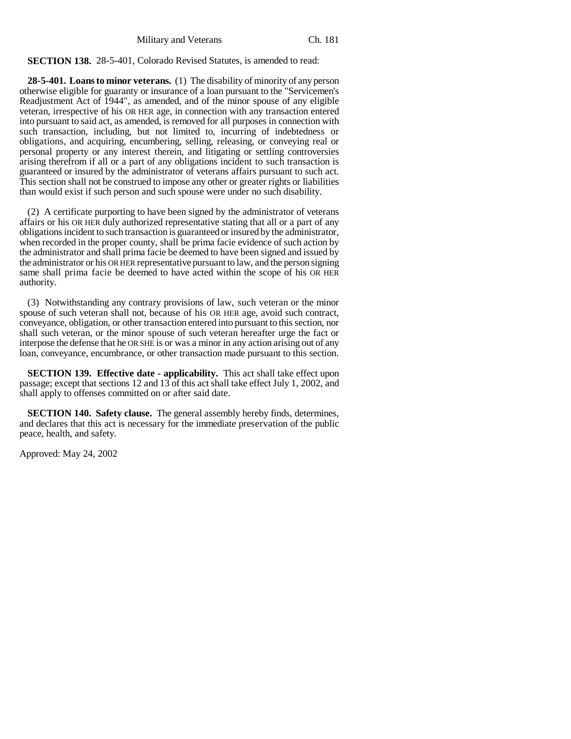**SECTION 138.** 28-5-401, Colorado Revised Statutes, is amended to read:

**28-5-401. Loans to minor veterans.** (1) The disability of minority of any person otherwise eligible for guaranty or insurance of a loan pursuant to the "Servicemen's Readjustment Act of 1944", as amended, and of the minor spouse of any eligible veteran, irrespective of his OR HER age, in connection with any transaction entered into pursuant to said act, as amended, is removed for all purposes in connection with such transaction, including, but not limited to, incurring of indebtedness or obligations, and acquiring, encumbering, selling, releasing, or conveying real or personal property or any interest therein, and litigating or settling controversies arising therefrom if all or a part of any obligations incident to such transaction is guaranteed or insured by the administrator of veterans affairs pursuant to such act. This section shall not be construed to impose any other or greater rights or liabilities than would exist if such person and such spouse were under no such disability.

(2) A certificate purporting to have been signed by the administrator of veterans affairs or his OR HER duly authorized representative stating that all or a part of any obligations incident to such transaction is guaranteed or insured by the administrator, when recorded in the proper county, shall be prima facie evidence of such action by the administrator and shall prima facie be deemed to have been signed and issued by the administrator or his OR HER representative pursuant to law, and the person signing same shall prima facie be deemed to have acted within the scope of his OR HER authority.

(3) Notwithstanding any contrary provisions of law, such veteran or the minor spouse of such veteran shall not, because of his OR HER age, avoid such contract, conveyance, obligation, or other transaction entered into pursuant to this section, nor shall such veteran, or the minor spouse of such veteran hereafter urge the fact or interpose the defense that he OR SHE is or was a minor in any action arising out of any loan, conveyance, encumbrance, or other transaction made pursuant to this section.

**SECTION 139. Effective date - applicability.** This act shall take effect upon passage; except that sections 12 and 13 of this act shall take effect July 1, 2002, and shall apply to offenses committed on or after said date.

**SECTION 140. Safety clause.** The general assembly hereby finds, determines, and declares that this act is necessary for the immediate preservation of the public peace, health, and safety.

Approved: May 24, 2002